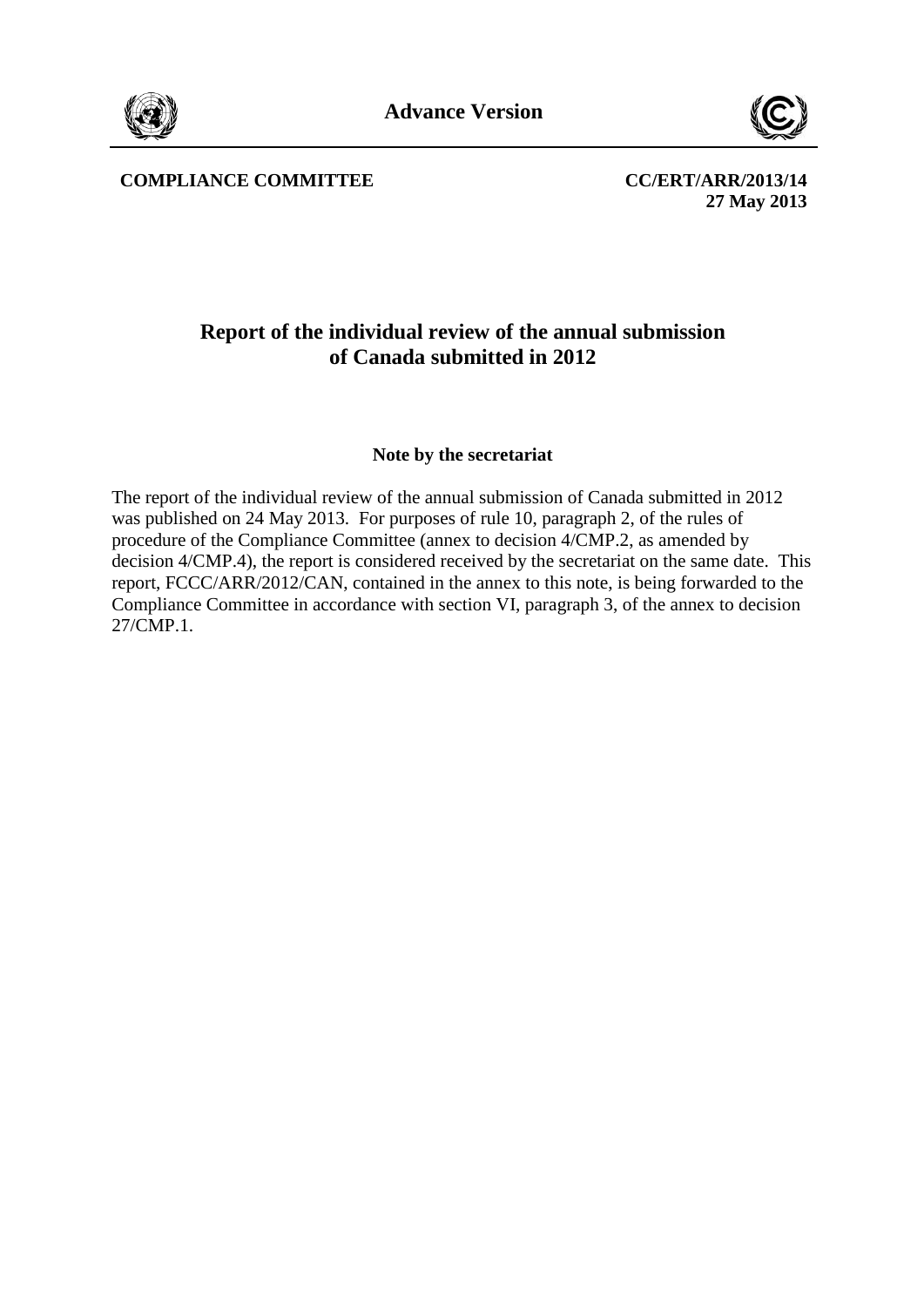Advance Version

**COMPLIANCE COMMITTEE**

**CC/ERT/ARR/2013/14**
**27 May 2013**

# Report of the individual review of the annual submission of Canada submitted in 2012

**Note by the secretariat**

The report of the individual review of the annual submission of Canada submitted in 2012 was published on 24 May 2013. For purposes of rule 10, paragraph 2, of the rules of procedure of the Compliance Committee (annex to decision 4/CMP.2, as amended by decision 4/CMP.4), the report is considered received by the secretariat on the same date. This report, FCCC/ARR/2012/CAN, contained in the annex to this note, is being forwarded to the Compliance Committee in accordance with section VI, paragraph 3, of the annex to decision 27/CMP.1.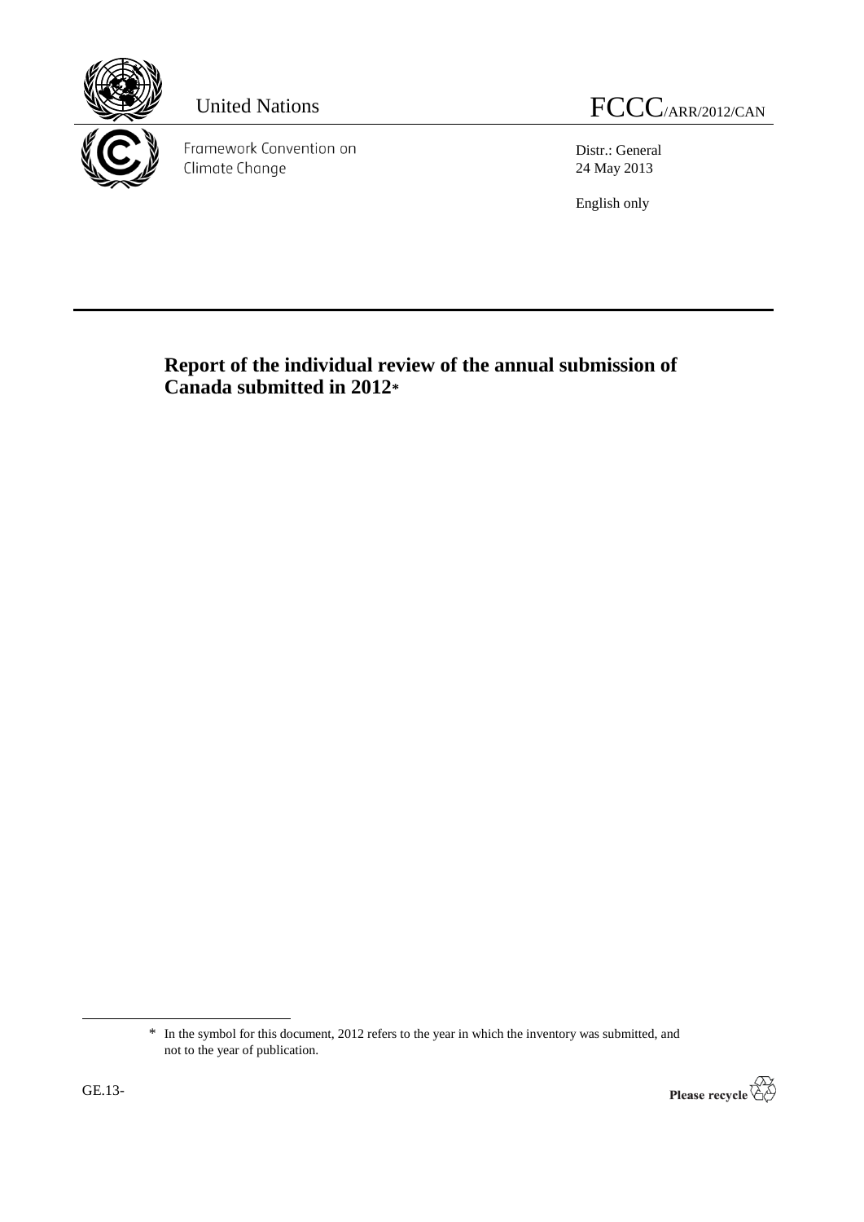United Nations

FCCC/ARR/2012/CAN

Framework Convention on Climate Change

Distr.: General
24 May 2013

English only

# Report of the individual review of the annual submission of Canada submitted in 2012*

---

* In the symbol for this document, 2012 refers to the year in which the inventory was submitted, and not to the year of publication.

GE.13-

Please recycle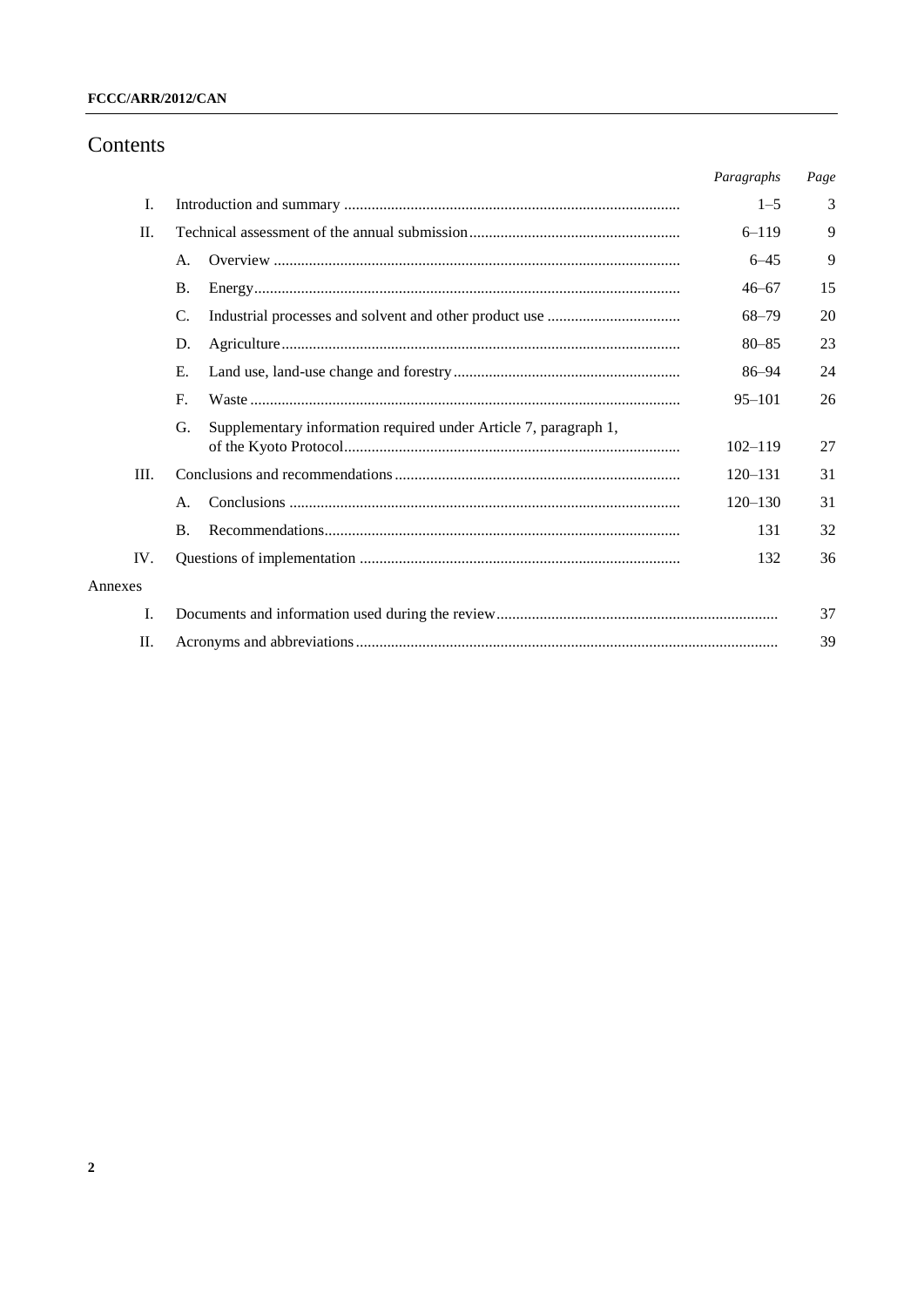# Contents

| | | | *Paragraphs* | *Page* |
|---|---|---|---|---|
| I. | | Introduction and summary | 1–5 | 3 |
| II. | | Technical assessment of the annual submission | 6–119 | 9 |
| | A. | Overview | 6–45 | 9 |
| | B. | Energy | 46–67 | 15 |
| | C. | Industrial processes and solvent and other product use | 68–79 | 20 |
| | D. | Agriculture | 80–85 | 23 |
| | E. | Land use, land-use change and forestry | 86–94 | 24 |
| | F. | Waste | 95–101 | 26 |
| | G. | Supplementary information required under Article 7, paragraph 1, of the Kyoto Protocol | 102–119 | 27 |
| III. | | Conclusions and recommendations | 120–131 | 31 |
| | A. | Conclusions | 120–130 | 31 |
| | B. | Recommendations | 131 | 32 |
| IV. | | Questions of implementation | 132 | 36 |
| Annexes | | | | |
| I. | | Documents and information used during the review | | 37 |
| II. | | Acronyms and abbreviations | | 39 |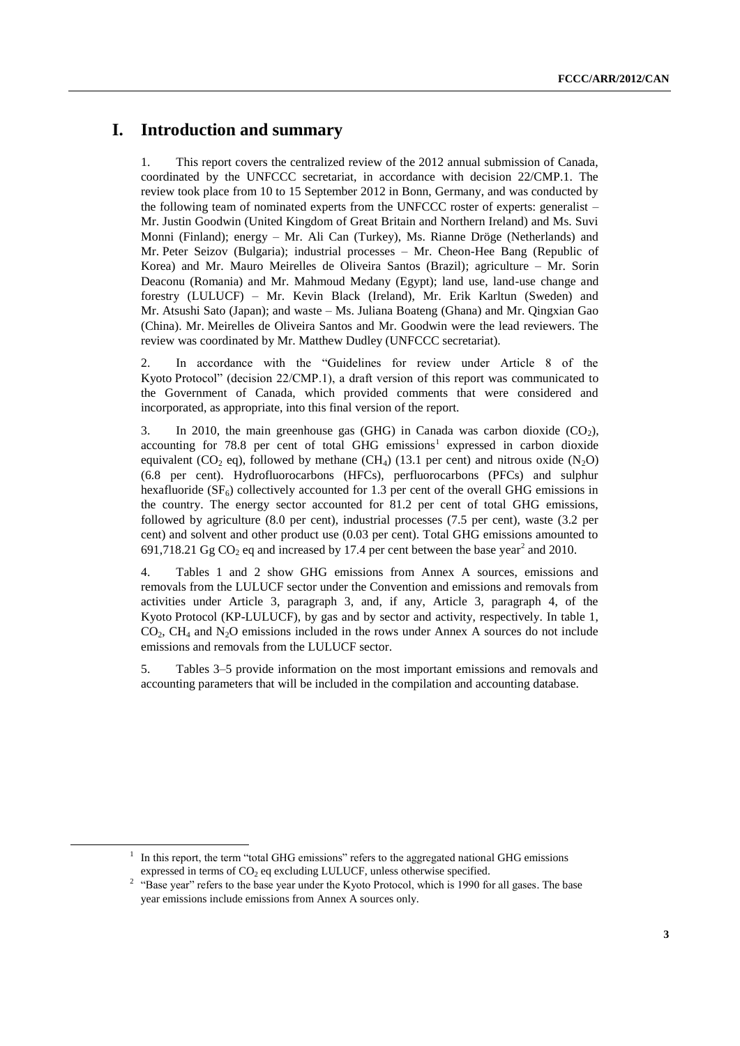# I. Introduction and summary

1. This report covers the centralized review of the 2012 annual submission of Canada, coordinated by the UNFCCC secretariat, in accordance with decision 22/CMP.1. The review took place from 10 to 15 September 2012 in Bonn, Germany, and was conducted by the following team of nominated experts from the UNFCCC roster of experts: generalist – Mr. Justin Goodwin (United Kingdom of Great Britain and Northern Ireland) and Ms. Suvi Monni (Finland); energy – Mr. Ali Can (Turkey), Ms. Rianne Dröge (Netherlands) and Mr. Peter Seizov (Bulgaria); industrial processes – Mr. Cheon-Hee Bang (Republic of Korea) and Mr. Mauro Meirelles de Oliveira Santos (Brazil); agriculture – Mr. Sorin Deaconu (Romania) and Mr. Mahmoud Medany (Egypt); land use, land-use change and forestry (LULUCF) – Mr. Kevin Black (Ireland), Mr. Erik Karltun (Sweden) and Mr. Atsushi Sato (Japan); and waste – Ms. Juliana Boateng (Ghana) and Mr. Qingxian Gao (China). Mr. Meirelles de Oliveira Santos and Mr. Goodwin were the lead reviewers. The review was coordinated by Mr. Matthew Dudley (UNFCCC secretariat).

2. In accordance with the "Guidelines for review under Article 8 of the Kyoto Protocol" (decision 22/CMP.1), a draft version of this report was communicated to the Government of Canada, which provided comments that were considered and incorporated, as appropriate, into this final version of the report.

3. In 2010, the main greenhouse gas (GHG) in Canada was carbon dioxide ($CO_2$), accounting for 78.8 per cent of total GHG emissions[1] expressed in carbon dioxide equivalent ($CO_2$ eq), followed by methane ($CH_4$) (13.1 per cent) and nitrous oxide ($N_2O$) (6.8 per cent). Hydrofluorocarbons (HFCs), perfluorocarbons (PFCs) and sulphur hexafluoride ($SF_6$) collectively accounted for 1.3 per cent of the overall GHG emissions in the country. The energy sector accounted for 81.2 per cent of total GHG emissions, followed by agriculture (8.0 per cent), industrial processes (7.5 per cent), waste (3.2 per cent) and solvent and other product use (0.03 per cent). Total GHG emissions amounted to 691,718.21 Gg $CO_2$ eq and increased by 17.4 per cent between the base year[2] and 2010.

4. Tables 1 and 2 show GHG emissions from Annex A sources, emissions and removals from the LULUCF sector under the Convention and emissions and removals from activities under Article 3, paragraph 3, and, if any, Article 3, paragraph 4, of the Kyoto Protocol (KP-LULUCF), by gas and by sector and activity, respectively. In table 1, $CO_2$, $CH_4$ and $N_2O$ emissions included in the rows under Annex A sources do not include emissions and removals from the LULUCF sector.

5. Tables 3–5 provide information on the most important emissions and removals and accounting parameters that will be included in the compilation and accounting database.

---

[1] In this report, the term "total GHG emissions" refers to the aggregated national GHG emissions expressed in terms of $CO_2$ eq excluding LULUCF, unless otherwise specified.

[2] "Base year" refers to the base year under the Kyoto Protocol, which is 1990 for all gases. The base year emissions include emissions from Annex A sources only.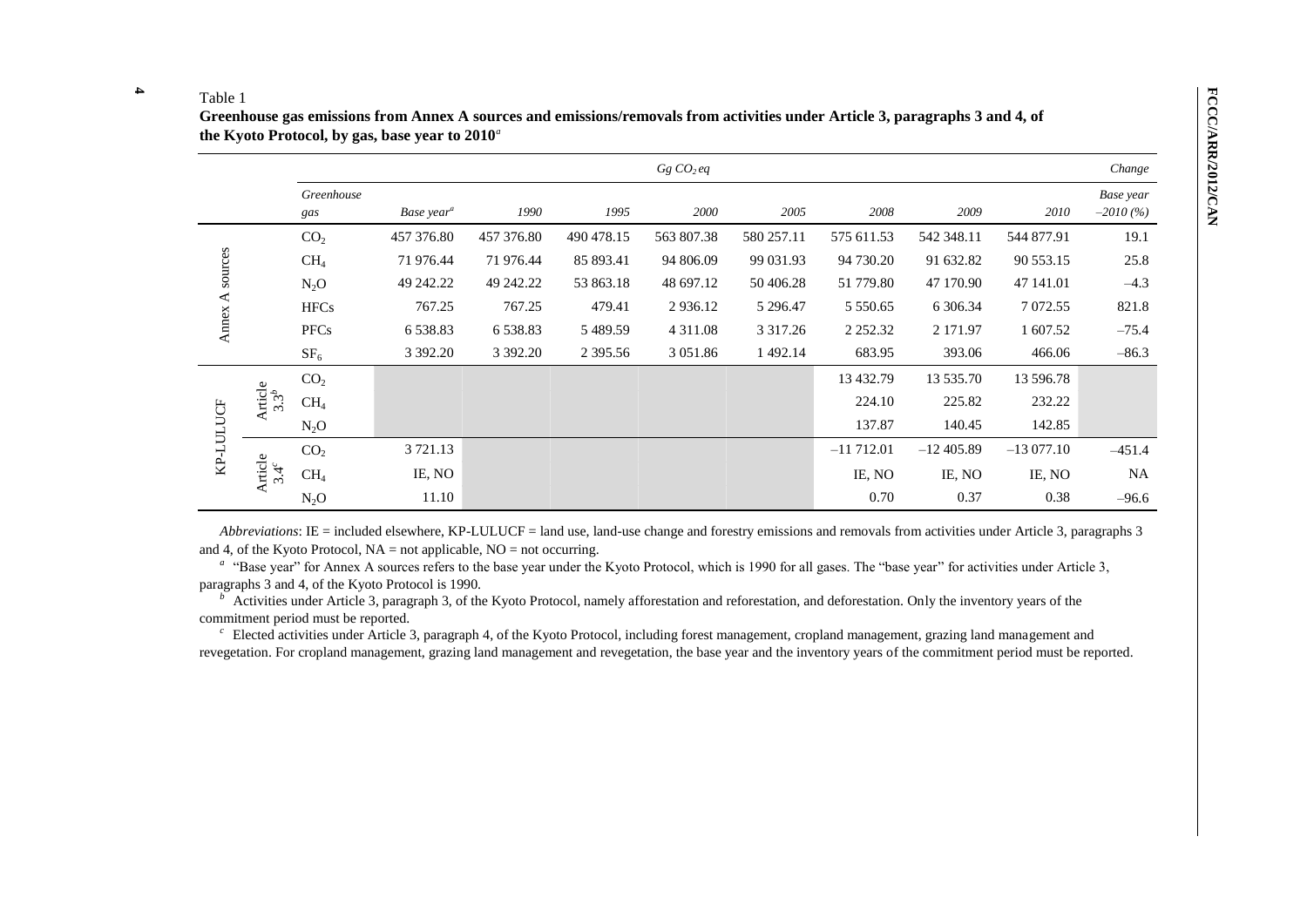Table 1

**Greenhouse gas emissions from Annex A sources and emissions/removals from activities under Article 3, paragraphs 3 and 4, of the Kyoto Protocol, by gas, base year to 2010[a]**

| | | | *Gg $CO_2$ eq* | | | | | | | | *Change* |
|---|---|---|---|---|---|---|---|---|---|---|---|
| | | *Greenhouse gas* | *Base year[a]* | *1990* | *1995* | *2000* | *2005* | *2008* | *2009* | *2010* | *Base year –2010 (%)* |
| Annex A sources | | $CO_2$ | 457 376.80 | 457 376.80 | 490 478.15 | 563 807.38 | 580 257.11 | 575 611.53 | 542 348.11 | 544 877.91 | 19.1 |
| | | $CH_4$ | 71 976.44 | 71 976.44 | 85 893.41 | 94 806.09 | 99 031.93 | 94 730.20 | 91 632.82 | 90 553.15 | 25.8 |
| | | $N_2O$ | 49 242.22 | 49 242.22 | 53 863.18 | 48 697.12 | 50 406.28 | 51 779.80 | 47 170.90 | 47 141.01 | –4.3 |
| | | HFCs | 767.25 | 767.25 | 479.41 | 2 936.12 | 5 296.47 | 5 550.65 | 6 306.34 | 7 072.55 | 821.8 |
| | | PFCs | 6 538.83 | 6 538.83 | 5 489.59 | 4 311.08 | 3 317.26 | 2 252.32 | 2 171.97 | 1 607.52 | –75.4 |
| | | $SF_6$ | 3 392.20 | 3 392.20 | 2 395.56 | 3 051.86 | 1 492.14 | 683.95 | 393.06 | 466.06 | –86.3 |
| KP-LULUCF | Article 3.3[b] | $CO_2$ | | | | | | 13 432.79 | 13 535.70 | 13 596.78 | |
| | | $CH_4$ | | | | | | 224.10 | 225.82 | 232.22 | |
| | | $N_2O$ | | | | | | 137.87 | 140.45 | 142.85 | |
| | Article 3.4[c] | $CO_2$ | 3 721.13 | | | | | –11 712.01 | –12 405.89 | –13 077.10 | –451.4 |
| | | $CH_4$ | IE, NO | | | | | IE, NO | IE, NO | IE, NO | NA |
| | | $N_2O$ | 11.10 | | | | | 0.70 | 0.37 | 0.38 | –96.6 |

*Abbreviations*: IE = included elsewhere, KP-LULUCF = land use, land-use change and forestry emissions and removals from activities under Article 3, paragraphs 3 and 4, of the Kyoto Protocol, NA = not applicable, NO = not occurring.

[a] "Base year" for Annex A sources refers to the base year under the Kyoto Protocol, which is 1990 for all gases. The "base year" for activities under Article 3, paragraphs 3 and 4, of the Kyoto Protocol is 1990.

[b] Activities under Article 3, paragraph 3, of the Kyoto Protocol, namely afforestation and reforestation, and deforestation. Only the inventory years of the commitment period must be reported.

[c] Elected activities under Article 3, paragraph 4, of the Kyoto Protocol, including forest management, cropland management, grazing land management and revegetation. For cropland management, grazing land management and revegetation, the base year and the inventory years of the commitment period must be reported.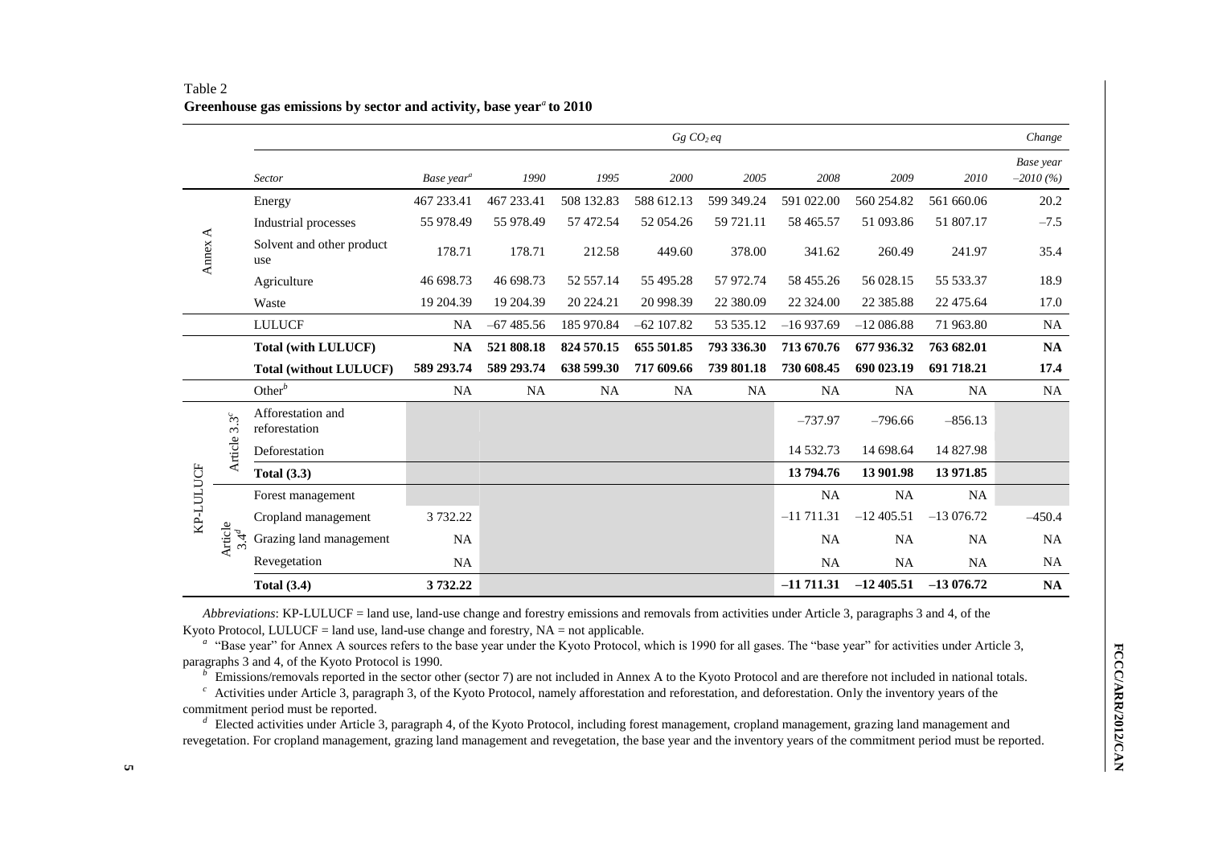Table 2
**Greenhouse gas emissions by sector and activity, base year[a] to 2010**

| | | Sector | Gg $CO_2$ eq | | | | | | | | Change |
|---|---|---|---|---|---|---|---|---|---|---|---|
| | | | *Base year[a]* | *1990* | *1995* | *2000* | *2005* | *2008* | *2009* | *2010* | *Base year –2010 (%)* |
| Annex A | | Energy | 467 233.41 | 467 233.41 | 508 132.83 | 588 612.13 | 599 349.24 | 591 022.00 | 560 254.82 | 561 660.06 | 20.2 |
| | | Industrial processes | 55 978.49 | 55 978.49 | 57 472.54 | 52 054.26 | 59 721.11 | 58 465.57 | 51 093.86 | 51 807.17 | –7.5 |
| | | Solvent and other product use | 178.71 | 178.71 | 212.58 | 449.60 | 378.00 | 341.62 | 260.49 | 241.97 | 35.4 |
| | | Agriculture | 46 698.73 | 46 698.73 | 52 557.14 | 55 495.28 | 57 972.74 | 58 455.26 | 56 028.15 | 55 533.37 | 18.9 |
| | | Waste | 19 204.39 | 19 204.39 | 20 224.21 | 20 998.39 | 22 380.09 | 22 324.00 | 22 385.88 | 22 475.64 | 17.0 |
| | | LULUCF | NA | –67 485.56 | 185 970.84 | –62 107.82 | 53 535.12 | –16 937.69 | –12 086.88 | 71 963.80 | NA |
| | | **Total (with LULUCF)** | **NA** | **521 808.18** | **824 570.15** | **655 501.85** | **793 336.30** | **713 670.76** | **677 936.32** | **763 682.01** | **NA** |
| | | **Total (without LULUCF)** | **589 293.74** | **589 293.74** | **638 599.30** | **717 609.66** | **739 801.18** | **730 608.45** | **690 023.19** | **691 718.21** | **17.4** |
| | | Other[b] | NA | NA | NA | NA | NA | NA | NA | NA | NA |
| KP-LULUCF | Article 3.3[c] | Afforestation and reforestation | | | | | | –737.97 | –796.66 | –856.13 | |
| | | Deforestation | | | | | | 14 532.73 | 14 698.64 | 14 827.98 | |
| | | **Total (3.3)** | | | | | | **13 794.76** | **13 901.98** | **13 971.85** | |
| | Article 3.4[d] | Forest management | | | | | | NA | NA | NA | |
| | | Cropland management | 3 732.22 | | | | | –11 711.31 | –12 405.51 | –13 076.72 | –450.4 |
| | | Grazing land management | NA | | | | | NA | NA | NA | NA |
| | | Revegetation | NA | | | | | NA | NA | NA | NA |
| | | **Total (3.4)** | **3 732.22** | | | | | **–11 711.31** | **–12 405.51** | **–13 076.72** | **NA** |

*Abbreviations*: KP-LULUCF = land use, land-use change and forestry emissions and removals from activities under Article 3, paragraphs 3 and 4, of the Kyoto Protocol, LULUCF = land use, land-use change and forestry, NA = not applicable.

[a] "Base year" for Annex A sources refers to the base year under the Kyoto Protocol, which is 1990 for all gases. The "base year" for activities under Article 3, paragraphs 3 and 4, of the Kyoto Protocol is 1990.

[b] Emissions/removals reported in the sector other (sector 7) are not included in Annex A to the Kyoto Protocol and are therefore not included in national totals.

[c] Activities under Article 3, paragraph 3, of the Kyoto Protocol, namely afforestation and reforestation, and deforestation. Only the inventory years of the commitment period must be reported.

[d] Elected activities under Article 3, paragraph 4, of the Kyoto Protocol, including forest management, cropland management, grazing land management and revegetation. For cropland management, grazing land management and revegetation, the base year and the inventory years of the commitment period must be reported.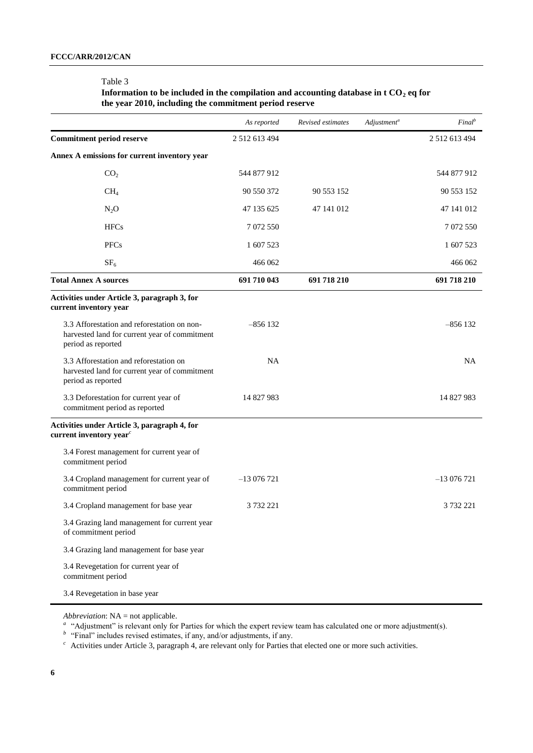Table 3

**Information to be included in the compilation and accounting database in t $CO_2$ eq for the year 2010, including the commitment period reserve**

| | *As reported* | *Revised estimates* | *Adjustment*[a] | *Final*[b] |
|---|---|---|---|---|
| **Commitment period reserve** | 2 512 613 494 | | | 2 512 613 494 |
| **Annex A emissions for current inventory year** | | | | |
| $CO_2$ | 544 877 912 | | | 544 877 912 |
| $CH_4$ | 90 550 372 | 90 553 152 | | 90 553 152 |
| $N_2O$ | 47 135 625 | 47 141 012 | | 47 141 012 |
| HFCs | 7 072 550 | | | 7 072 550 |
| PFCs | 1 607 523 | | | 1 607 523 |
| $SF_6$ | 466 062 | | | 466 062 |
| **Total Annex A sources** | **691 710 043** | **691 718 210** | | **691 718 210** |
| **Activities under Article 3, paragraph 3, for current inventory year** | | | | |
| 3.3 Afforestation and reforestation on non-harvested land for current year of commitment period as reported | –856 132 | | | –856 132 |
| 3.3 Afforestation and reforestation on harvested land for current year of commitment period as reported | NA | | | NA |
| 3.3 Deforestation for current year of commitment period as reported | 14 827 983 | | | 14 827 983 |
| **Activities under Article 3, paragraph 4, for current inventory year**[c] | | | | |
| 3.4 Forest management for current year of commitment period | | | | |
| 3.4 Cropland management for current year of commitment period | –13 076 721 | | | –13 076 721 |
| 3.4 Cropland management for base year | 3 732 221 | | | 3 732 221 |
| 3.4 Grazing land management for current year of commitment period | | | | |
| 3.4 Grazing land management for base year | | | | |
| 3.4 Revegetation for current year of commitment period | | | | |
| 3.4 Revegetation in base year | | | | |

*Abbreviation*: NA = not applicable.

[a] "Adjustment" is relevant only for Parties for which the expert review team has calculated one or more adjustment(s).

[b] "Final" includes revised estimates, if any, and/or adjustments, if any.

[c] Activities under Article 3, paragraph 4, are relevant only for Parties that elected one or more such activities.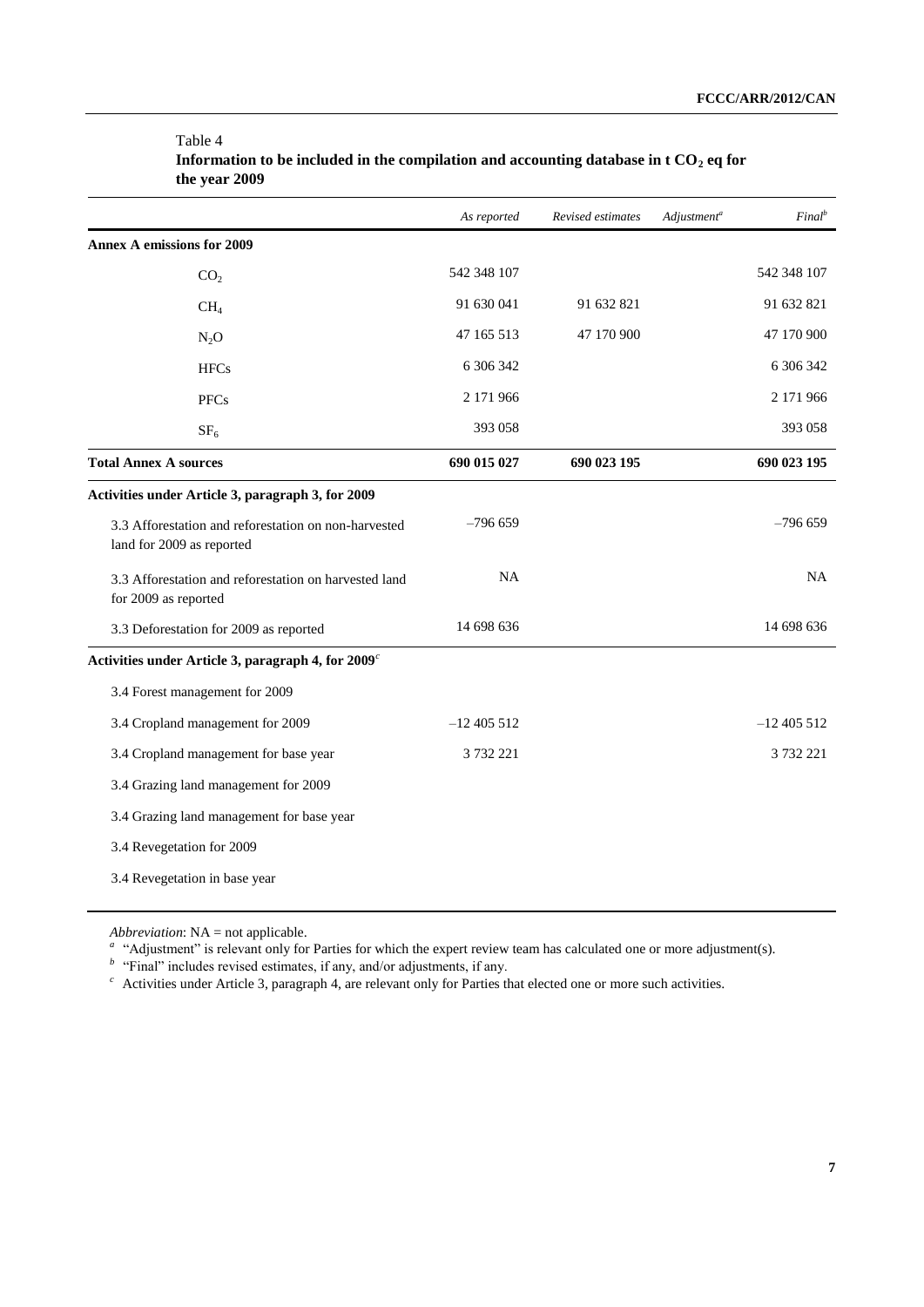Table 4
**Information to be included in the compilation and accounting database in t $CO_2$ eq for the year 2009**

| | *As reported* | *Revised estimates* | *Adjustment*[a] | *Final*[b] |
|---|---|---|---|---|
| **Annex A emissions for 2009** | | | | |
| $CO_2$ | 542 348 107 | | | 542 348 107 |
| $CH_4$ | 91 630 041 | 91 632 821 | | 91 632 821 |
| $N_2O$ | 47 165 513 | 47 170 900 | | 47 170 900 |
| HFCs | 6 306 342 | | | 6 306 342 |
| PFCs | 2 171 966 | | | 2 171 966 |
| $SF_6$ | 393 058 | | | 393 058 |
| **Total Annex A sources** | **690 015 027** | **690 023 195** | | **690 023 195** |
| **Activities under Article 3, paragraph 3, for 2009** | | | | |
| 3.3 Afforestation and reforestation on non-harvested land for 2009 as reported | –796 659 | | | –796 659 |
| 3.3 Afforestation and reforestation on harvested land for 2009 as reported | NA | | | NA |
| 3.3 Deforestation for 2009 as reported | 14 698 636 | | | 14 698 636 |
| **Activities under Article 3, paragraph 4, for 2009**[c] | | | | |
| 3.4 Forest management for 2009 | | | | |
| 3.4 Cropland management for 2009 | –12 405 512 | | | –12 405 512 |
| 3.4 Cropland management for base year | 3 732 221 | | | 3 732 221 |
| 3.4 Grazing land management for 2009 | | | | |
| 3.4 Grazing land management for base year | | | | |
| 3.4 Revegetation for 2009 | | | | |
| 3.4 Revegetation in base year | | | | |

*Abbreviation*: NA = not applicable.

[a] "Adjustment" is relevant only for Parties for which the expert review team has calculated one or more adjustment(s).

[b] "Final" includes revised estimates, if any, and/or adjustments, if any.

[c] Activities under Article 3, paragraph 4, are relevant only for Parties that elected one or more such activities.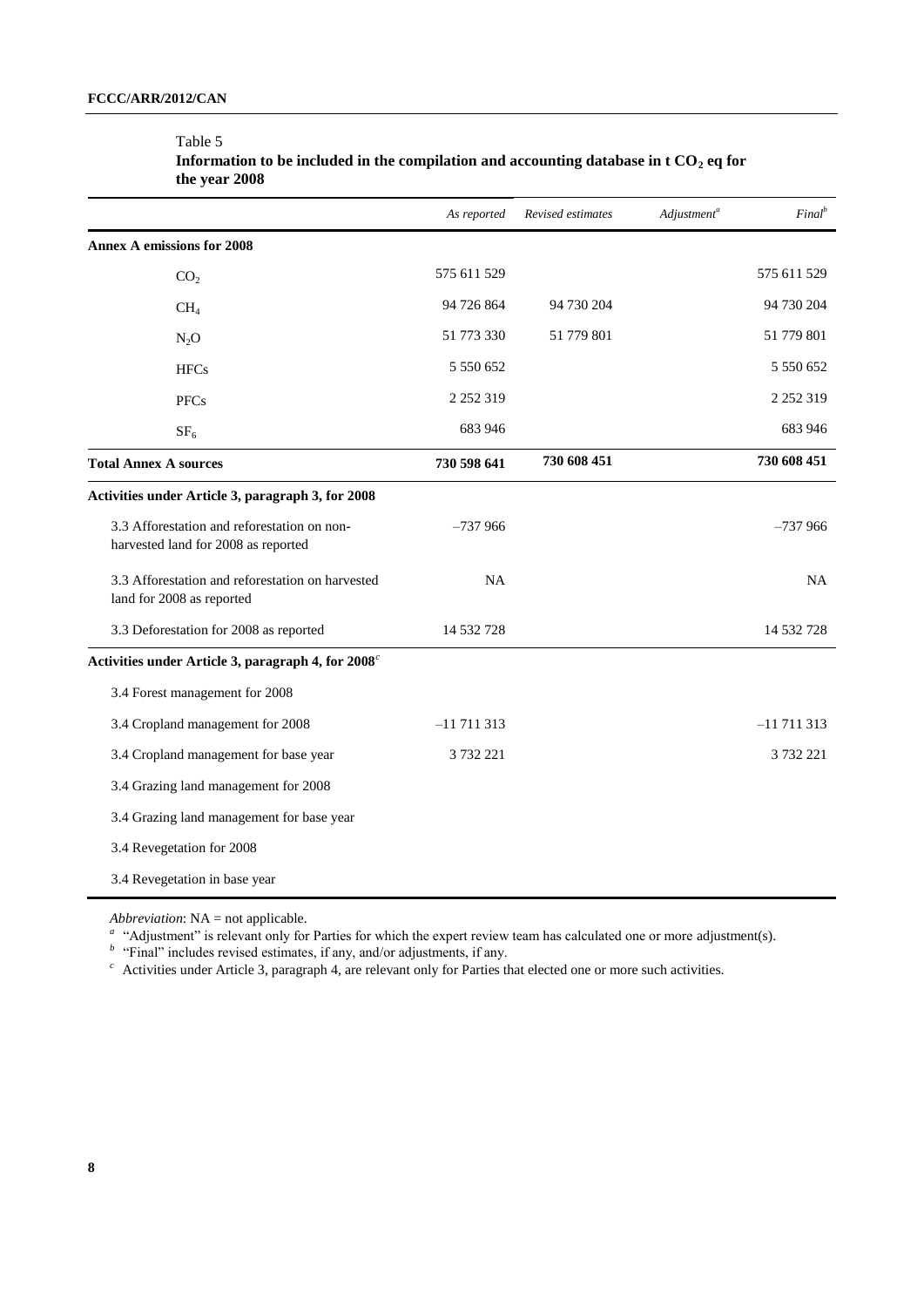Table 5

**Information to be included in the compilation and accounting database in t $CO_2$ eq for the year 2008**

| | *As reported* | *Revised estimates* | *Adjustment*[a] | *Final*[b] |
|---|---|---|---|---|
| **Annex A emissions for 2008** | | | | |
| $CO_2$ | 575 611 529 | | | 575 611 529 |
| $CH_4$ | 94 726 864 | 94 730 204 | | 94 730 204 |
| $N_2O$ | 51 773 330 | 51 779 801 | | 51 779 801 |
| HFCs | 5 550 652 | | | 5 550 652 |
| PFCs | 2 252 319 | | | 2 252 319 |
| $SF_6$ | 683 946 | | | 683 946 |
| **Total Annex A sources** | **730 598 641** | **730 608 451** | | **730 608 451** |
| **Activities under Article 3, paragraph 3, for 2008** | | | | |
| 3.3 Afforestation and reforestation on non-harvested land for 2008 as reported | –737 966 | | | –737 966 |
| 3.3 Afforestation and reforestation on harvested land for 2008 as reported | NA | | | NA |
| 3.3 Deforestation for 2008 as reported | 14 532 728 | | | 14 532 728 |
| **Activities under Article 3, paragraph 4, for 2008**[c] | | | | |
| 3.4 Forest management for 2008 | | | | |
| 3.4 Cropland management for 2008 | –11 711 313 | | | –11 711 313 |
| 3.4 Cropland management for base year | 3 732 221 | | | 3 732 221 |
| 3.4 Grazing land management for 2008 | | | | |
| 3.4 Grazing land management for base year | | | | |
| 3.4 Revegetation for 2008 | | | | |
| 3.4 Revegetation in base year | | | | |

*Abbreviation*: NA = not applicable.

[a] "Adjustment" is relevant only for Parties for which the expert review team has calculated one or more adjustment(s).

[b] "Final" includes revised estimates, if any, and/or adjustments, if any.

[c] Activities under Article 3, paragraph 4, are relevant only for Parties that elected one or more such activities.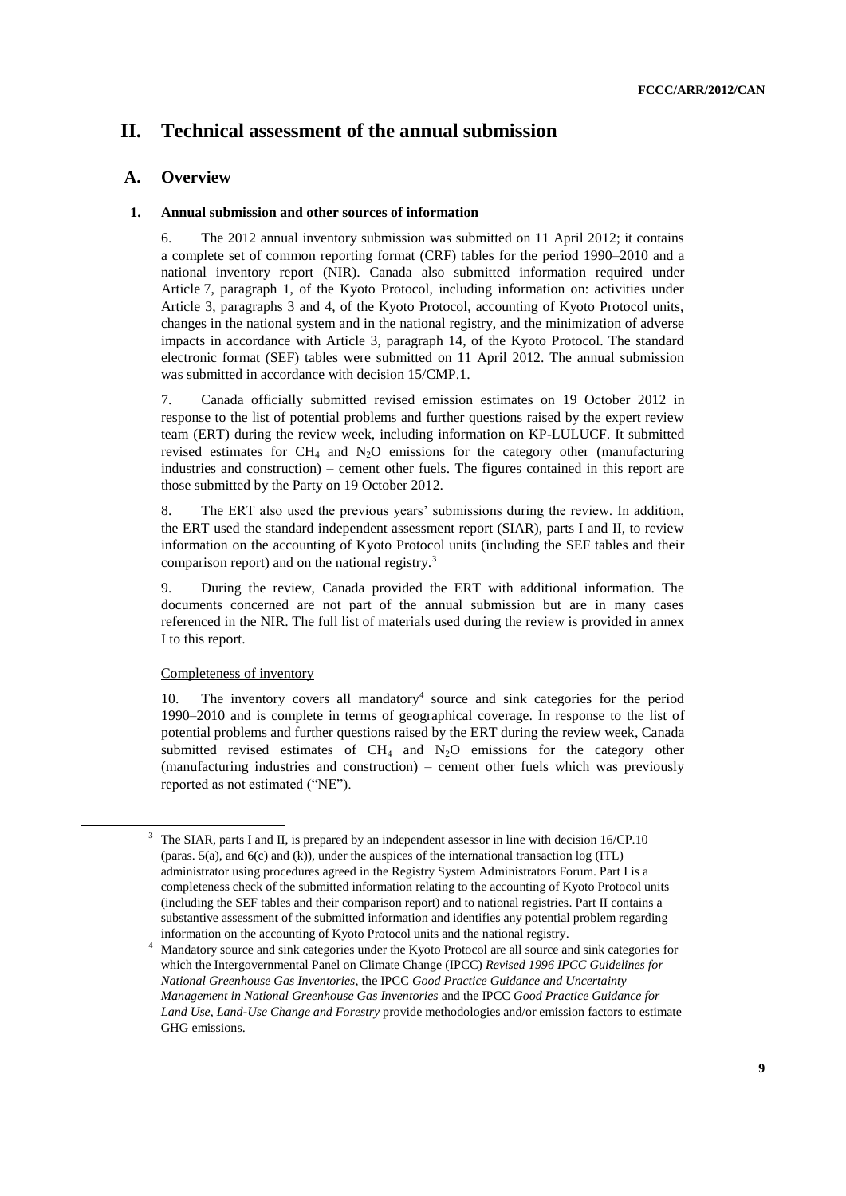# II. Technical assessment of the annual submission

## A. Overview

### 1. Annual submission and other sources of information

6. The 2012 annual inventory submission was submitted on 11 April 2012; it contains a complete set of common reporting format (CRF) tables for the period 1990–2010 and a national inventory report (NIR). Canada also submitted information required under Article 7, paragraph 1, of the Kyoto Protocol, including information on: activities under Article 3, paragraphs 3 and 4, of the Kyoto Protocol, accounting of Kyoto Protocol units, changes in the national system and in the national registry, and the minimization of adverse impacts in accordance with Article 3, paragraph 14, of the Kyoto Protocol. The standard electronic format (SEF) tables were submitted on 11 April 2012. The annual submission was submitted in accordance with decision 15/CMP.1.

7. Canada officially submitted revised emission estimates on 19 October 2012 in response to the list of potential problems and further questions raised by the expert review team (ERT) during the review week, including information on KP-LULUCF. It submitted revised estimates for $CH_4$ and $N_2O$ emissions for the category other (manufacturing industries and construction) – cement other fuels. The figures contained in this report are those submitted by the Party on 19 October 2012.

8. The ERT also used the previous years' submissions during the review. In addition, the ERT used the standard independent assessment report (SIAR), parts I and II, to review information on the accounting of Kyoto Protocol units (including the SEF tables and their comparison report) and on the national registry.[3]

9. During the review, Canada provided the ERT with additional information. The documents concerned are not part of the annual submission but are in many cases referenced in the NIR. The full list of materials used during the review is provided in annex I to this report.

Completeness of inventory

10. The inventory covers all mandatory[4] source and sink categories for the period 1990–2010 and is complete in terms of geographical coverage. In response to the list of potential problems and further questions raised by the ERT during the review week, Canada submitted revised estimates of $CH_4$ and $N_2O$ emissions for the category other (manufacturing industries and construction) – cement other fuels which was previously reported as not estimated ("NE").

---

[3] The SIAR, parts I and II, is prepared by an independent assessor in line with decision 16/CP.10 (paras. 5(a), and 6(c) and (k)), under the auspices of the international transaction log (ITL) administrator using procedures agreed in the Registry System Administrators Forum. Part I is a completeness check of the submitted information relating to the accounting of Kyoto Protocol units (including the SEF tables and their comparison report) and to national registries. Part II contains a substantive assessment of the submitted information and identifies any potential problem regarding information on the accounting of Kyoto Protocol units and the national registry.

[4] Mandatory source and sink categories under the Kyoto Protocol are all source and sink categories for which the Intergovernmental Panel on Climate Change (IPCC) *Revised 1996 IPCC Guidelines for National Greenhouse Gas Inventories*, the IPCC *Good Practice Guidance and Uncertainty Management in National Greenhouse Gas Inventories* and the IPCC *Good Practice Guidance for Land Use, Land-Use Change and Forestry* provide methodologies and/or emission factors to estimate GHG emissions.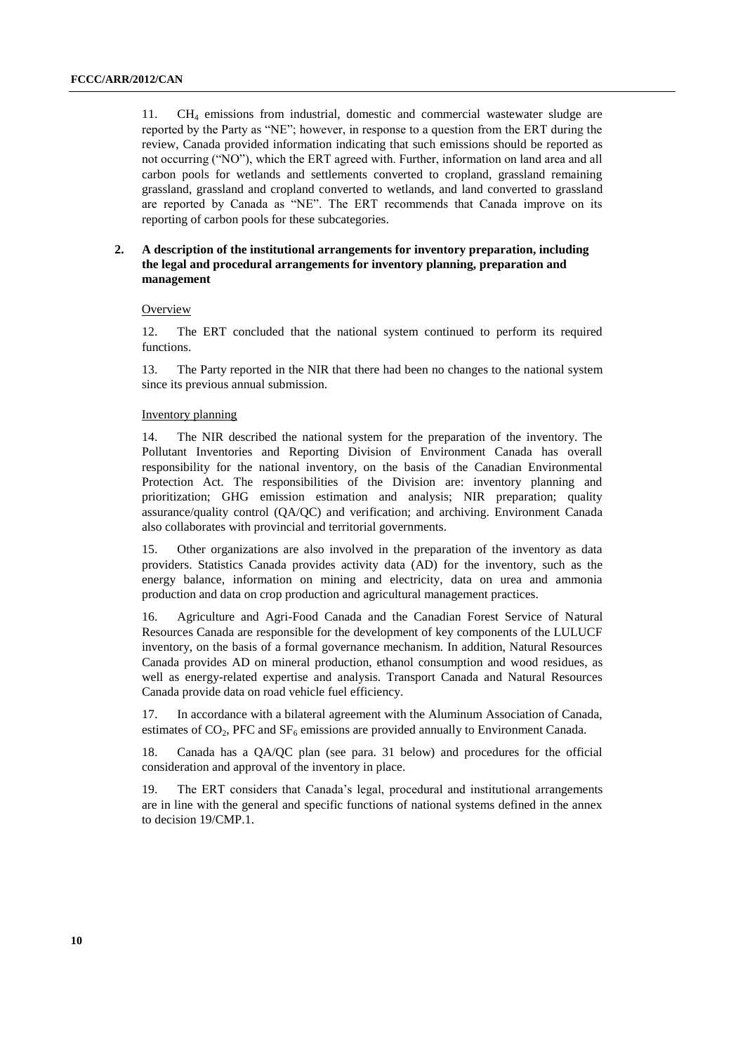11. $CH_4$ emissions from industrial, domestic and commercial wastewater sludge are reported by the Party as "NE"; however, in response to a question from the ERT during the review, Canada provided information indicating that such emissions should be reported as not occurring ("NO"), which the ERT agreed with. Further, information on land area and all carbon pools for wetlands and settlements converted to cropland, grassland remaining grassland, grassland and cropland converted to wetlands, and land converted to grassland are reported by Canada as "NE". The ERT recommends that Canada improve on its reporting of carbon pools for these subcategories.

### 2. A description of the institutional arrangements for inventory preparation, including the legal and procedural arrangements for inventory planning, preparation and management

Overview

12. The ERT concluded that the national system continued to perform its required functions.

13. The Party reported in the NIR that there had been no changes to the national system since its previous annual submission.

Inventory planning

14. The NIR described the national system for the preparation of the inventory. The Pollutant Inventories and Reporting Division of Environment Canada has overall responsibility for the national inventory, on the basis of the Canadian Environmental Protection Act. The responsibilities of the Division are: inventory planning and prioritization; GHG emission estimation and analysis; NIR preparation; quality assurance/quality control (QA/QC) and verification; and archiving. Environment Canada also collaborates with provincial and territorial governments.

15. Other organizations are also involved in the preparation of the inventory as data providers. Statistics Canada provides activity data (AD) for the inventory, such as the energy balance, information on mining and electricity, data on urea and ammonia production and data on crop production and agricultural management practices.

16. Agriculture and Agri-Food Canada and the Canadian Forest Service of Natural Resources Canada are responsible for the development of key components of the LULUCF inventory, on the basis of a formal governance mechanism. In addition, Natural Resources Canada provides AD on mineral production, ethanol consumption and wood residues, as well as energy-related expertise and analysis. Transport Canada and Natural Resources Canada provide data on road vehicle fuel efficiency.

17. In accordance with a bilateral agreement with the Aluminum Association of Canada, estimates of $CO_2$, PFC and $SF_6$ emissions are provided annually to Environment Canada.

18. Canada has a QA/QC plan (see para. 31 below) and procedures for the official consideration and approval of the inventory in place.

19. The ERT considers that Canada's legal, procedural and institutional arrangements are in line with the general and specific functions of national systems defined in the annex to decision 19/CMP.1.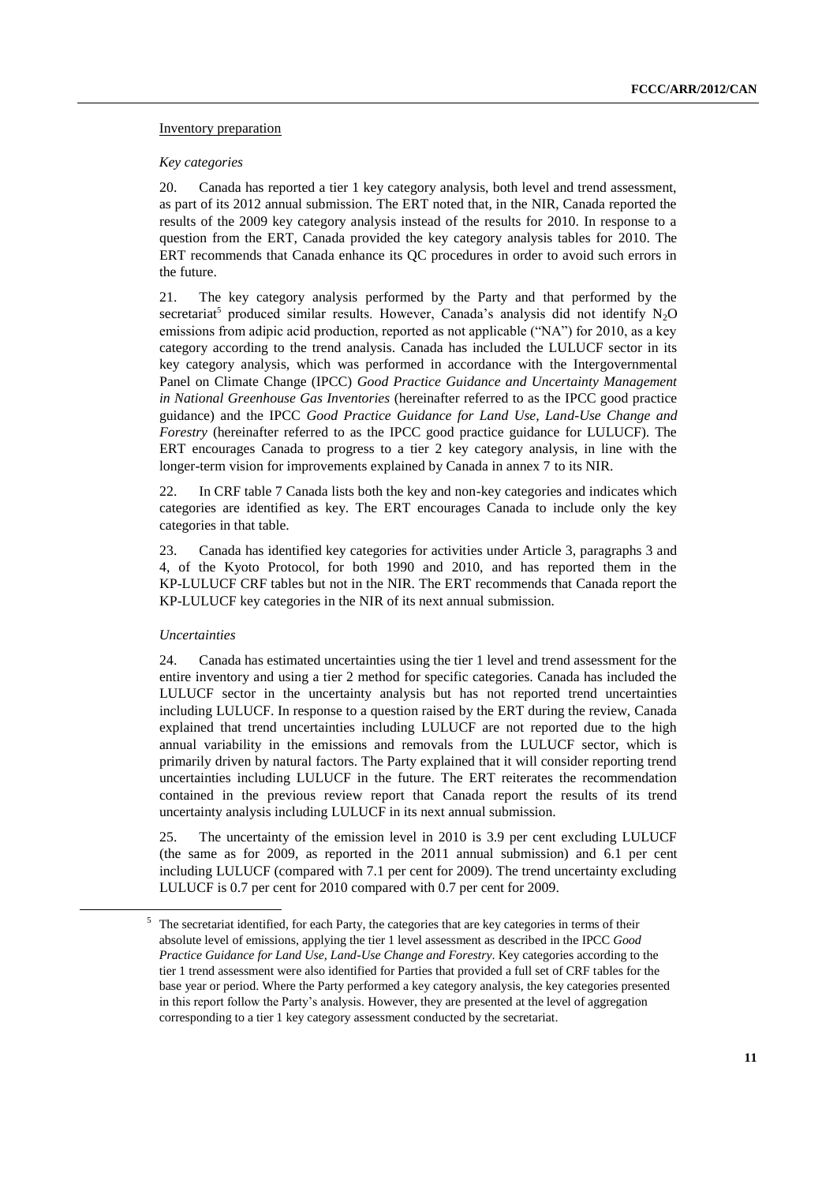Inventory preparation

*Key categories*

20. Canada has reported a tier 1 key category analysis, both level and trend assessment, as part of its 2012 annual submission. The ERT noted that, in the NIR, Canada reported the results of the 2009 key category analysis instead of the results for 2010. In response to a question from the ERT, Canada provided the key category analysis tables for 2010. The ERT recommends that Canada enhance its QC procedures in order to avoid such errors in the future.

21. The key category analysis performed by the Party and that performed by the secretariat[5] produced similar results. However, Canada's analysis did not identify $N_2O$ emissions from adipic acid production, reported as not applicable ("NA") for 2010, as a key category according to the trend analysis. Canada has included the LULUCF sector in its key category analysis, which was performed in accordance with the Intergovernmental Panel on Climate Change (IPCC) *Good Practice Guidance and Uncertainty Management in National Greenhouse Gas Inventories* (hereinafter referred to as the IPCC good practice guidance) and the IPCC *Good Practice Guidance for Land Use, Land-Use Change and Forestry* (hereinafter referred to as the IPCC good practice guidance for LULUCF). The ERT encourages Canada to progress to a tier 2 key category analysis, in line with the longer-term vision for improvements explained by Canada in annex 7 to its NIR.

22. In CRF table 7 Canada lists both the key and non-key categories and indicates which categories are identified as key. The ERT encourages Canada to include only the key categories in that table.

23. Canada has identified key categories for activities under Article 3, paragraphs 3 and 4, of the Kyoto Protocol, for both 1990 and 2010, and has reported them in the KP-LULUCF CRF tables but not in the NIR. The ERT recommends that Canada report the KP-LULUCF key categories in the NIR of its next annual submission.

*Uncertainties*

24. Canada has estimated uncertainties using the tier 1 level and trend assessment for the entire inventory and using a tier 2 method for specific categories. Canada has included the LULUCF sector in the uncertainty analysis but has not reported trend uncertainties including LULUCF. In response to a question raised by the ERT during the review, Canada explained that trend uncertainties including LULUCF are not reported due to the high annual variability in the emissions and removals from the LULUCF sector, which is primarily driven by natural factors. The Party explained that it will consider reporting trend uncertainties including LULUCF in the future. The ERT reiterates the recommendation contained in the previous review report that Canada report the results of its trend uncertainty analysis including LULUCF in its next annual submission.

25. The uncertainty of the emission level in 2010 is 3.9 per cent excluding LULUCF (the same as for 2009, as reported in the 2011 annual submission) and 6.1 per cent including LULUCF (compared with 7.1 per cent for 2009). The trend uncertainty excluding LULUCF is 0.7 per cent for 2010 compared with 0.7 per cent for 2009.

[5] The secretariat identified, for each Party, the categories that are key categories in terms of their absolute level of emissions, applying the tier 1 level assessment as described in the IPCC *Good Practice Guidance for Land Use, Land-Use Change and Forestry*. Key categories according to the tier 1 trend assessment were also identified for Parties that provided a full set of CRF tables for the base year or period. Where the Party performed a key category analysis, the key categories presented in this report follow the Party's analysis. However, they are presented at the level of aggregation corresponding to a tier 1 key category assessment conducted by the secretariat.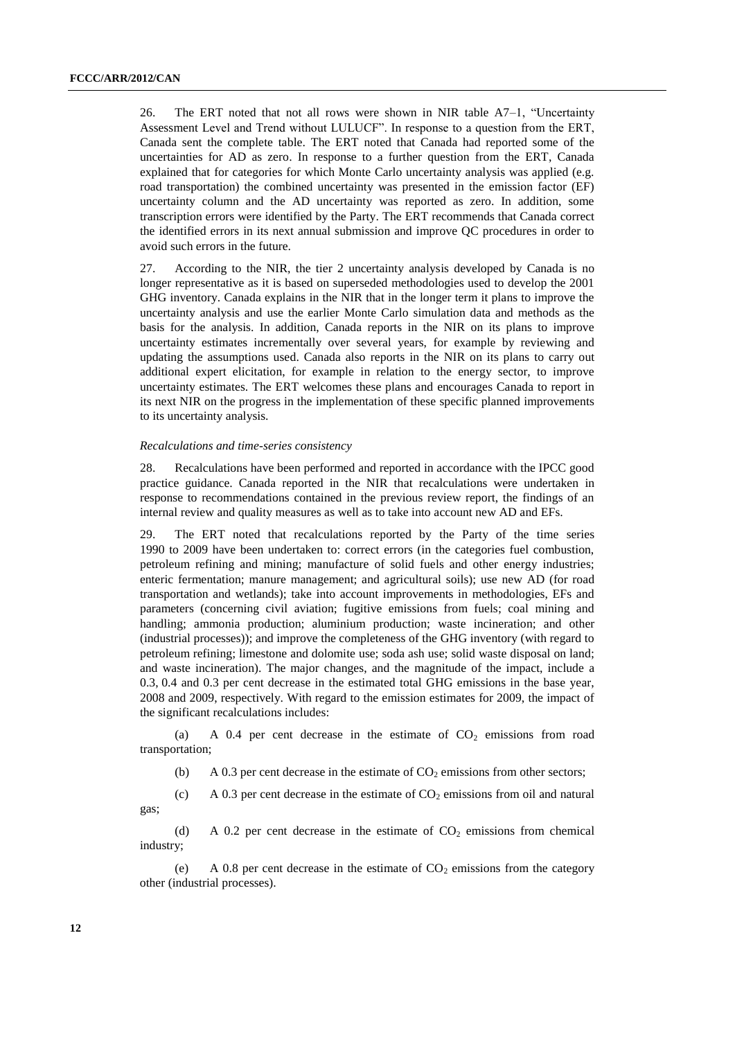26. The ERT noted that not all rows were shown in NIR table A7–1, "Uncertainty Assessment Level and Trend without LULUCF". In response to a question from the ERT, Canada sent the complete table. The ERT noted that Canada had reported some of the uncertainties for AD as zero. In response to a further question from the ERT, Canada explained that for categories for which Monte Carlo uncertainty analysis was applied (e.g. road transportation) the combined uncertainty was presented in the emission factor (EF) uncertainty column and the AD uncertainty was reported as zero. In addition, some transcription errors were identified by the Party. The ERT recommends that Canada correct the identified errors in its next annual submission and improve QC procedures in order to avoid such errors in the future.

27. According to the NIR, the tier 2 uncertainty analysis developed by Canada is no longer representative as it is based on superseded methodologies used to develop the 2001 GHG inventory. Canada explains in the NIR that in the longer term it plans to improve the uncertainty analysis and use the earlier Monte Carlo simulation data and methods as the basis for the analysis. In addition, Canada reports in the NIR on its plans to improve uncertainty estimates incrementally over several years, for example by reviewing and updating the assumptions used. Canada also reports in the NIR on its plans to carry out additional expert elicitation, for example in relation to the energy sector, to improve uncertainty estimates. The ERT welcomes these plans and encourages Canada to report in its next NIR on the progress in the implementation of these specific planned improvements to its uncertainty analysis.

*Recalculations and time-series consistency*

28. Recalculations have been performed and reported in accordance with the IPCC good practice guidance. Canada reported in the NIR that recalculations were undertaken in response to recommendations contained in the previous review report, the findings of an internal review and quality measures as well as to take into account new AD and EFs.

29. The ERT noted that recalculations reported by the Party of the time series 1990 to 2009 have been undertaken to: correct errors (in the categories fuel combustion, petroleum refining and mining; manufacture of solid fuels and other energy industries; enteric fermentation; manure management; and agricultural soils); use new AD (for road transportation and wetlands); take into account improvements in methodologies, EFs and parameters (concerning civil aviation; fugitive emissions from fuels; coal mining and handling; ammonia production; aluminium production; waste incineration; and other (industrial processes)); and improve the completeness of the GHG inventory (with regard to petroleum refining; limestone and dolomite use; soda ash use; solid waste disposal on land; and waste incineration). The major changes, and the magnitude of the impact, include a 0.3, 0.4 and 0.3 per cent decrease in the estimated total GHG emissions in the base year, 2008 and 2009, respectively. With regard to the emission estimates for 2009, the impact of the significant recalculations includes:

(a) A 0.4 per cent decrease in the estimate of $CO_2$ emissions from road transportation;

(b) A 0.3 per cent decrease in the estimate of $CO_2$ emissions from other sectors;

(c) A 0.3 per cent decrease in the estimate of $CO_2$ emissions from oil and natural gas;

(d) A 0.2 per cent decrease in the estimate of $CO_2$ emissions from chemical industry;

(e) A 0.8 per cent decrease in the estimate of $CO_2$ emissions from the category other (industrial processes).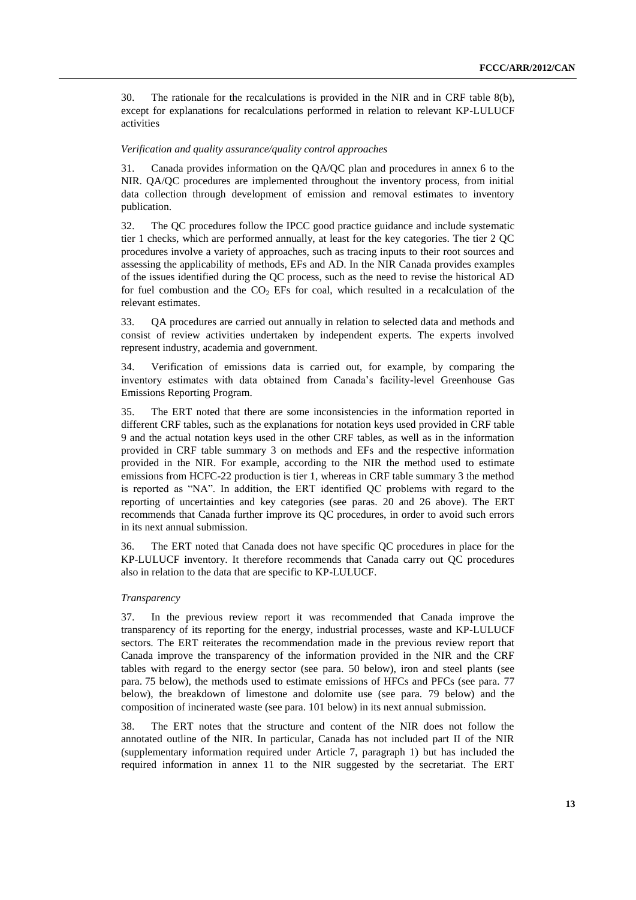30. The rationale for the recalculations is provided in the NIR and in CRF table 8(b), except for explanations for recalculations performed in relation to relevant KP-LULUCF activities

*Verification and quality assurance/quality control approaches*

31. Canada provides information on the QA/QC plan and procedures in annex 6 to the NIR. QA/QC procedures are implemented throughout the inventory process, from initial data collection through development of emission and removal estimates to inventory publication.

32. The QC procedures follow the IPCC good practice guidance and include systematic tier 1 checks, which are performed annually, at least for the key categories. The tier 2 QC procedures involve a variety of approaches, such as tracing inputs to their root sources and assessing the applicability of methods, EFs and AD. In the NIR Canada provides examples of the issues identified during the QC process, such as the need to revise the historical AD for fuel combustion and the $CO_2$ EFs for coal, which resulted in a recalculation of the relevant estimates.

33. QA procedures are carried out annually in relation to selected data and methods and consist of review activities undertaken by independent experts. The experts involved represent industry, academia and government.

34. Verification of emissions data is carried out, for example, by comparing the inventory estimates with data obtained from Canada's facility-level Greenhouse Gas Emissions Reporting Program.

35. The ERT noted that there are some inconsistencies in the information reported in different CRF tables, such as the explanations for notation keys used provided in CRF table 9 and the actual notation keys used in the other CRF tables, as well as in the information provided in CRF table summary 3 on methods and EFs and the respective information provided in the NIR. For example, according to the NIR the method used to estimate emissions from HCFC-22 production is tier 1, whereas in CRF table summary 3 the method is reported as "NA". In addition, the ERT identified QC problems with regard to the reporting of uncertainties and key categories (see paras. 20 and 26 above). The ERT recommends that Canada further improve its QC procedures, in order to avoid such errors in its next annual submission.

36. The ERT noted that Canada does not have specific QC procedures in place for the KP-LULUCF inventory. It therefore recommends that Canada carry out QC procedures also in relation to the data that are specific to KP-LULUCF.

*Transparency*

37. In the previous review report it was recommended that Canada improve the transparency of its reporting for the energy, industrial processes, waste and KP-LULUCF sectors. The ERT reiterates the recommendation made in the previous review report that Canada improve the transparency of the information provided in the NIR and the CRF tables with regard to the energy sector (see para. 50 below), iron and steel plants (see para. 75 below), the methods used to estimate emissions of HFCs and PFCs (see para. 77 below), the breakdown of limestone and dolomite use (see para. 79 below) and the composition of incinerated waste (see para. 101 below) in its next annual submission.

38. The ERT notes that the structure and content of the NIR does not follow the annotated outline of the NIR. In particular, Canada has not included part II of the NIR (supplementary information required under Article 7, paragraph 1) but has included the required information in annex 11 to the NIR suggested by the secretariat. The ERT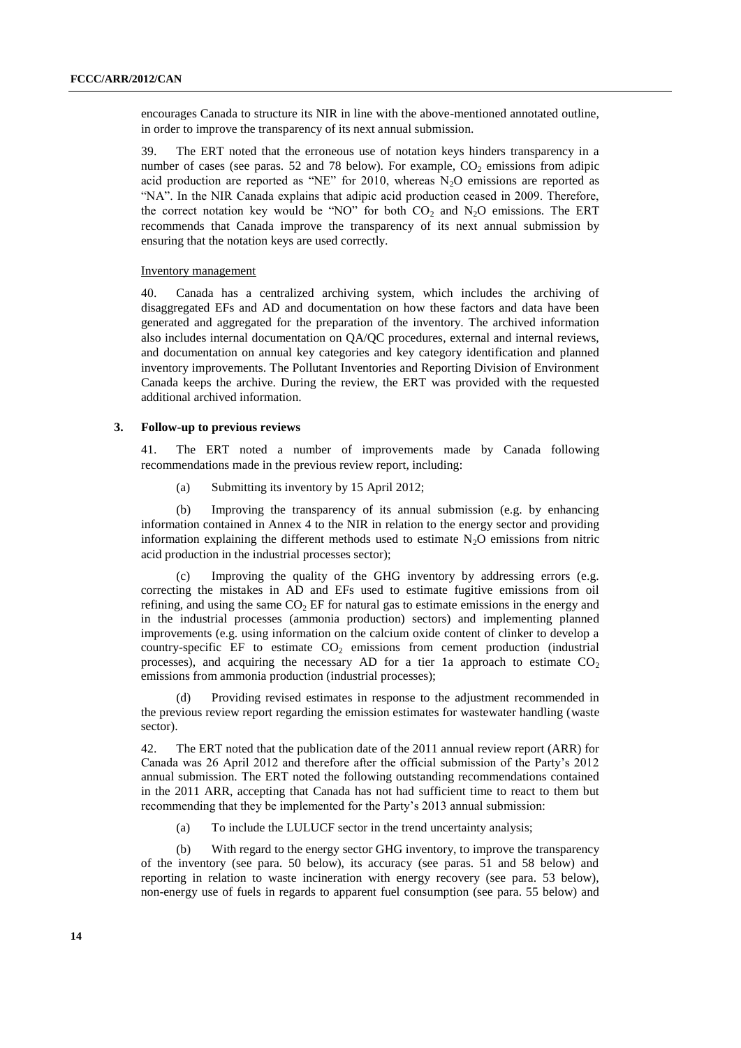encourages Canada to structure its NIR in line with the above-mentioned annotated outline, in order to improve the transparency of its next annual submission.

39. The ERT noted that the erroneous use of notation keys hinders transparency in a number of cases (see paras. 52 and 78 below). For example, $CO_2$ emissions from adipic acid production are reported as "NE" for 2010, whereas $N_2O$ emissions are reported as "NA". In the NIR Canada explains that adipic acid production ceased in 2009. Therefore, the correct notation key would be "NO" for both $CO_2$ and $N_2O$ emissions. The ERT recommends that Canada improve the transparency of its next annual submission by ensuring that the notation keys are used correctly.

Inventory management

40. Canada has a centralized archiving system, which includes the archiving of disaggregated EFs and AD and documentation on how these factors and data have been generated and aggregated for the preparation of the inventory. The archived information also includes internal documentation on QA/QC procedures, external and internal reviews, and documentation on annual key categories and key category identification and planned inventory improvements. The Pollutant Inventories and Reporting Division of Environment Canada keeps the archive. During the review, the ERT was provided with the requested additional archived information.

### 3. Follow-up to previous reviews

41. The ERT noted a number of improvements made by Canada following recommendations made in the previous review report, including:

(a) Submitting its inventory by 15 April 2012;

(b) Improving the transparency of its annual submission (e.g. by enhancing information contained in Annex 4 to the NIR in relation to the energy sector and providing information explaining the different methods used to estimate $N_2O$ emissions from nitric acid production in the industrial processes sector);

(c) Improving the quality of the GHG inventory by addressing errors (e.g. correcting the mistakes in AD and EFs used to estimate fugitive emissions from oil refining, and using the same $CO_2$ EF for natural gas to estimate emissions in the energy and in the industrial processes (ammonia production) sectors) and implementing planned improvements (e.g. using information on the calcium oxide content of clinker to develop a country-specific EF to estimate $CO_2$ emissions from cement production (industrial processes), and acquiring the necessary AD for a tier 1a approach to estimate $CO_2$ emissions from ammonia production (industrial processes);

(d) Providing revised estimates in response to the adjustment recommended in the previous review report regarding the emission estimates for wastewater handling (waste sector).

42. The ERT noted that the publication date of the 2011 annual review report (ARR) for Canada was 26 April 2012 and therefore after the official submission of the Party's 2012 annual submission. The ERT noted the following outstanding recommendations contained in the 2011 ARR, accepting that Canada has not had sufficient time to react to them but recommending that they be implemented for the Party's 2013 annual submission:

(a) To include the LULUCF sector in the trend uncertainty analysis;

(b) With regard to the energy sector GHG inventory, to improve the transparency of the inventory (see para. 50 below), its accuracy (see paras. 51 and 58 below) and reporting in relation to waste incineration with energy recovery (see para. 53 below), non-energy use of fuels in regards to apparent fuel consumption (see para. 55 below) and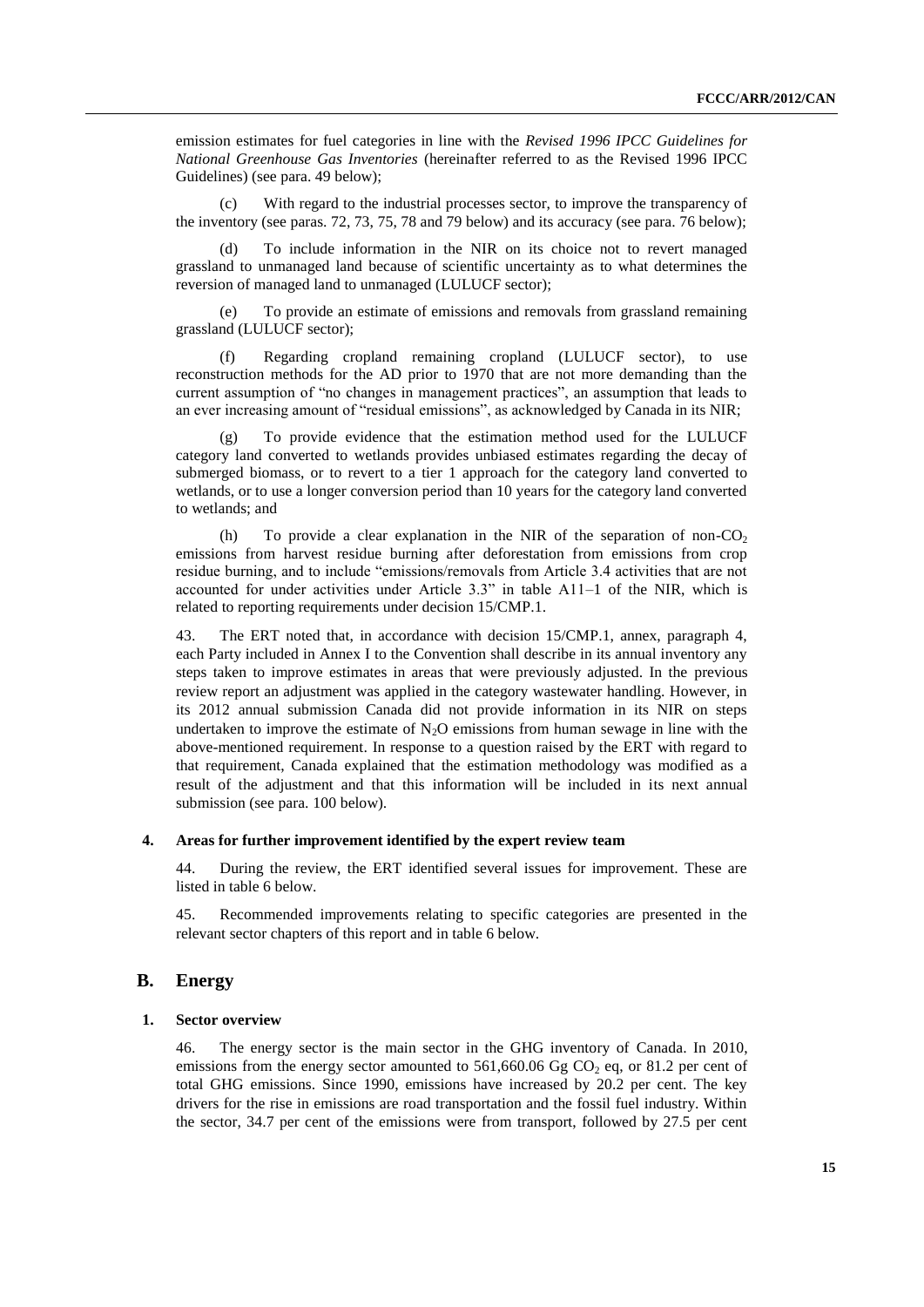emission estimates for fuel categories in line with the *Revised 1996 IPCC Guidelines for National Greenhouse Gas Inventories* (hereinafter referred to as the Revised 1996 IPCC Guidelines) (see para. 49 below);

(c) With regard to the industrial processes sector, to improve the transparency of the inventory (see paras. 72, 73, 75, 78 and 79 below) and its accuracy (see para. 76 below);

(d) To include information in the NIR on its choice not to revert managed grassland to unmanaged land because of scientific uncertainty as to what determines the reversion of managed land to unmanaged (LULUCF sector);

(e) To provide an estimate of emissions and removals from grassland remaining grassland (LULUCF sector);

(f) Regarding cropland remaining cropland (LULUCF sector), to use reconstruction methods for the AD prior to 1970 that are not more demanding than the current assumption of "no changes in management practices", an assumption that leads to an ever increasing amount of "residual emissions", as acknowledged by Canada in its NIR;

(g) To provide evidence that the estimation method used for the LULUCF category land converted to wetlands provides unbiased estimates regarding the decay of submerged biomass, or to revert to a tier 1 approach for the category land converted to wetlands, or to use a longer conversion period than 10 years for the category land converted to wetlands; and

(h) To provide a clear explanation in the NIR of the separation of non-$CO_2$ emissions from harvest residue burning after deforestation from emissions from crop residue burning, and to include "emissions/removals from Article 3.4 activities that are not accounted for under activities under Article 3.3" in table A11–1 of the NIR, which is related to reporting requirements under decision 15/CMP.1.

43. The ERT noted that, in accordance with decision 15/CMP.1, annex, paragraph 4, each Party included in Annex I to the Convention shall describe in its annual inventory any steps taken to improve estimates in areas that were previously adjusted. In the previous review report an adjustment was applied in the category wastewater handling. However, in its 2012 annual submission Canada did not provide information in its NIR on steps undertaken to improve the estimate of $N_2O$ emissions from human sewage in line with the above-mentioned requirement. In response to a question raised by the ERT with regard to that requirement, Canada explained that the estimation methodology was modified as a result of the adjustment and that this information will be included in its next annual submission (see para. 100 below).

### 4. Areas for further improvement identified by the expert review team

44. During the review, the ERT identified several issues for improvement. These are listed in table 6 below.

45. Recommended improvements relating to specific categories are presented in the relevant sector chapters of this report and in table 6 below.

## B. Energy

### 1. Sector overview

46. The energy sector is the main sector in the GHG inventory of Canada. In 2010, emissions from the energy sector amounted to 561,660.06 Gg $CO_2$ eq, or 81.2 per cent of total GHG emissions. Since 1990, emissions have increased by 20.2 per cent. The key drivers for the rise in emissions are road transportation and the fossil fuel industry. Within the sector, 34.7 per cent of the emissions were from transport, followed by 27.5 per cent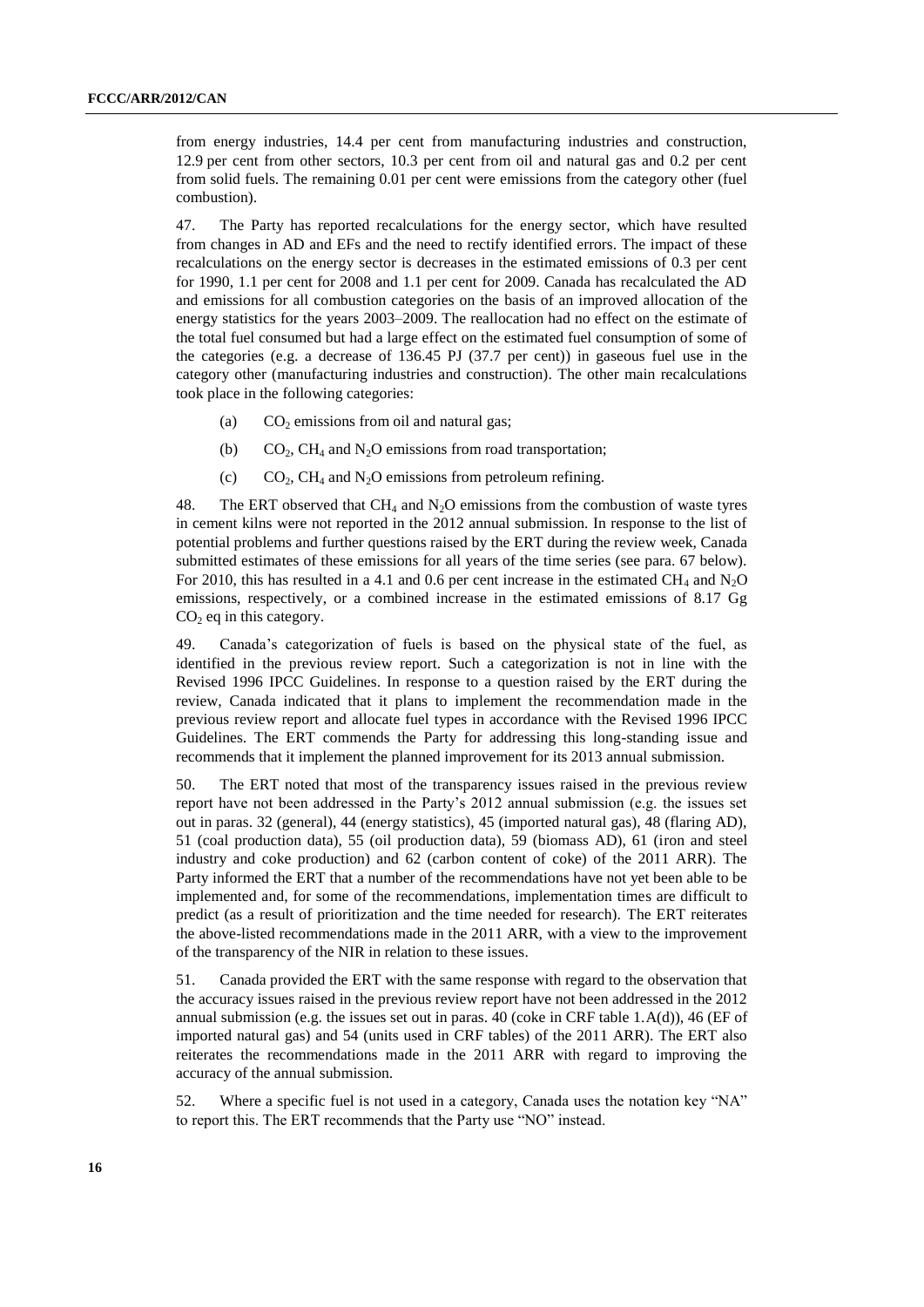from energy industries, 14.4 per cent from manufacturing industries and construction, 12.9 per cent from other sectors, 10.3 per cent from oil and natural gas and 0.2 per cent from solid fuels. The remaining 0.01 per cent were emissions from the category other (fuel combustion).

47. The Party has reported recalculations for the energy sector, which have resulted from changes in AD and EFs and the need to rectify identified errors. The impact of these recalculations on the energy sector is decreases in the estimated emissions of 0.3 per cent for 1990, 1.1 per cent for 2008 and 1.1 per cent for 2009. Canada has recalculated the AD and emissions for all combustion categories on the basis of an improved allocation of the energy statistics for the years 2003–2009. The reallocation had no effect on the estimate of the total fuel consumed but had a large effect on the estimated fuel consumption of some of the categories (e.g. a decrease of 136.45 PJ (37.7 per cent)) in gaseous fuel use in the category other (manufacturing industries and construction). The other main recalculations took place in the following categories:

(a) $CO_2$ emissions from oil and natural gas;

(b) $CO_2$, $CH_4$ and $N_2O$ emissions from road transportation;

(c) $CO_2$, $CH_4$ and $N_2O$ emissions from petroleum refining.

48. The ERT observed that $CH_4$ and $N_2O$ emissions from the combustion of waste tyres in cement kilns were not reported in the 2012 annual submission. In response to the list of potential problems and further questions raised by the ERT during the review week, Canada submitted estimates of these emissions for all years of the time series (see para. 67 below). For 2010, this has resulted in a 4.1 and 0.6 per cent increase in the estimated $CH_4$ and $N_2O$ emissions, respectively, or a combined increase in the estimated emissions of 8.17 Gg $CO_2$ eq in this category.

49. Canada's categorization of fuels is based on the physical state of the fuel, as identified in the previous review report. Such a categorization is not in line with the Revised 1996 IPCC Guidelines. In response to a question raised by the ERT during the review, Canada indicated that it plans to implement the recommendation made in the previous review report and allocate fuel types in accordance with the Revised 1996 IPCC Guidelines. The ERT commends the Party for addressing this long-standing issue and recommends that it implement the planned improvement for its 2013 annual submission.

50. The ERT noted that most of the transparency issues raised in the previous review report have not been addressed in the Party's 2012 annual submission (e.g. the issues set out in paras. 32 (general), 44 (energy statistics), 45 (imported natural gas), 48 (flaring AD), 51 (coal production data), 55 (oil production data), 59 (biomass AD), 61 (iron and steel industry and coke production) and 62 (carbon content of coke) of the 2011 ARR). The Party informed the ERT that a number of the recommendations have not yet been able to be implemented and, for some of the recommendations, implementation times are difficult to predict (as a result of prioritization and the time needed for research). The ERT reiterates the above-listed recommendations made in the 2011 ARR, with a view to the improvement of the transparency of the NIR in relation to these issues.

51. Canada provided the ERT with the same response with regard to the observation that the accuracy issues raised in the previous review report have not been addressed in the 2012 annual submission (e.g. the issues set out in paras. 40 (coke in CRF table 1.A(d)), 46 (EF of imported natural gas) and 54 (units used in CRF tables) of the 2011 ARR). The ERT also reiterates the recommendations made in the 2011 ARR with regard to improving the accuracy of the annual submission.

52. Where a specific fuel is not used in a category, Canada uses the notation key "NA" to report this. The ERT recommends that the Party use "NO" instead.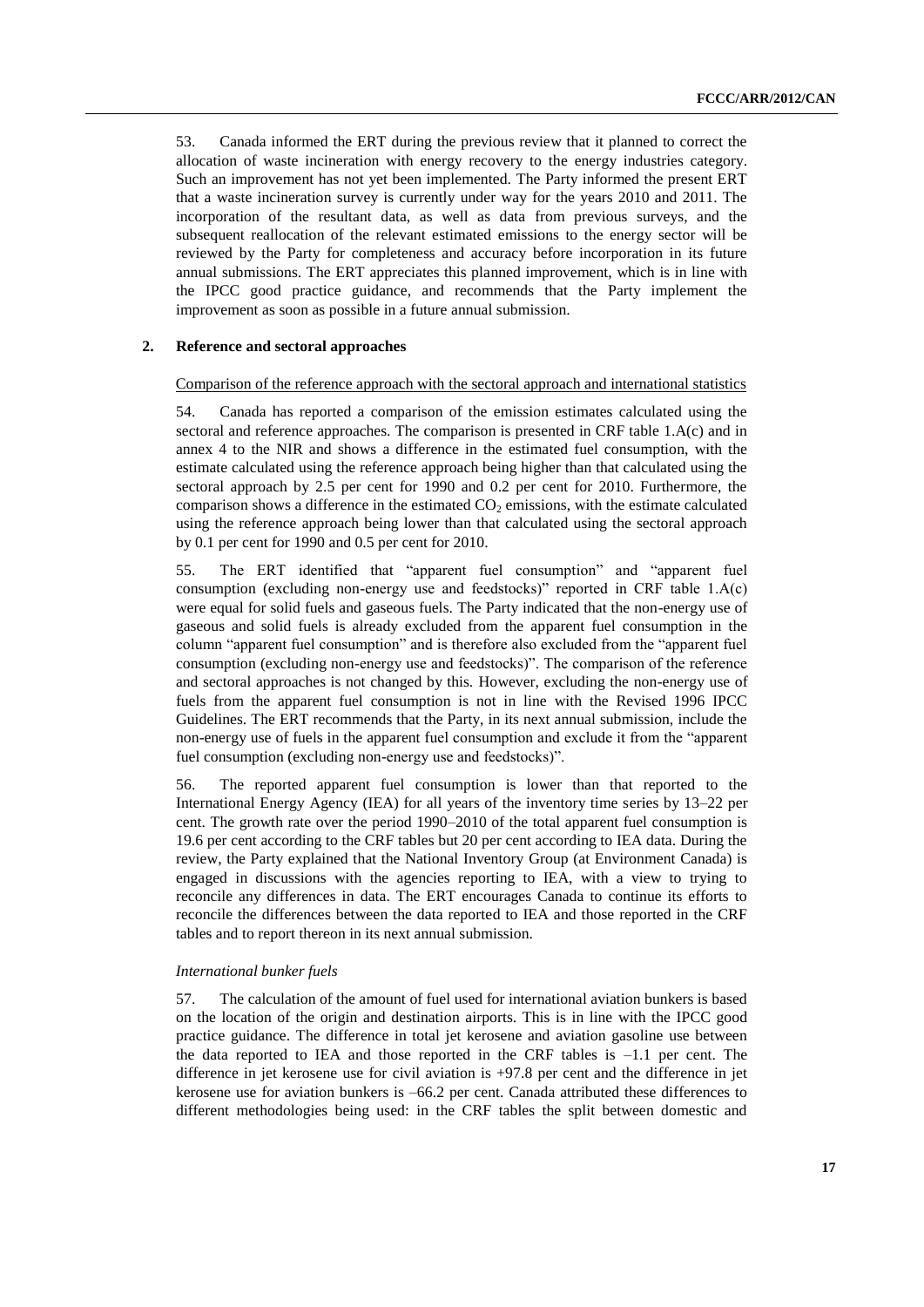53. Canada informed the ERT during the previous review that it planned to correct the allocation of waste incineration with energy recovery to the energy industries category. Such an improvement has not yet been implemented. The Party informed the present ERT that a waste incineration survey is currently under way for the years 2010 and 2011. The incorporation of the resultant data, as well as data from previous surveys, and the subsequent reallocation of the relevant estimated emissions to the energy sector will be reviewed by the Party for completeness and accuracy before incorporation in its future annual submissions. The ERT appreciates this planned improvement, which is in line with the IPCC good practice guidance, and recommends that the Party implement the improvement as soon as possible in a future annual submission.

### 2. Reference and sectoral approaches

Comparison of the reference approach with the sectoral approach and international statistics

54. Canada has reported a comparison of the emission estimates calculated using the sectoral and reference approaches. The comparison is presented in CRF table 1.A(c) and in annex 4 to the NIR and shows a difference in the estimated fuel consumption, with the estimate calculated using the reference approach being higher than that calculated using the sectoral approach by 2.5 per cent for 1990 and 0.2 per cent for 2010. Furthermore, the comparison shows a difference in the estimated $CO_2$ emissions, with the estimate calculated using the reference approach being lower than that calculated using the sectoral approach by 0.1 per cent for 1990 and 0.5 per cent for 2010.

55. The ERT identified that "apparent fuel consumption" and "apparent fuel consumption (excluding non-energy use and feedstocks)" reported in CRF table 1.A(c) were equal for solid fuels and gaseous fuels. The Party indicated that the non-energy use of gaseous and solid fuels is already excluded from the apparent fuel consumption in the column "apparent fuel consumption" and is therefore also excluded from the "apparent fuel consumption (excluding non-energy use and feedstocks)". The comparison of the reference and sectoral approaches is not changed by this. However, excluding the non-energy use of fuels from the apparent fuel consumption is not in line with the Revised 1996 IPCC Guidelines. The ERT recommends that the Party, in its next annual submission, include the non-energy use of fuels in the apparent fuel consumption and exclude it from the "apparent fuel consumption (excluding non-energy use and feedstocks)".

56. The reported apparent fuel consumption is lower than that reported to the International Energy Agency (IEA) for all years of the inventory time series by 13–22 per cent. The growth rate over the period 1990–2010 of the total apparent fuel consumption is 19.6 per cent according to the CRF tables but 20 per cent according to IEA data. During the review, the Party explained that the National Inventory Group (at Environment Canada) is engaged in discussions with the agencies reporting to IEA, with a view to trying to reconcile any differences in data. The ERT encourages Canada to continue its efforts to reconcile the differences between the data reported to IEA and those reported in the CRF tables and to report thereon in its next annual submission.

*International bunker fuels*

57. The calculation of the amount of fuel used for international aviation bunkers is based on the location of the origin and destination airports. This is in line with the IPCC good practice guidance. The difference in total jet kerosene and aviation gasoline use between the data reported to IEA and those reported in the CRF tables is –1.1 per cent. The difference in jet kerosene use for civil aviation is +97.8 per cent and the difference in jet kerosene use for aviation bunkers is –66.2 per cent. Canada attributed these differences to different methodologies being used: in the CRF tables the split between domestic and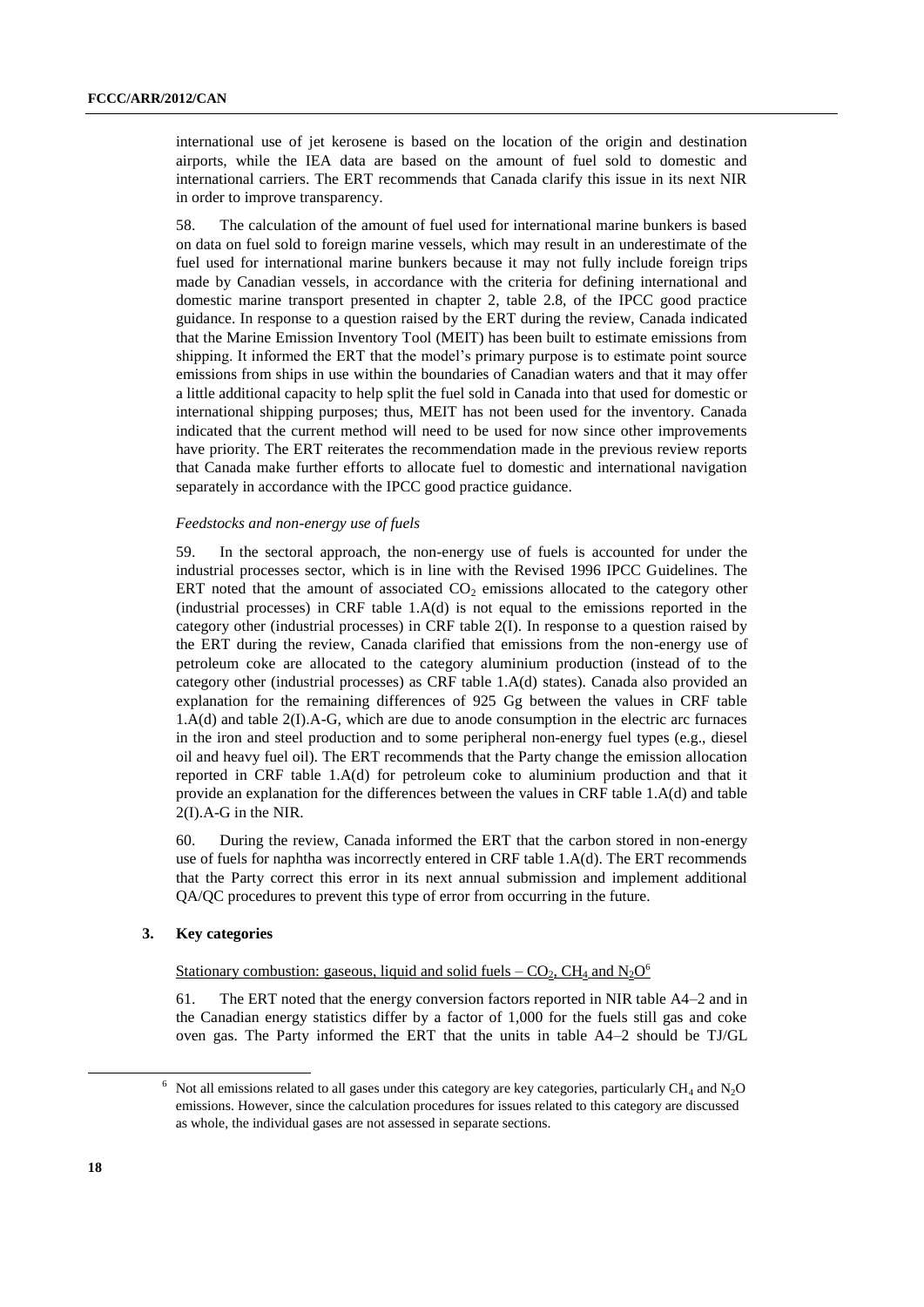international use of jet kerosene is based on the location of the origin and destination airports, while the IEA data are based on the amount of fuel sold to domestic and international carriers. The ERT recommends that Canada clarify this issue in its next NIR in order to improve transparency.

58. The calculation of the amount of fuel used for international marine bunkers is based on data on fuel sold to foreign marine vessels, which may result in an underestimate of the fuel used for international marine bunkers because it may not fully include foreign trips made by Canadian vessels, in accordance with the criteria for defining international and domestic marine transport presented in chapter 2, table 2.8, of the IPCC good practice guidance. In response to a question raised by the ERT during the review, Canada indicated that the Marine Emission Inventory Tool (MEIT) has been built to estimate emissions from shipping. It informed the ERT that the model's primary purpose is to estimate point source emissions from ships in use within the boundaries of Canadian waters and that it may offer a little additional capacity to help split the fuel sold in Canada into that used for domestic or international shipping purposes; thus, MEIT has not been used for the inventory. Canada indicated that the current method will need to be used for now since other improvements have priority. The ERT reiterates the recommendation made in the previous review reports that Canada make further efforts to allocate fuel to domestic and international navigation separately in accordance with the IPCC good practice guidance.

*Feedstocks and non-energy use of fuels*

59. In the sectoral approach, the non-energy use of fuels is accounted for under the industrial processes sector, which is in line with the Revised 1996 IPCC Guidelines. The ERT noted that the amount of associated $CO_2$ emissions allocated to the category other (industrial processes) in CRF table 1.A(d) is not equal to the emissions reported in the category other (industrial processes) in CRF table 2(I). In response to a question raised by the ERT during the review, Canada clarified that emissions from the non-energy use of petroleum coke are allocated to the category aluminium production (instead of to the category other (industrial processes) as CRF table 1.A(d) states). Canada also provided an explanation for the remaining differences of 925 Gg between the values in CRF table 1.A(d) and table 2(I).A-G, which are due to anode consumption in the electric arc furnaces in the iron and steel production and to some peripheral non-energy fuel types (e.g., diesel oil and heavy fuel oil). The ERT recommends that the Party change the emission allocation reported in CRF table 1.A(d) for petroleum coke to aluminium production and that it provide an explanation for the differences between the values in CRF table 1.A(d) and table 2(I).A-G in the NIR.

60. During the review, Canada informed the ERT that the carbon stored in non-energy use of fuels for naphtha was incorrectly entered in CRF table 1.A(d). The ERT recommends that the Party correct this error in its next annual submission and implement additional QA/QC procedures to prevent this type of error from occurring in the future.

### 3. Key categories

Stationary combustion: gaseous, liquid and solid fuels – $CO_2$, $CH_4$ and $N_2O$[6]

61. The ERT noted that the energy conversion factors reported in NIR table A4–2 and in the Canadian energy statistics differ by a factor of 1,000 for the fuels still gas and coke oven gas. The Party informed the ERT that the units in table A4–2 should be TJ/GL

[6] Not all emissions related to all gases under this category are key categories, particularly $CH_4$ and $N_2O$ emissions. However, since the calculation procedures for issues related to this category are discussed as whole, the individual gases are not assessed in separate sections.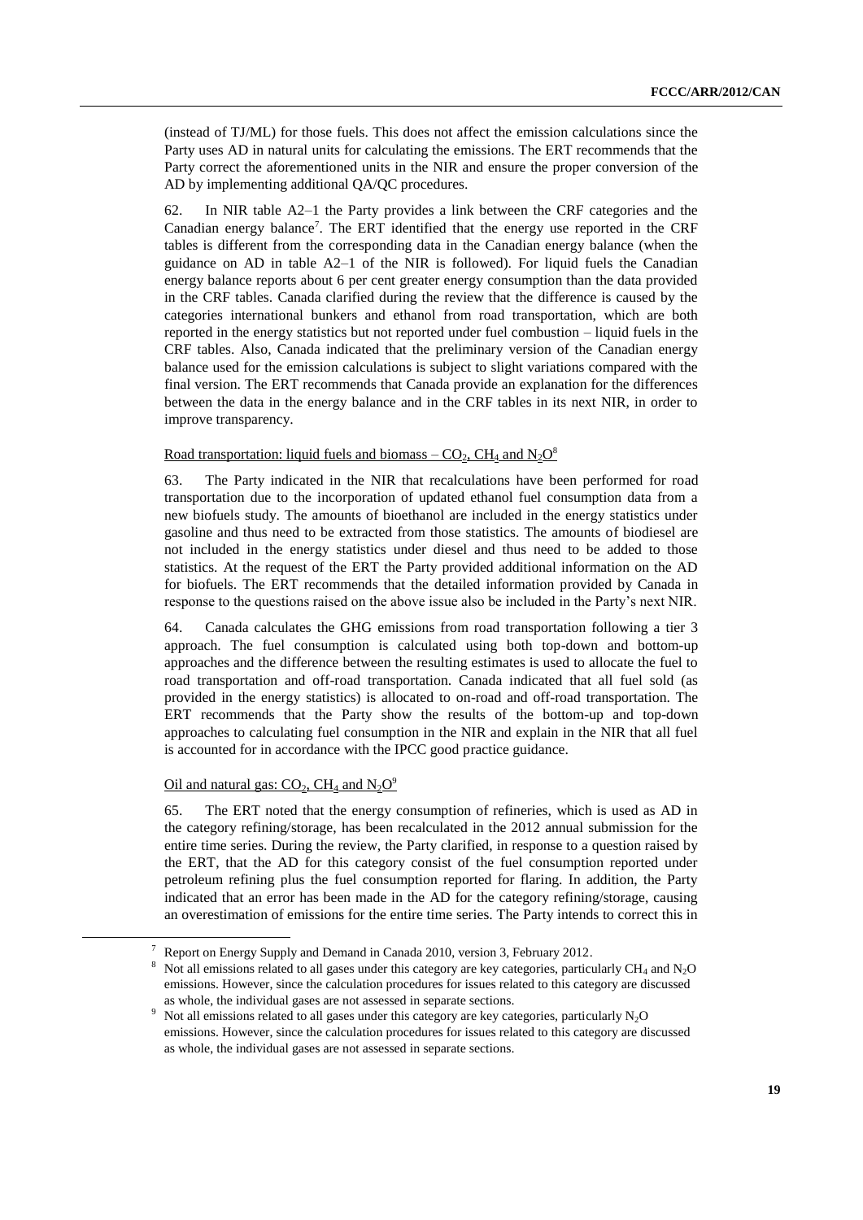(instead of TJ/ML) for those fuels. This does not affect the emission calculations since the Party uses AD in natural units for calculating the emissions. The ERT recommends that the Party correct the aforementioned units in the NIR and ensure the proper conversion of the AD by implementing additional QA/QC procedures.

62. In NIR table A2–1 the Party provides a link between the CRF categories and the Canadian energy balance[7]. The ERT identified that the energy use reported in the CRF tables is different from the corresponding data in the Canadian energy balance (when the guidance on AD in table A2–1 of the NIR is followed). For liquid fuels the Canadian energy balance reports about 6 per cent greater energy consumption than the data provided in the CRF tables. Canada clarified during the review that the difference is caused by the categories international bunkers and ethanol from road transportation, which are both reported in the energy statistics but not reported under fuel combustion – liquid fuels in the CRF tables. Also, Canada indicated that the preliminary version of the Canadian energy balance used for the emission calculations is subject to slight variations compared with the final version. The ERT recommends that Canada provide an explanation for the differences between the data in the energy balance and in the CRF tables in its next NIR, in order to improve transparency.

Road transportation: liquid fuels and biomass – $CO_2$, $CH_4$ and $N_2O$[8]

63. The Party indicated in the NIR that recalculations have been performed for road transportation due to the incorporation of updated ethanol fuel consumption data from a new biofuels study. The amounts of bioethanol are included in the energy statistics under gasoline and thus need to be extracted from those statistics. The amounts of biodiesel are not included in the energy statistics under diesel and thus need to be added to those statistics. At the request of the ERT the Party provided additional information on the AD for biofuels. The ERT recommends that the detailed information provided by Canada in response to the questions raised on the above issue also be included in the Party's next NIR.

64. Canada calculates the GHG emissions from road transportation following a tier 3 approach. The fuel consumption is calculated using both top-down and bottom-up approaches and the difference between the resulting estimates is used to allocate the fuel to road transportation and off-road transportation. Canada indicated that all fuel sold (as provided in the energy statistics) is allocated to on-road and off-road transportation. The ERT recommends that the Party show the results of the bottom-up and top-down approaches to calculating fuel consumption in the NIR and explain in the NIR that all fuel is accounted for in accordance with the IPCC good practice guidance.

Oil and natural gas: $CO_2$, $CH_4$ and $N_2O$[9]

65. The ERT noted that the energy consumption of refineries, which is used as AD in the category refining/storage, has been recalculated in the 2012 annual submission for the entire time series. During the review, the Party clarified, in response to a question raised by the ERT, that the AD for this category consist of the fuel consumption reported under petroleum refining plus the fuel consumption reported for flaring. In addition, the Party indicated that an error has been made in the AD for the category refining/storage, causing an overestimation of emissions for the entire time series. The Party intends to correct this in

[7] Report on Energy Supply and Demand in Canada 2010, version 3, February 2012.

[8] Not all emissions related to all gases under this category are key categories, particularly $CH_4$ and $N_2O$ emissions. However, since the calculation procedures for issues related to this category are discussed as whole, the individual gases are not assessed in separate sections.

[9] Not all emissions related to all gases under this category are key categories, particularly $N_2O$ emissions. However, since the calculation procedures for issues related to this category are discussed as whole, the individual gases are not assessed in separate sections.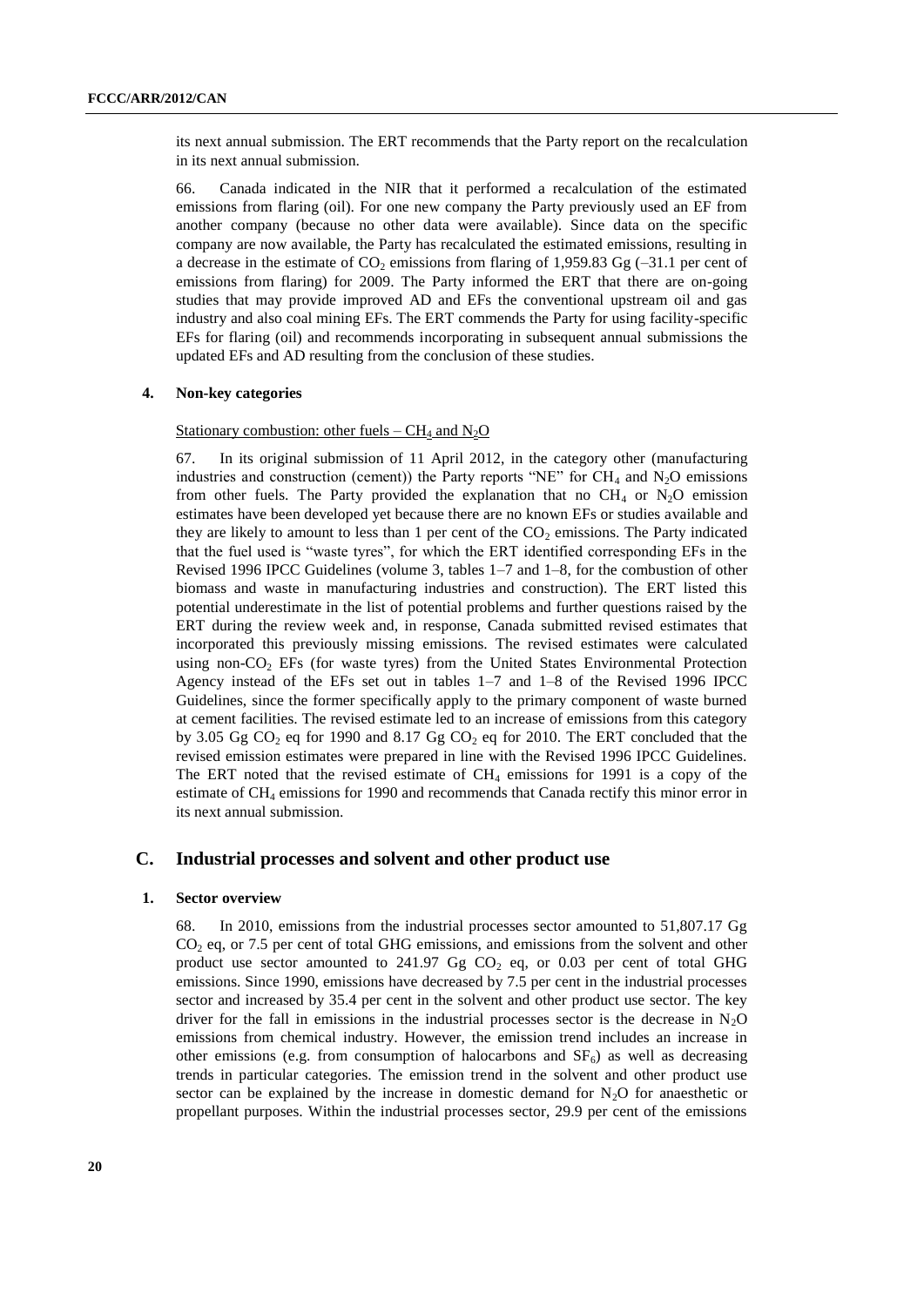its next annual submission. The ERT recommends that the Party report on the recalculation in its next annual submission.

66. Canada indicated in the NIR that it performed a recalculation of the estimated emissions from flaring (oil). For one new company the Party previously used an EF from another company (because no other data were available). Since data on the specific company are now available, the Party has recalculated the estimated emissions, resulting in a decrease in the estimate of $CO_2$ emissions from flaring of 1,959.83 Gg (–31.1 per cent of emissions from flaring) for 2009. The Party informed the ERT that there are on-going studies that may provide improved AD and EFs the conventional upstream oil and gas industry and also coal mining EFs. The ERT commends the Party for using facility-specific EFs for flaring (oil) and recommends incorporating in subsequent annual submissions the updated EFs and AD resulting from the conclusion of these studies.

### 4. Non-key categories

Stationary combustion: other fuels – $CH_4$ and $N_2O$

67. In its original submission of 11 April 2012, in the category other (manufacturing industries and construction (cement)) the Party reports "NE" for $CH_4$ and $N_2O$ emissions from other fuels. The Party provided the explanation that no $CH_4$ or $N_2O$ emission estimates have been developed yet because there are no known EFs or studies available and they are likely to amount to less than 1 per cent of the $CO_2$ emissions. The Party indicated that the fuel used is "waste tyres", for which the ERT identified corresponding EFs in the Revised 1996 IPCC Guidelines (volume 3, tables 1–7 and 1–8, for the combustion of other biomass and waste in manufacturing industries and construction). The ERT listed this potential underestimate in the list of potential problems and further questions raised by the ERT during the review week and, in response, Canada submitted revised estimates that incorporated this previously missing emissions. The revised estimates were calculated using non-$CO_2$ EFs (for waste tyres) from the United States Environmental Protection Agency instead of the EFs set out in tables 1–7 and 1–8 of the Revised 1996 IPCC Guidelines, since the former specifically apply to the primary component of waste burned at cement facilities. The revised estimate led to an increase of emissions from this category by 3.05 Gg $CO_2$ eq for 1990 and 8.17 Gg $CO_2$ eq for 2010. The ERT concluded that the revised emission estimates were prepared in line with the Revised 1996 IPCC Guidelines. The ERT noted that the revised estimate of $CH_4$ emissions for 1991 is a copy of the estimate of $CH_4$ emissions for 1990 and recommends that Canada rectify this minor error in its next annual submission.

## C. Industrial processes and solvent and other product use

### 1. Sector overview

68. In 2010, emissions from the industrial processes sector amounted to 51,807.17 Gg $CO_2$ eq, or 7.5 per cent of total GHG emissions, and emissions from the solvent and other product use sector amounted to 241.97 Gg $CO_2$ eq, or 0.03 per cent of total GHG emissions. Since 1990, emissions have decreased by 7.5 per cent in the industrial processes sector and increased by 35.4 per cent in the solvent and other product use sector. The key driver for the fall in emissions in the industrial processes sector is the decrease in $N_2O$ emissions from chemical industry. However, the emission trend includes an increase in other emissions (e.g. from consumption of halocarbons and $SF_6$) as well as decreasing trends in particular categories. The emission trend in the solvent and other product use sector can be explained by the increase in domestic demand for $N_2O$ for anaesthetic or propellant purposes. Within the industrial processes sector, 29.9 per cent of the emissions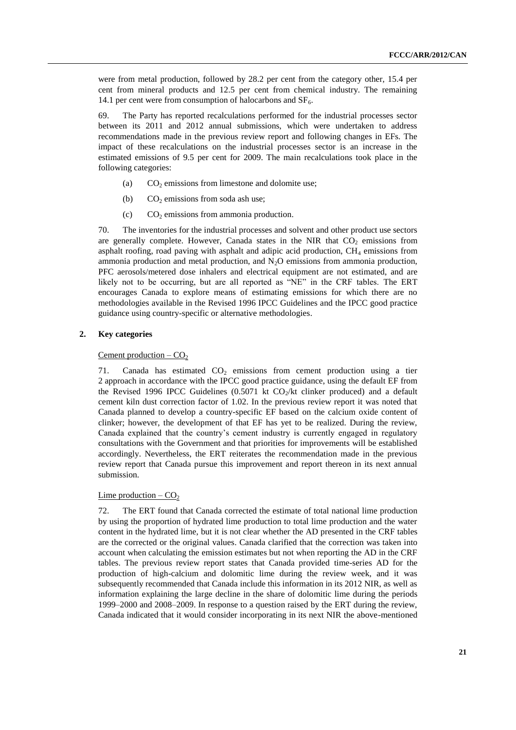were from metal production, followed by 28.2 per cent from the category other, 15.4 per cent from mineral products and 12.5 per cent from chemical industry. The remaining 14.1 per cent were from consumption of halocarbons and $SF_6$.

69. The Party has reported recalculations performed for the industrial processes sector between its 2011 and 2012 annual submissions, which were undertaken to address recommendations made in the previous review report and following changes in EFs. The impact of these recalculations on the industrial processes sector is an increase in the estimated emissions of 9.5 per cent for 2009. The main recalculations took place in the following categories:

(a) $CO_2$ emissions from limestone and dolomite use;

(b) $CO_2$ emissions from soda ash use;

(c) $CO_2$ emissions from ammonia production.

70. The inventories for the industrial processes and solvent and other product use sectors are generally complete. However, Canada states in the NIR that $CO_2$ emissions from asphalt roofing, road paving with asphalt and adipic acid production, $CH_4$ emissions from ammonia production and metal production, and $N_2O$ emissions from ammonia production, PFC aerosols/metered dose inhalers and electrical equipment are not estimated, and are likely not to be occurring, but are all reported as "NE" in the CRF tables. The ERT encourages Canada to explore means of estimating emissions for which there are no methodologies available in the Revised 1996 IPCC Guidelines and the IPCC good practice guidance using country-specific or alternative methodologies.

## 2. Key categories

Cement production – $CO_2$

71. Canada has estimated $CO_2$ emissions from cement production using a tier 2 approach in accordance with the IPCC good practice guidance, using the default EF from the Revised 1996 IPCC Guidelines (0.5071 kt $CO_2$/kt clinker produced) and a default cement kiln dust correction factor of 1.02. In the previous review report it was noted that Canada planned to develop a country-specific EF based on the calcium oxide content of clinker; however, the development of that EF has yet to be realized. During the review, Canada explained that the country's cement industry is currently engaged in regulatory consultations with the Government and that priorities for improvements will be established accordingly. Nevertheless, the ERT reiterates the recommendation made in the previous review report that Canada pursue this improvement and report thereon in its next annual submission.

Lime production – $CO_2$

72. The ERT found that Canada corrected the estimate of total national lime production by using the proportion of hydrated lime production to total lime production and the water content in the hydrated lime, but it is not clear whether the AD presented in the CRF tables are the corrected or the original values. Canada clarified that the correction was taken into account when calculating the emission estimates but not when reporting the AD in the CRF tables. The previous review report states that Canada provided time-series AD for the production of high-calcium and dolomitic lime during the review week, and it was subsequently recommended that Canada include this information in its 2012 NIR, as well as information explaining the large decline in the share of dolomitic lime during the periods 1999–2000 and 2008–2009. In response to a question raised by the ERT during the review, Canada indicated that it would consider incorporating in its next NIR the above-mentioned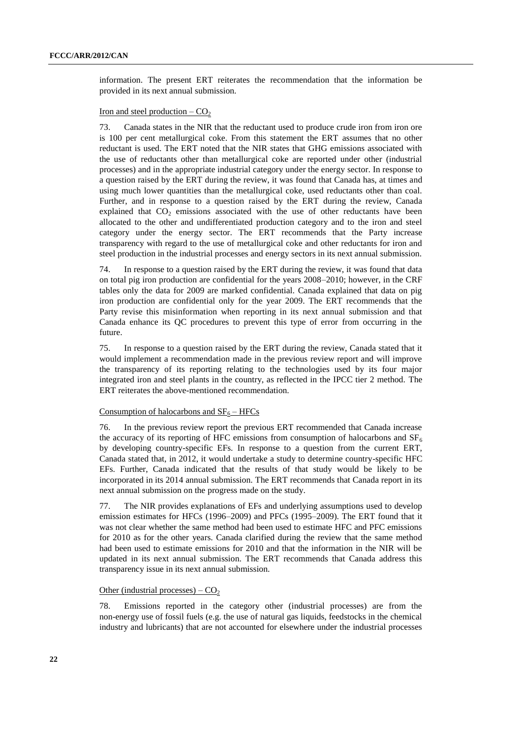information. The present ERT reiterates the recommendation that the information be provided in its next annual submission.

Iron and steel production – $CO_2$

73. Canada states in the NIR that the reductant used to produce crude iron from iron ore is 100 per cent metallurgical coke. From this statement the ERT assumes that no other reductant is used. The ERT noted that the NIR states that GHG emissions associated with the use of reductants other than metallurgical coke are reported under other (industrial processes) and in the appropriate industrial category under the energy sector. In response to a question raised by the ERT during the review, it was found that Canada has, at times and using much lower quantities than the metallurgical coke, used reductants other than coal. Further, and in response to a question raised by the ERT during the review, Canada explained that $CO_2$ emissions associated with the use of other reductants have been allocated to the other and undifferentiated production category and to the iron and steel category under the energy sector. The ERT recommends that the Party increase transparency with regard to the use of metallurgical coke and other reductants for iron and steel production in the industrial processes and energy sectors in its next annual submission.

74. In response to a question raised by the ERT during the review, it was found that data on total pig iron production are confidential for the years 2008–2010; however, in the CRF tables only the data for 2009 are marked confidential. Canada explained that data on pig iron production are confidential only for the year 2009. The ERT recommends that the Party revise this misinformation when reporting in its next annual submission and that Canada enhance its QC procedures to prevent this type of error from occurring in the future.

75. In response to a question raised by the ERT during the review, Canada stated that it would implement a recommendation made in the previous review report and will improve the transparency of its reporting relating to the technologies used by its four major integrated iron and steel plants in the country, as reflected in the IPCC tier 2 method. The ERT reiterates the above-mentioned recommendation.

Consumption of halocarbons and $SF_6$ – HFCs

76. In the previous review report the previous ERT recommended that Canada increase the accuracy of its reporting of HFC emissions from consumption of halocarbons and $SF_6$ by developing country-specific EFs. In response to a question from the current ERT, Canada stated that, in 2012, it would undertake a study to determine country-specific HFC EFs. Further, Canada indicated that the results of that study would be likely to be incorporated in its 2014 annual submission. The ERT recommends that Canada report in its next annual submission on the progress made on the study.

77. The NIR provides explanations of EFs and underlying assumptions used to develop emission estimates for HFCs (1996–2009) and PFCs (1995–2009). The ERT found that it was not clear whether the same method had been used to estimate HFC and PFC emissions for 2010 as for the other years. Canada clarified during the review that the same method had been used to estimate emissions for 2010 and that the information in the NIR will be updated in its next annual submission. The ERT recommends that Canada address this transparency issue in its next annual submission.

Other (industrial processes) – $CO_2$

78. Emissions reported in the category other (industrial processes) are from the non-energy use of fossil fuels (e.g. the use of natural gas liquids, feedstocks in the chemical industry and lubricants) that are not accounted for elsewhere under the industrial processes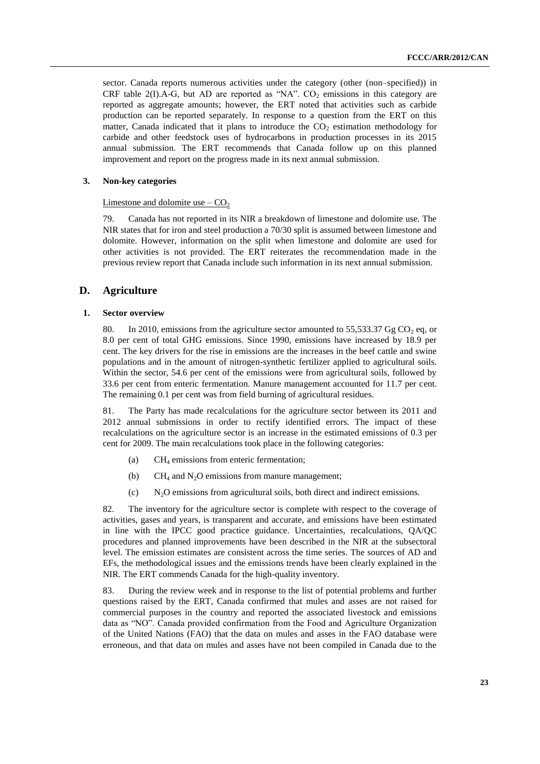sector. Canada reports numerous activities under the category (other (non–specified)) in CRF table 2(I).A-G, but AD are reported as "NA". $CO_2$ emissions in this category are reported as aggregate amounts; however, the ERT noted that activities such as carbide production can be reported separately. In response to a question from the ERT on this matter, Canada indicated that it plans to introduce the $CO_2$ estimation methodology for carbide and other feedstock uses of hydrocarbons in production processes in its 2015 annual submission. The ERT recommends that Canada follow up on this planned improvement and report on the progress made in its next annual submission.

### 3. Non-key categories

Limestone and dolomite use – $CO_2$

79. Canada has not reported in its NIR a breakdown of limestone and dolomite use. The NIR states that for iron and steel production a 70/30 split is assumed between limestone and dolomite. However, information on the split when limestone and dolomite are used for other activities is not provided. The ERT reiterates the recommendation made in the previous review report that Canada include such information in its next annual submission.

## D. Agriculture

### 1. Sector overview

80. In 2010, emissions from the agriculture sector amounted to 55,533.37 Gg $CO_2$ eq, or 8.0 per cent of total GHG emissions. Since 1990, emissions have increased by 18.9 per cent. The key drivers for the rise in emissions are the increases in the beef cattle and swine populations and in the amount of nitrogen-synthetic fertilizer applied to agricultural soils. Within the sector, 54.6 per cent of the emissions were from agricultural soils, followed by 33.6 per cent from enteric fermentation. Manure management accounted for 11.7 per cent. The remaining 0.1 per cent was from field burning of agricultural residues.

81. The Party has made recalculations for the agriculture sector between its 2011 and 2012 annual submissions in order to rectify identified errors. The impact of these recalculations on the agriculture sector is an increase in the estimated emissions of 0.3 per cent for 2009. The main recalculations took place in the following categories:

(a) $CH_4$ emissions from enteric fermentation;

(b) $CH_4$ and $N_2O$ emissions from manure management;

(c) $N_2O$ emissions from agricultural soils, both direct and indirect emissions.

82. The inventory for the agriculture sector is complete with respect to the coverage of activities, gases and years, is transparent and accurate, and emissions have been estimated in line with the IPCC good practice guidance. Uncertainties, recalculations, QA/QC procedures and planned improvements have been described in the NIR at the subsectoral level. The emission estimates are consistent across the time series. The sources of AD and EFs, the methodological issues and the emissions trends have been clearly explained in the NIR. The ERT commends Canada for the high-quality inventory.

83. During the review week and in response to the list of potential problems and further questions raised by the ERT, Canada confirmed that mules and asses are not raised for commercial purposes in the country and reported the associated livestock and emissions data as "NO". Canada provided confirmation from the Food and Agriculture Organization of the United Nations (FAO) that the data on mules and asses in the FAO database were erroneous, and that data on mules and asses have not been compiled in Canada due to the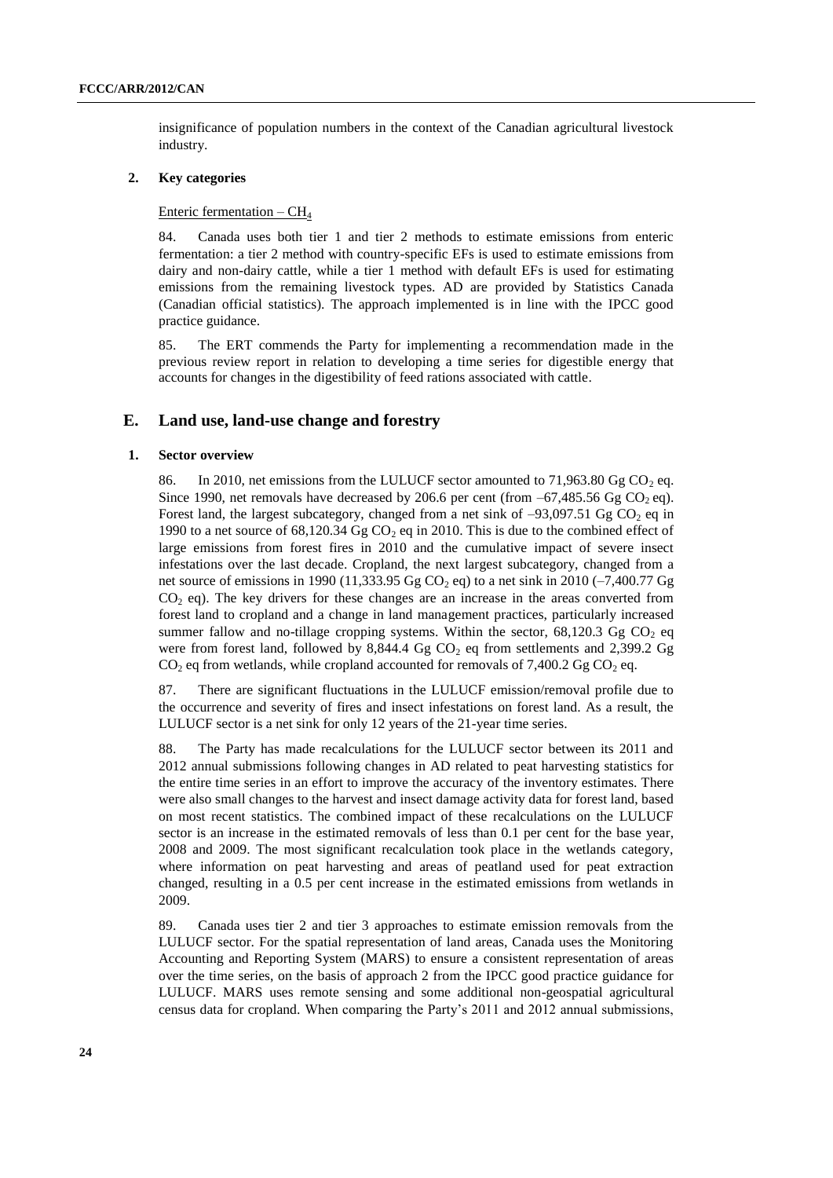insignificance of population numbers in the context of the Canadian agricultural livestock industry.

### 2. Key categories

Enteric fermentation – $CH_4$

84. Canada uses both tier 1 and tier 2 methods to estimate emissions from enteric fermentation: a tier 2 method with country-specific EFs is used to estimate emissions from dairy and non-dairy cattle, while a tier 1 method with default EFs is used for estimating emissions from the remaining livestock types. AD are provided by Statistics Canada (Canadian official statistics). The approach implemented is in line with the IPCC good practice guidance.

85. The ERT commends the Party for implementing a recommendation made in the previous review report in relation to developing a time series for digestible energy that accounts for changes in the digestibility of feed rations associated with cattle.

## E. Land use, land-use change and forestry

### 1. Sector overview

86. In 2010, net emissions from the LULUCF sector amounted to 71,963.80 Gg $CO_2$ eq. Since 1990, net removals have decreased by 206.6 per cent (from –67,485.56 Gg $CO_2$ eq). Forest land, the largest subcategory, changed from a net sink of –93,097.51 Gg $CO_2$ eq in 1990 to a net source of 68,120.34 Gg $CO_2$ eq in 2010. This is due to the combined effect of large emissions from forest fires in 2010 and the cumulative impact of severe insect infestations over the last decade. Cropland, the next largest subcategory, changed from a net source of emissions in 1990 (11,333.95 Gg $CO_2$ eq) to a net sink in 2010 (–7,400.77 Gg $CO_2$ eq). The key drivers for these changes are an increase in the areas converted from forest land to cropland and a change in land management practices, particularly increased summer fallow and no-tillage cropping systems. Within the sector, 68,120.3 Gg $CO_2$ eq were from forest land, followed by 8,844.4 Gg $CO_2$ eq from settlements and 2,399.2 Gg $CO_2$ eq from wetlands, while cropland accounted for removals of 7,400.2 Gg $CO_2$ eq.

87. There are significant fluctuations in the LULUCF emission/removal profile due to the occurrence and severity of fires and insect infestations on forest land. As a result, the LULUCF sector is a net sink for only 12 years of the 21-year time series.

88. The Party has made recalculations for the LULUCF sector between its 2011 and 2012 annual submissions following changes in AD related to peat harvesting statistics for the entire time series in an effort to improve the accuracy of the inventory estimates. There were also small changes to the harvest and insect damage activity data for forest land, based on most recent statistics. The combined impact of these recalculations on the LULUCF sector is an increase in the estimated removals of less than 0.1 per cent for the base year, 2008 and 2009. The most significant recalculation took place in the wetlands category, where information on peat harvesting and areas of peatland used for peat extraction changed, resulting in a 0.5 per cent increase in the estimated emissions from wetlands in 2009.

89. Canada uses tier 2 and tier 3 approaches to estimate emission removals from the LULUCF sector. For the spatial representation of land areas, Canada uses the Monitoring Accounting and Reporting System (MARS) to ensure a consistent representation of areas over the time series, on the basis of approach 2 from the IPCC good practice guidance for LULUCF. MARS uses remote sensing and some additional non-geospatial agricultural census data for cropland. When comparing the Party's 2011 and 2012 annual submissions,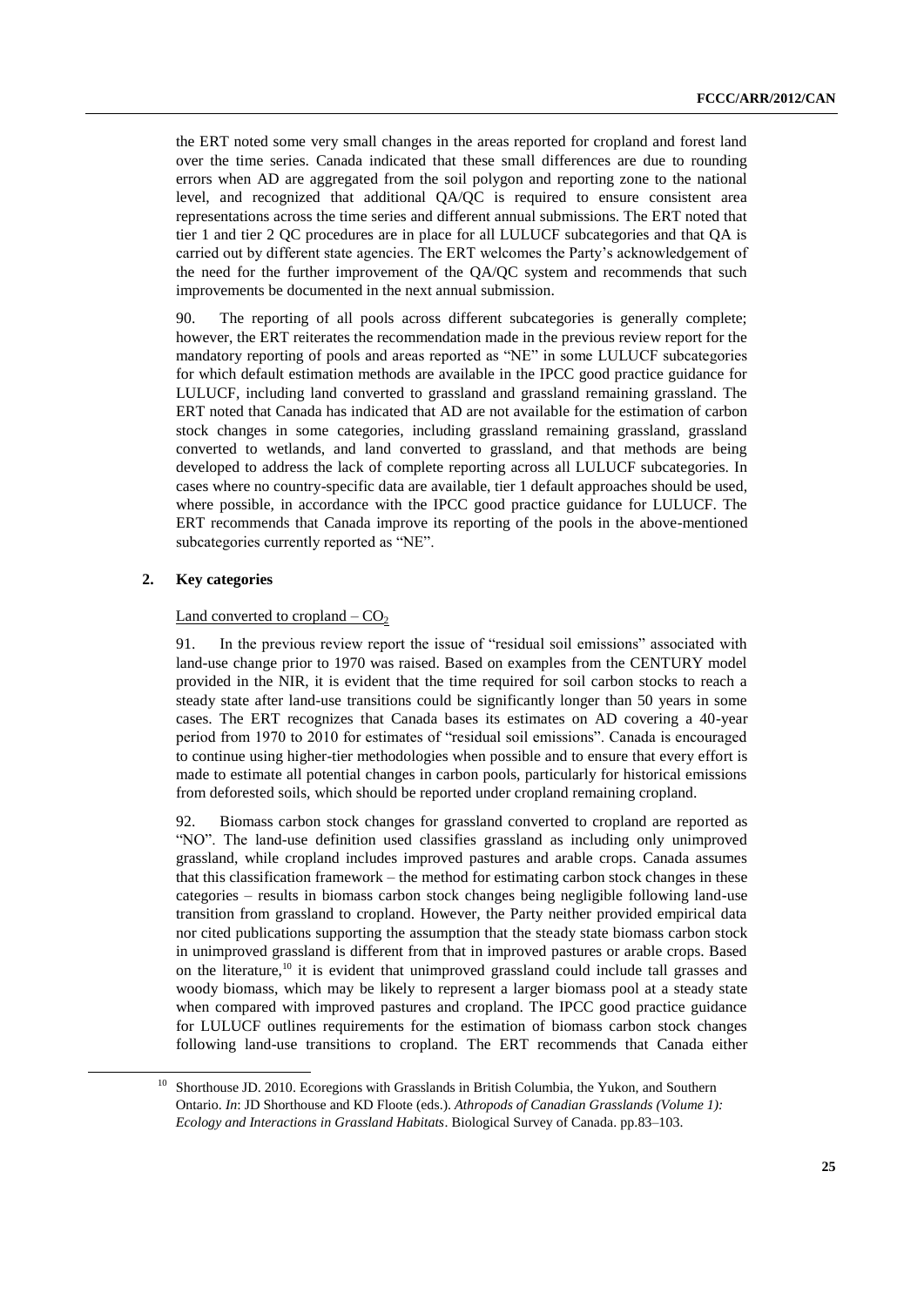the ERT noted some very small changes in the areas reported for cropland and forest land over the time series. Canada indicated that these small differences are due to rounding errors when AD are aggregated from the soil polygon and reporting zone to the national level, and recognized that additional QA/QC is required to ensure consistent area representations across the time series and different annual submissions. The ERT noted that tier 1 and tier 2 QC procedures are in place for all LULUCF subcategories and that QA is carried out by different state agencies. The ERT welcomes the Party's acknowledgement of the need for the further improvement of the QA/QC system and recommends that such improvements be documented in the next annual submission.

90. The reporting of all pools across different subcategories is generally complete; however, the ERT reiterates the recommendation made in the previous review report for the mandatory reporting of pools and areas reported as "NE" in some LULUCF subcategories for which default estimation methods are available in the IPCC good practice guidance for LULUCF, including land converted to grassland and grassland remaining grassland. The ERT noted that Canada has indicated that AD are not available for the estimation of carbon stock changes in some categories, including grassland remaining grassland, grassland converted to wetlands, and land converted to grassland, and that methods are being developed to address the lack of complete reporting across all LULUCF subcategories. In cases where no country-specific data are available, tier 1 default approaches should be used, where possible, in accordance with the IPCC good practice guidance for LULUCF. The ERT recommends that Canada improve its reporting of the pools in the above-mentioned subcategories currently reported as "NE".

## 2. Key categories

Land converted to cropland – $CO_2$

91. In the previous review report the issue of "residual soil emissions" associated with land-use change prior to 1970 was raised. Based on examples from the CENTURY model provided in the NIR, it is evident that the time required for soil carbon stocks to reach a steady state after land-use transitions could be significantly longer than 50 years in some cases. The ERT recognizes that Canada bases its estimates on AD covering a 40-year period from 1970 to 2010 for estimates of "residual soil emissions". Canada is encouraged to continue using higher-tier methodologies when possible and to ensure that every effort is made to estimate all potential changes in carbon pools, particularly for historical emissions from deforested soils, which should be reported under cropland remaining cropland.

92. Biomass carbon stock changes for grassland converted to cropland are reported as "NO". The land-use definition used classifies grassland as including only unimproved grassland, while cropland includes improved pastures and arable crops. Canada assumes that this classification framework – the method for estimating carbon stock changes in these categories – results in biomass carbon stock changes being negligible following land-use transition from grassland to cropland. However, the Party neither provided empirical data nor cited publications supporting the assumption that the steady state biomass carbon stock in unimproved grassland is different from that in improved pastures or arable crops. Based on the literature,[10] it is evident that unimproved grassland could include tall grasses and woody biomass, which may be likely to represent a larger biomass pool at a steady state when compared with improved pastures and cropland. The IPCC good practice guidance for LULUCF outlines requirements for the estimation of biomass carbon stock changes following land-use transitions to cropland. The ERT recommends that Canada either

[10] Shorthouse JD. 2010. Ecoregions with Grasslands in British Columbia, the Yukon, and Southern Ontario. *In*: JD Shorthouse and KD Floote (eds.). *Athropods of Canadian Grasslands (Volume 1): Ecology and Interactions in Grassland Habitats*. Biological Survey of Canada. pp.83–103.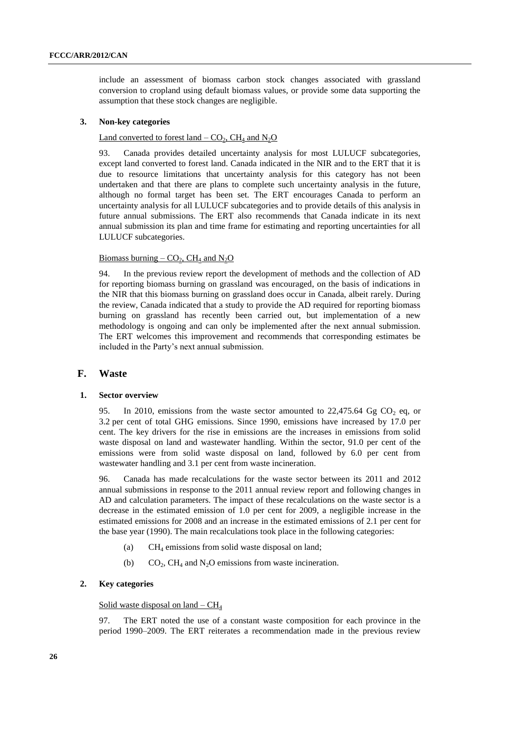include an assessment of biomass carbon stock changes associated with grassland conversion to cropland using default biomass values, or provide some data supporting the assumption that these stock changes are negligible.

### 3. Non-key categories

Land converted to forest land – $CO_2$, $CH_4$ and $N_2O$

93. Canada provides detailed uncertainty analysis for most LULUCF subcategories, except land converted to forest land. Canada indicated in the NIR and to the ERT that it is due to resource limitations that uncertainty analysis for this category has not been undertaken and that there are plans to complete such uncertainty analysis in the future, although no formal target has been set. The ERT encourages Canada to perform an uncertainty analysis for all LULUCF subcategories and to provide details of this analysis in future annual submissions. The ERT also recommends that Canada indicate in its next annual submission its plan and time frame for estimating and reporting uncertainties for all LULUCF subcategories.

Biomass burning – $CO_2$, $CH_4$ and $N_2O$

94. In the previous review report the development of methods and the collection of AD for reporting biomass burning on grassland was encouraged, on the basis of indications in the NIR that this biomass burning on grassland does occur in Canada, albeit rarely. During the review, Canada indicated that a study to provide the AD required for reporting biomass burning on grassland has recently been carried out, but implementation of a new methodology is ongoing and can only be implemented after the next annual submission. The ERT welcomes this improvement and recommends that corresponding estimates be included in the Party's next annual submission.

## F. Waste

### 1. Sector overview

95. In 2010, emissions from the waste sector amounted to 22,475.64 Gg $CO_2$ eq, or 3.2 per cent of total GHG emissions. Since 1990, emissions have increased by 17.0 per cent. The key drivers for the rise in emissions are the increases in emissions from solid waste disposal on land and wastewater handling. Within the sector, 91.0 per cent of the emissions were from solid waste disposal on land, followed by 6.0 per cent from wastewater handling and 3.1 per cent from waste incineration.

96. Canada has made recalculations for the waste sector between its 2011 and 2012 annual submissions in response to the 2011 annual review report and following changes in AD and calculation parameters. The impact of these recalculations on the waste sector is a decrease in the estimated emission of 1.0 per cent for 2009, a negligible increase in the estimated emissions for 2008 and an increase in the estimated emissions of 2.1 per cent for the base year (1990). The main recalculations took place in the following categories:

(a) $CH_4$ emissions from solid waste disposal on land;

(b) $CO_2$, $CH_4$ and $N_2O$ emissions from waste incineration.

### 2. Key categories

Solid waste disposal on land – $CH_4$

97. The ERT noted the use of a constant waste composition for each province in the period 1990–2009. The ERT reiterates a recommendation made in the previous review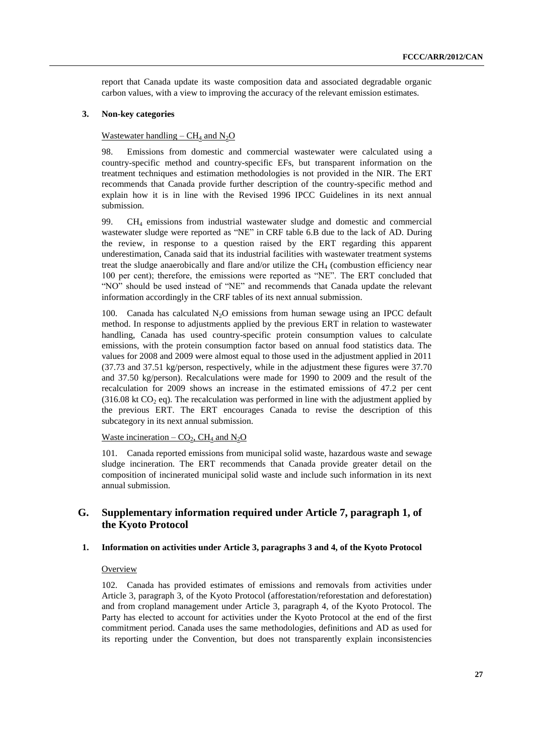report that Canada update its waste composition data and associated degradable organic carbon values, with a view to improving the accuracy of the relevant emission estimates.

### 3. Non-key categories

Wastewater handling – $CH_4$ and $N_2O$

98. Emissions from domestic and commercial wastewater were calculated using a country-specific method and country-specific EFs, but transparent information on the treatment techniques and estimation methodologies is not provided in the NIR. The ERT recommends that Canada provide further description of the country-specific method and explain how it is in line with the Revised 1996 IPCC Guidelines in its next annual submission.

99. $CH_4$ emissions from industrial wastewater sludge and domestic and commercial wastewater sludge were reported as "NE" in CRF table 6.B due to the lack of AD. During the review, in response to a question raised by the ERT regarding this apparent underestimation, Canada said that its industrial facilities with wastewater treatment systems treat the sludge anaerobically and flare and/or utilize the $CH_4$ (combustion efficiency near 100 per cent); therefore, the emissions were reported as "NE". The ERT concluded that "NO" should be used instead of "NE" and recommends that Canada update the relevant information accordingly in the CRF tables of its next annual submission.

100. Canada has calculated $N_2O$ emissions from human sewage using an IPCC default method. In response to adjustments applied by the previous ERT in relation to wastewater handling, Canada has used country-specific protein consumption values to calculate emissions, with the protein consumption factor based on annual food statistics data. The values for 2008 and 2009 were almost equal to those used in the adjustment applied in 2011 (37.73 and 37.51 kg/person, respectively, while in the adjustment these figures were 37.70 and 37.50 kg/person). Recalculations were made for 1990 to 2009 and the result of the recalculation for 2009 shows an increase in the estimated emissions of 47.2 per cent (316.08 kt $CO_2$ eq). The recalculation was performed in line with the adjustment applied by the previous ERT. The ERT encourages Canada to revise the description of this subcategory in its next annual submission.

Waste incineration – $CO_2$, $CH_4$ and $N_2O$

101. Canada reported emissions from municipal solid waste, hazardous waste and sewage sludge incineration. The ERT recommends that Canada provide greater detail on the composition of incinerated municipal solid waste and include such information in its next annual submission.

## G. Supplementary information required under Article 7, paragraph 1, of the Kyoto Protocol

### 1. Information on activities under Article 3, paragraphs 3 and 4, of the Kyoto Protocol

Overview

102. Canada has provided estimates of emissions and removals from activities under Article 3, paragraph 3, of the Kyoto Protocol (afforestation/reforestation and deforestation) and from cropland management under Article 3, paragraph 4, of the Kyoto Protocol. The Party has elected to account for activities under the Kyoto Protocol at the end of the first commitment period. Canada uses the same methodologies, definitions and AD as used for its reporting under the Convention, but does not transparently explain inconsistencies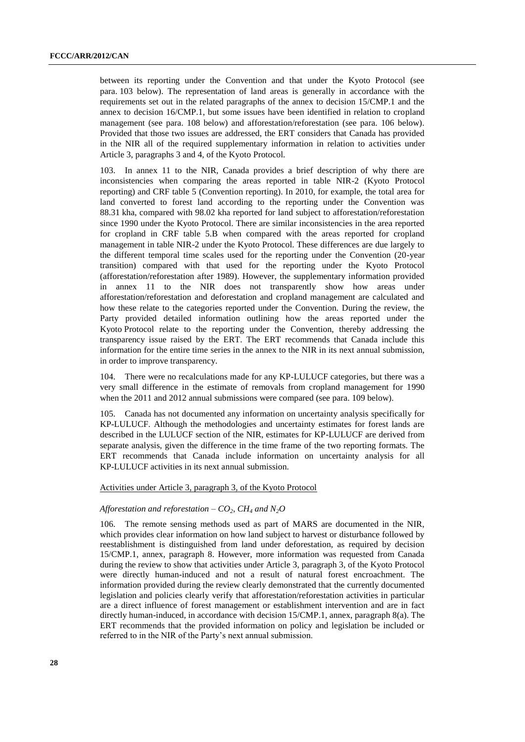between its reporting under the Convention and that under the Kyoto Protocol (see para. 103 below). The representation of land areas is generally in accordance with the requirements set out in the related paragraphs of the annex to decision 15/CMP.1 and the annex to decision 16/CMP.1, but some issues have been identified in relation to cropland management (see para. 108 below) and afforestation/reforestation (see para. 106 below). Provided that those two issues are addressed, the ERT considers that Canada has provided in the NIR all of the required supplementary information in relation to activities under Article 3, paragraphs 3 and 4, of the Kyoto Protocol.

103. In annex 11 to the NIR, Canada provides a brief description of why there are inconsistencies when comparing the areas reported in table NIR-2 (Kyoto Protocol reporting) and CRF table 5 (Convention reporting). In 2010, for example, the total area for land converted to forest land according to the reporting under the Convention was 88.31 kha, compared with 98.02 kha reported for land subject to afforestation/reforestation since 1990 under the Kyoto Protocol. There are similar inconsistencies in the area reported for cropland in CRF table 5.B when compared with the areas reported for cropland management in table NIR-2 under the Kyoto Protocol. These differences are due largely to the different temporal time scales used for the reporting under the Convention (20-year transition) compared with that used for the reporting under the Kyoto Protocol (afforestation/reforestation after 1989). However, the supplementary information provided in annex 11 to the NIR does not transparently show how areas under afforestation/reforestation and deforestation and cropland management are calculated and how these relate to the categories reported under the Convention. During the review, the Party provided detailed information outlining how the areas reported under the Kyoto Protocol relate to the reporting under the Convention, thereby addressing the transparency issue raised by the ERT. The ERT recommends that Canada include this information for the entire time series in the annex to the NIR in its next annual submission, in order to improve transparency.

104. There were no recalculations made for any KP-LULUCF categories, but there was a very small difference in the estimate of removals from cropland management for 1990 when the 2011 and 2012 annual submissions were compared (see para. 109 below).

105. Canada has not documented any information on uncertainty analysis specifically for KP-LULUCF. Although the methodologies and uncertainty estimates for forest lands are described in the LULUCF section of the NIR, estimates for KP-LULUCF are derived from separate analysis, given the difference in the time frame of the two reporting formats. The ERT recommends that Canada include information on uncertainty analysis for all KP-LULUCF activities in its next annual submission.

Activities under Article 3, paragraph 3, of the Kyoto Protocol

*Afforestation and reforestation – $CO_2$, $CH_4$ and $N_2O$*

106. The remote sensing methods used as part of MARS are documented in the NIR, which provides clear information on how land subject to harvest or disturbance followed by reestablishment is distinguished from land under deforestation, as required by decision 15/CMP.1, annex, paragraph 8. However, more information was requested from Canada during the review to show that activities under Article 3, paragraph 3, of the Kyoto Protocol were directly human-induced and not a result of natural forest encroachment. The information provided during the review clearly demonstrated that the currently documented legislation and policies clearly verify that afforestation/reforestation activities in particular are a direct influence of forest management or establishment intervention and are in fact directly human-induced, in accordance with decision 15/CMP.1, annex, paragraph 8(a). The ERT recommends that the provided information on policy and legislation be included or referred to in the NIR of the Party's next annual submission.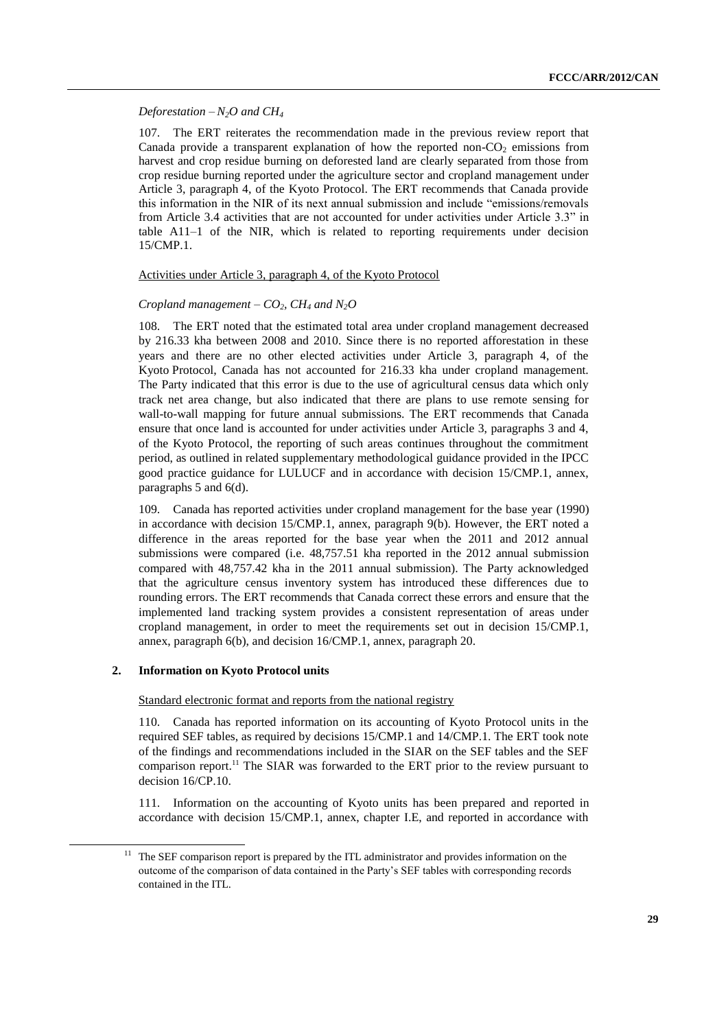*Deforestation – $N_2O$ and $CH_4$*

107. The ERT reiterates the recommendation made in the previous review report that Canada provide a transparent explanation of how the reported non-$CO_2$ emissions from harvest and crop residue burning on deforested land are clearly separated from those from crop residue burning reported under the agriculture sector and cropland management under Article 3, paragraph 4, of the Kyoto Protocol. The ERT recommends that Canada provide this information in the NIR of its next annual submission and include "emissions/removals from Article 3.4 activities that are not accounted for under activities under Article 3.3" in table A11–1 of the NIR, which is related to reporting requirements under decision 15/CMP.1.

<u>Activities under Article 3, paragraph 4, of the Kyoto Protocol</u>

*Cropland management – $CO_2$, $CH_4$ and $N_2O$*

108. The ERT noted that the estimated total area under cropland management decreased by 216.33 kha between 2008 and 2010. Since there is no reported afforestation in these years and there are no other elected activities under Article 3, paragraph 4, of the Kyoto Protocol, Canada has not accounted for 216.33 kha under cropland management. The Party indicated that this error is due to the use of agricultural census data which only track net area change, but also indicated that there are plans to use remote sensing for wall-to-wall mapping for future annual submissions. The ERT recommends that Canada ensure that once land is accounted for under activities under Article 3, paragraphs 3 and 4, of the Kyoto Protocol, the reporting of such areas continues throughout the commitment period, as outlined in related supplementary methodological guidance provided in the IPCC good practice guidance for LULUCF and in accordance with decision 15/CMP.1, annex, paragraphs 5 and 6(d).

109. Canada has reported activities under cropland management for the base year (1990) in accordance with decision 15/CMP.1, annex, paragraph 9(b). However, the ERT noted a difference in the areas reported for the base year when the 2011 and 2012 annual submissions were compared (i.e. 48,757.51 kha reported in the 2012 annual submission compared with 48,757.42 kha in the 2011 annual submission). The Party acknowledged that the agriculture census inventory system has introduced these differences due to rounding errors. The ERT recommends that Canada correct these errors and ensure that the implemented land tracking system provides a consistent representation of areas under cropland management, in order to meet the requirements set out in decision 15/CMP.1, annex, paragraph 6(b), and decision 16/CMP.1, annex, paragraph 20.

### 2. Information on Kyoto Protocol units

<u>Standard electronic format and reports from the national registry</u>

110. Canada has reported information on its accounting of Kyoto Protocol units in the required SEF tables, as required by decisions 15/CMP.1 and 14/CMP.1. The ERT took note of the findings and recommendations included in the SIAR on the SEF tables and the SEF comparison report.[11] The SIAR was forwarded to the ERT prior to the review pursuant to decision 16/CP.10.

111. Information on the accounting of Kyoto units has been prepared and reported in accordance with decision 15/CMP.1, annex, chapter I.E, and reported in accordance with

[11] The SEF comparison report is prepared by the ITL administrator and provides information on the outcome of the comparison of data contained in the Party's SEF tables with corresponding records contained in the ITL.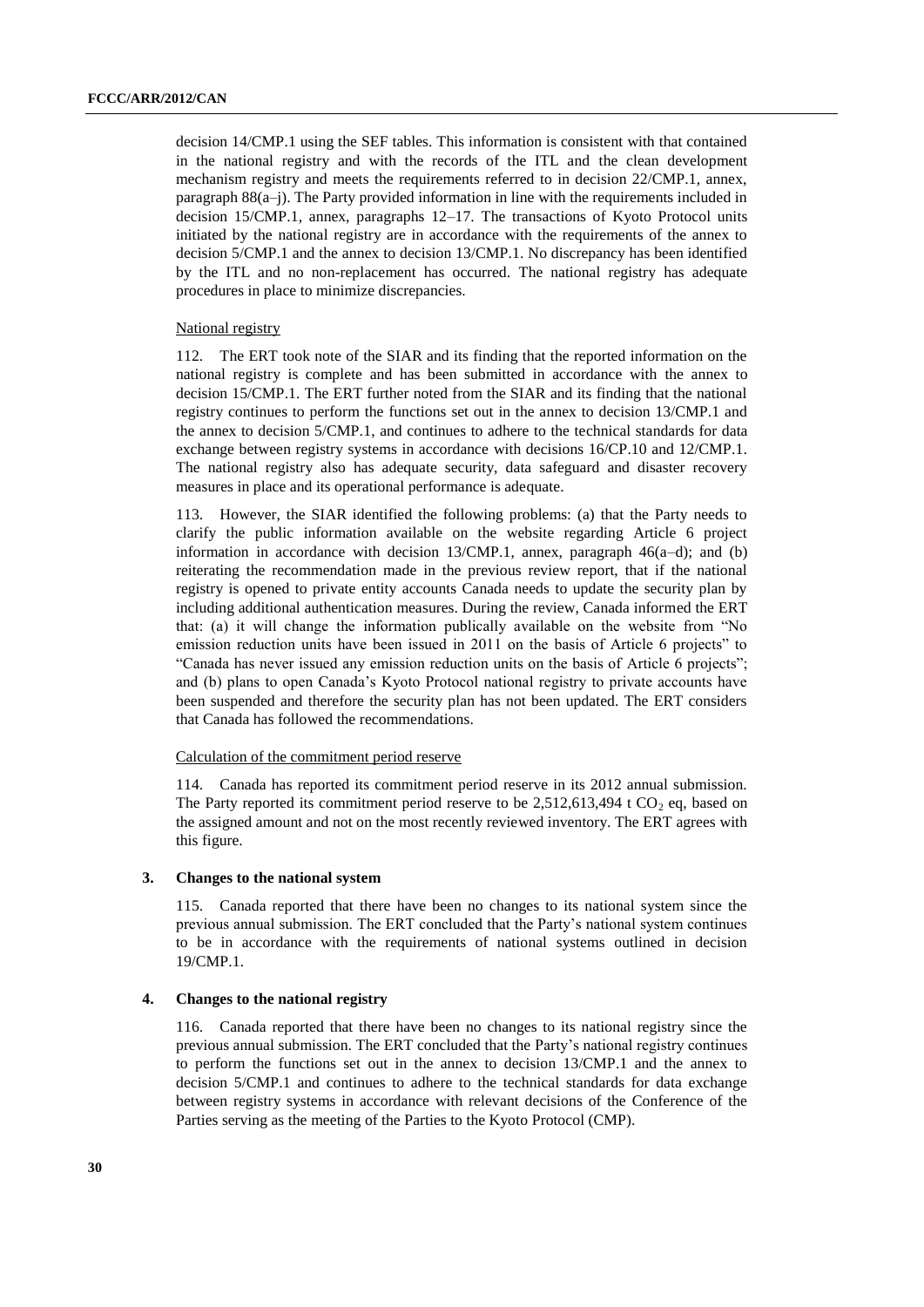decision 14/CMP.1 using the SEF tables. This information is consistent with that contained in the national registry and with the records of the ITL and the clean development mechanism registry and meets the requirements referred to in decision 22/CMP.1, annex, paragraph 88(a–j). The Party provided information in line with the requirements included in decision 15/CMP.1, annex, paragraphs 12–17. The transactions of Kyoto Protocol units initiated by the national registry are in accordance with the requirements of the annex to decision 5/CMP.1 and the annex to decision 13/CMP.1. No discrepancy has been identified by the ITL and no non-replacement has occurred. The national registry has adequate procedures in place to minimize discrepancies.

National registry

112. The ERT took note of the SIAR and its finding that the reported information on the national registry is complete and has been submitted in accordance with the annex to decision 15/CMP.1. The ERT further noted from the SIAR and its finding that the national registry continues to perform the functions set out in the annex to decision 13/CMP.1 and the annex to decision 5/CMP.1, and continues to adhere to the technical standards for data exchange between registry systems in accordance with decisions 16/CP.10 and 12/CMP.1. The national registry also has adequate security, data safeguard and disaster recovery measures in place and its operational performance is adequate.

113. However, the SIAR identified the following problems: (a) that the Party needs to clarify the public information available on the website regarding Article 6 project information in accordance with decision 13/CMP.1, annex, paragraph 46(a–d); and (b) reiterating the recommendation made in the previous review report, that if the national registry is opened to private entity accounts Canada needs to update the security plan by including additional authentication measures. During the review, Canada informed the ERT that: (a) it will change the information publically available on the website from "No emission reduction units have been issued in 2011 on the basis of Article 6 projects" to "Canada has never issued any emission reduction units on the basis of Article 6 projects"; and (b) plans to open Canada's Kyoto Protocol national registry to private accounts have been suspended and therefore the security plan has not been updated. The ERT considers that Canada has followed the recommendations.

Calculation of the commitment period reserve

114. Canada has reported its commitment period reserve in its 2012 annual submission. The Party reported its commitment period reserve to be 2,512,613,494 t $CO_2$ eq, based on the assigned amount and not on the most recently reviewed inventory. The ERT agrees with this figure.

### 3. Changes to the national system

115. Canada reported that there have been no changes to its national system since the previous annual submission. The ERT concluded that the Party's national system continues to be in accordance with the requirements of national systems outlined in decision 19/CMP.1.

### 4. Changes to the national registry

116. Canada reported that there have been no changes to its national registry since the previous annual submission. The ERT concluded that the Party's national registry continues to perform the functions set out in the annex to decision 13/CMP.1 and the annex to decision 5/CMP.1 and continues to adhere to the technical standards for data exchange between registry systems in accordance with relevant decisions of the Conference of the Parties serving as the meeting of the Parties to the Kyoto Protocol (CMP).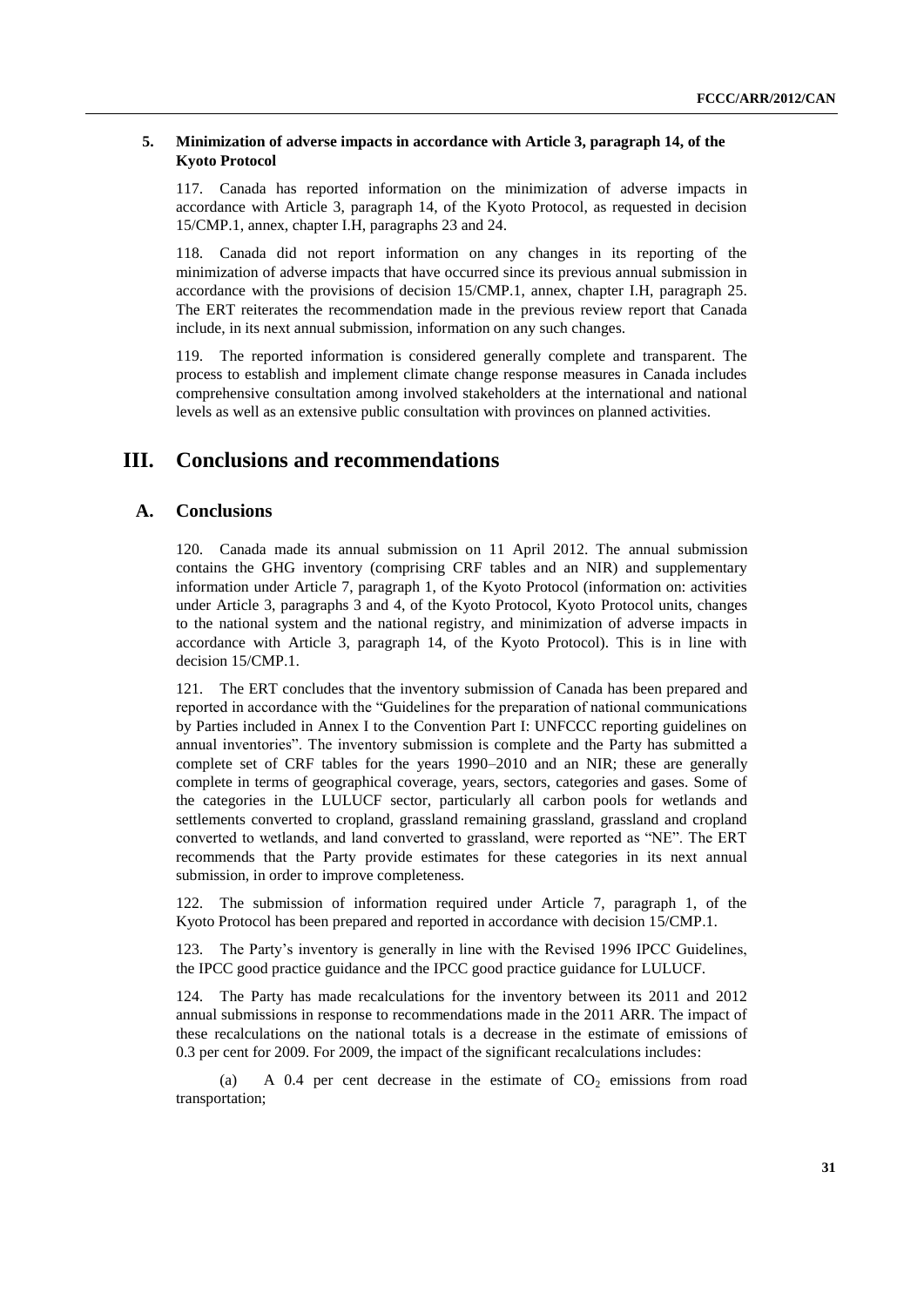### 5. Minimization of adverse impacts in accordance with Article 3, paragraph 14, of the Kyoto Protocol

117. Canada has reported information on the minimization of adverse impacts in accordance with Article 3, paragraph 14, of the Kyoto Protocol, as requested in decision 15/CMP.1, annex, chapter I.H, paragraphs 23 and 24.

118. Canada did not report information on any changes in its reporting of the minimization of adverse impacts that have occurred since its previous annual submission in accordance with the provisions of decision 15/CMP.1, annex, chapter I.H, paragraph 25. The ERT reiterates the recommendation made in the previous review report that Canada include, in its next annual submission, information on any such changes.

119. The reported information is considered generally complete and transparent. The process to establish and implement climate change response measures in Canada includes comprehensive consultation among involved stakeholders at the international and national levels as well as an extensive public consultation with provinces on planned activities.

# III. Conclusions and recommendations

## A. Conclusions

120. Canada made its annual submission on 11 April 2012. The annual submission contains the GHG inventory (comprising CRF tables and an NIR) and supplementary information under Article 7, paragraph 1, of the Kyoto Protocol (information on: activities under Article 3, paragraphs 3 and 4, of the Kyoto Protocol, Kyoto Protocol units, changes to the national system and the national registry, and minimization of adverse impacts in accordance with Article 3, paragraph 14, of the Kyoto Protocol). This is in line with decision 15/CMP.1.

121. The ERT concludes that the inventory submission of Canada has been prepared and reported in accordance with the "Guidelines for the preparation of national communications by Parties included in Annex I to the Convention Part I: UNFCCC reporting guidelines on annual inventories". The inventory submission is complete and the Party has submitted a complete set of CRF tables for the years 1990–2010 and an NIR; these are generally complete in terms of geographical coverage, years, sectors, categories and gases. Some of the categories in the LULUCF sector, particularly all carbon pools for wetlands and settlements converted to cropland, grassland remaining grassland, grassland and cropland converted to wetlands, and land converted to grassland, were reported as "NE". The ERT recommends that the Party provide estimates for these categories in its next annual submission, in order to improve completeness.

122. The submission of information required under Article 7, paragraph 1, of the Kyoto Protocol has been prepared and reported in accordance with decision 15/CMP.1.

123. The Party's inventory is generally in line with the Revised 1996 IPCC Guidelines, the IPCC good practice guidance and the IPCC good practice guidance for LULUCF.

124. The Party has made recalculations for the inventory between its 2011 and 2012 annual submissions in response to recommendations made in the 2011 ARR. The impact of these recalculations on the national totals is a decrease in the estimate of emissions of 0.3 per cent for 2009. For 2009, the impact of the significant recalculations includes:

(a) A 0.4 per cent decrease in the estimate of $CO_2$ emissions from road transportation;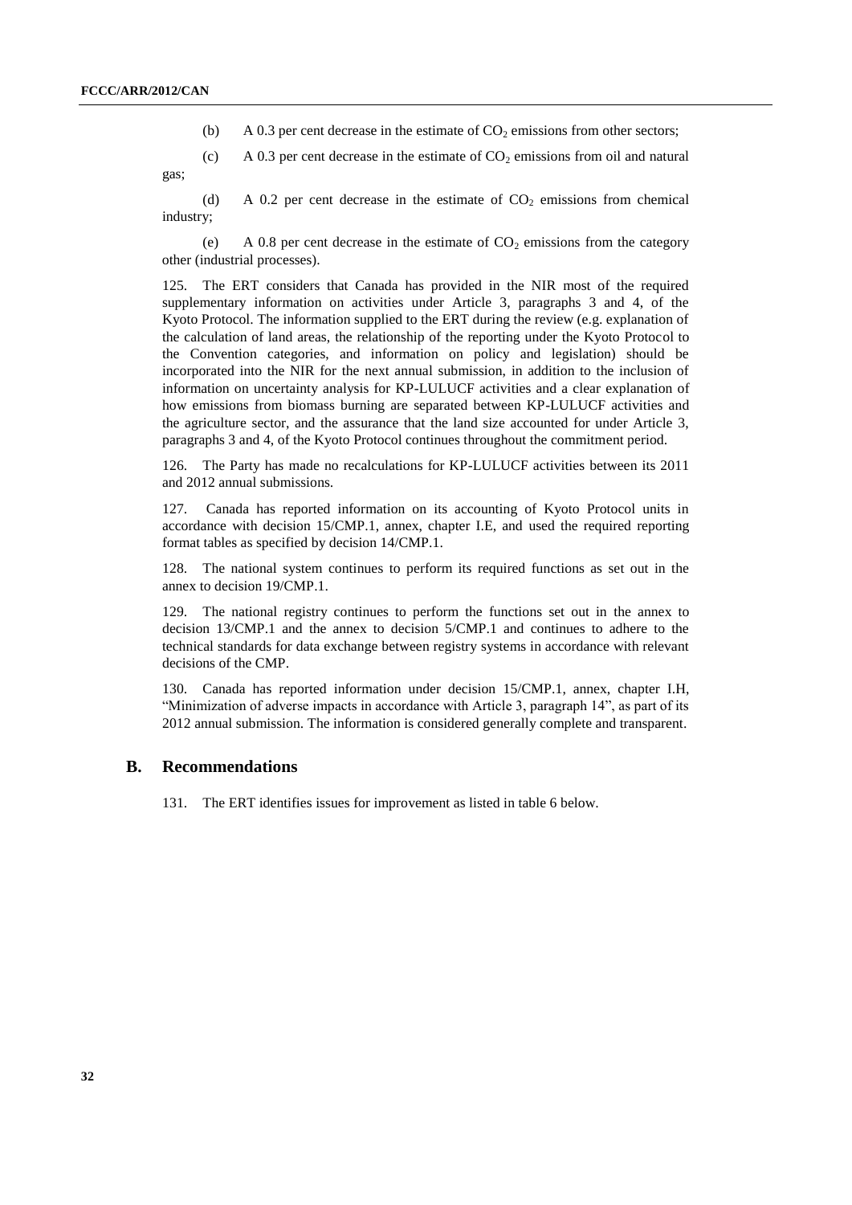(b) A 0.3 per cent decrease in the estimate of $CO_2$ emissions from other sectors;

(c) A 0.3 per cent decrease in the estimate of $CO_2$ emissions from oil and natural gas;

(d) A 0.2 per cent decrease in the estimate of $CO_2$ emissions from chemical industry;

(e) A 0.8 per cent decrease in the estimate of $CO_2$ emissions from the category other (industrial processes).

125. The ERT considers that Canada has provided in the NIR most of the required supplementary information on activities under Article 3, paragraphs 3 and 4, of the Kyoto Protocol. The information supplied to the ERT during the review (e.g. explanation of the calculation of land areas, the relationship of the reporting under the Kyoto Protocol to the Convention categories, and information on policy and legislation) should be incorporated into the NIR for the next annual submission, in addition to the inclusion of information on uncertainty analysis for KP-LULUCF activities and a clear explanation of how emissions from biomass burning are separated between KP-LULUCF activities and the agriculture sector, and the assurance that the land size accounted for under Article 3, paragraphs 3 and 4, of the Kyoto Protocol continues throughout the commitment period.

126. The Party has made no recalculations for KP-LULUCF activities between its 2011 and 2012 annual submissions.

127. Canada has reported information on its accounting of Kyoto Protocol units in accordance with decision 15/CMP.1, annex, chapter I.E, and used the required reporting format tables as specified by decision 14/CMP.1.

128. The national system continues to perform its required functions as set out in the annex to decision 19/CMP.1.

129. The national registry continues to perform the functions set out in the annex to decision 13/CMP.1 and the annex to decision 5/CMP.1 and continues to adhere to the technical standards for data exchange between registry systems in accordance with relevant decisions of the CMP.

130. Canada has reported information under decision 15/CMP.1, annex, chapter I.H, "Minimization of adverse impacts in accordance with Article 3, paragraph 14", as part of its 2012 annual submission. The information is considered generally complete and transparent.

## B. Recommendations

131. The ERT identifies issues for improvement as listed in table 6 below.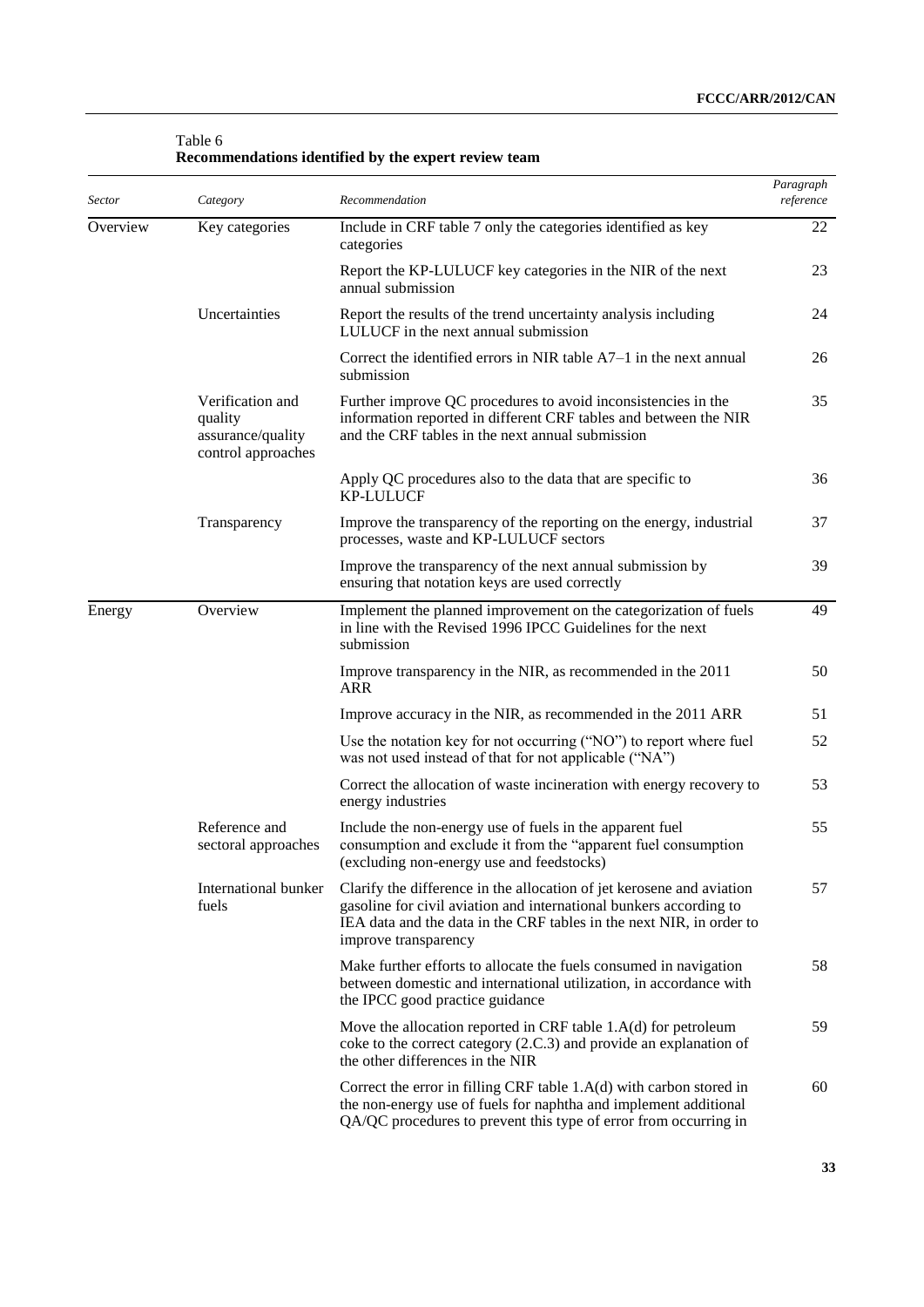Table 6
**Recommendations identified by the expert review team**

| *Sector* | *Category* | *Recommendation* | *Paragraph reference* |
|---|---|---|---|
| Overview | Key categories | Include in CRF table 7 only the categories identified as key categories | 22 |
| | | Report the KP-LULUCF key categories in the NIR of the next annual submission | 23 |
| | Uncertainties | Report the results of the trend uncertainty analysis including LULUCF in the next annual submission | 24 |
| | | Correct the identified errors in NIR table A7–1 in the next annual submission | 26 |
| | Verification and quality assurance/quality control approaches | Further improve QC procedures to avoid inconsistencies in the information reported in different CRF tables and between the NIR and the CRF tables in the next annual submission | 35 |
| | | Apply QC procedures also to the data that are specific to KP-LULUCF | 36 |
| | Transparency | Improve the transparency of the reporting on the energy, industrial processes, waste and KP-LULUCF sectors | 37 |
| | | Improve the transparency of the next annual submission by ensuring that notation keys are used correctly | 39 |
| Energy | Overview | Implement the planned improvement on the categorization of fuels in line with the Revised 1996 IPCC Guidelines for the next submission | 49 |
| | | Improve transparency in the NIR, as recommended in the 2011 ARR | 50 |
| | | Improve accuracy in the NIR, as recommended in the 2011 ARR | 51 |
| | | Use the notation key for not occurring ("NO") to report where fuel was not used instead of that for not applicable ("NA") | 52 |
| | | Correct the allocation of waste incineration with energy recovery to energy industries | 53 |
| | Reference and sectoral approaches | Include the non-energy use of fuels in the apparent fuel consumption and exclude it from the "apparent fuel consumption (excluding non-energy use and feedstocks) | 55 |
| | International bunker fuels | Clarify the difference in the allocation of jet kerosene and aviation gasoline for civil aviation and international bunkers according to IEA data and the data in the CRF tables in the next NIR, in order to improve transparency | 57 |
| | | Make further efforts to allocate the fuels consumed in navigation between domestic and international utilization, in accordance with the IPCC good practice guidance | 58 |
| | | Move the allocation reported in CRF table 1.A(d) for petroleum coke to the correct category (2.C.3) and provide an explanation of the other differences in the NIR | 59 |
| | | Correct the error in filling CRF table 1.A(d) with carbon stored in the non-energy use of fuels for naphtha and implement additional QA/QC procedures to prevent this type of error from occurring in | 60 |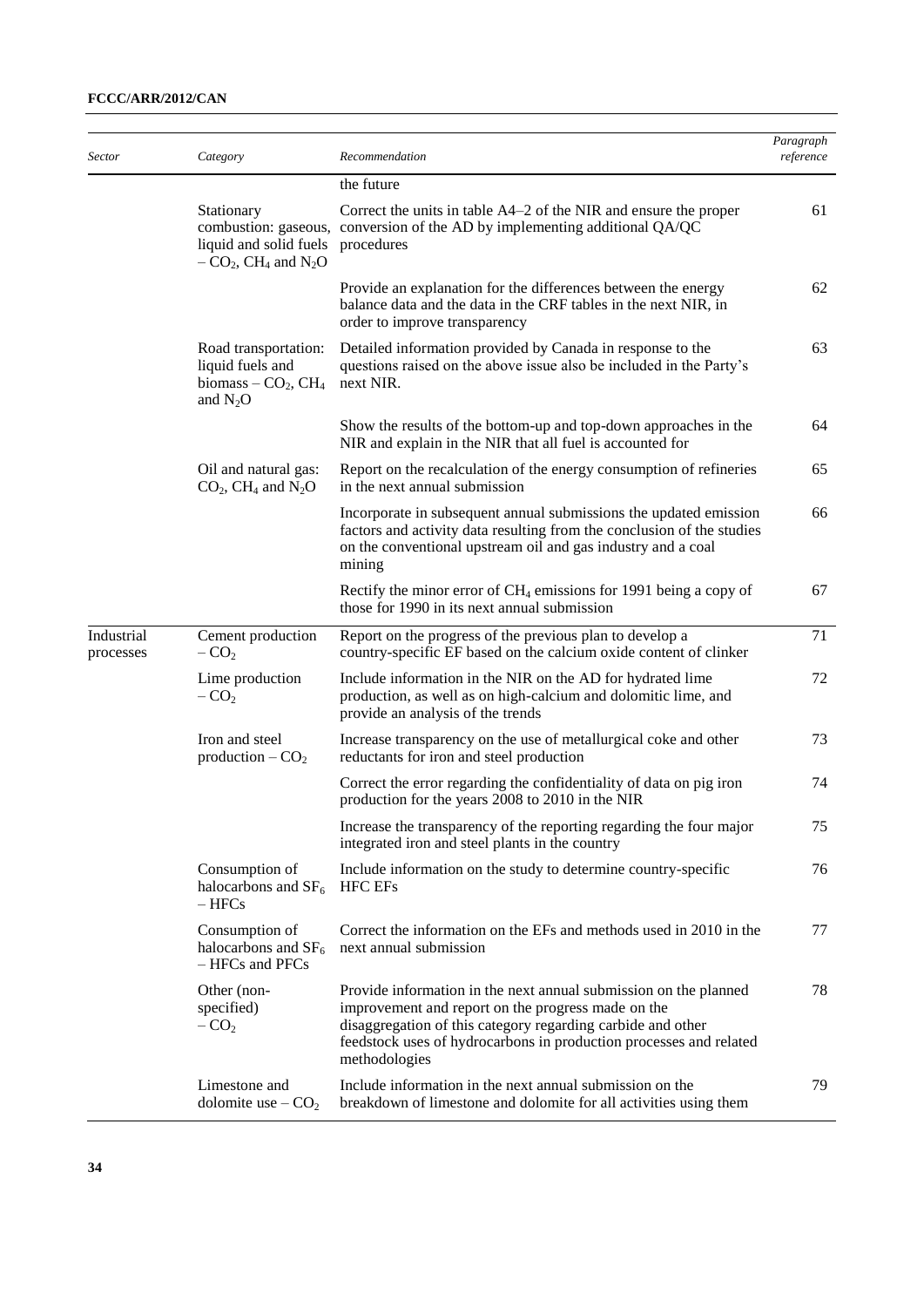| *Sector* | *Category* | *Recommendation* | *Paragraph reference* |
|---|---|---|---|
| | | the future | |
| | Stationary combustion: gaseous, liquid and solid fuels – $CO_2$, $CH_4$ and $N_2O$ | Correct the units in table A4–2 of the NIR and ensure the proper conversion of the AD by implementing additional QA/QC procedures | 61 |
| | | Provide an explanation for the differences between the energy balance data and the data in the CRF tables in the next NIR, in order to improve transparency | 62 |
| | Road transportation: liquid fuels and biomass – $CO_2$, $CH_4$ and $N_2O$ | Detailed information provided by Canada in response to the questions raised on the above issue also be included in the Party's next NIR. | 63 |
| | | Show the results of the bottom-up and top-down approaches in the NIR and explain in the NIR that all fuel is accounted for | 64 |
| | Oil and natural gas: $CO_2$, $CH_4$ and $N_2O$ | Report on the recalculation of the energy consumption of refineries in the next annual submission | 65 |
| | | Incorporate in subsequent annual submissions the updated emission factors and activity data resulting from the conclusion of the studies on the conventional upstream oil and gas industry and a coal mining | 66 |
| | | Rectify the minor error of $CH_4$ emissions for 1991 being a copy of those for 1990 in its next annual submission | 67 |
| Industrial processes | Cement production – $CO_2$ | Report on the progress of the previous plan to develop a country-specific EF based on the calcium oxide content of clinker | 71 |
| | Lime production – $CO_2$ | Include information in the NIR on the AD for hydrated lime production, as well as on high-calcium and dolomitic lime, and provide an analysis of the trends | 72 |
| | Iron and steel production – $CO_2$ | Increase transparency on the use of metallurgical coke and other reductants for iron and steel production | 73 |
| | | Correct the error regarding the confidentiality of data on pig iron production for the years 2008 to 2010 in the NIR | 74 |
| | | Increase the transparency of the reporting regarding the four major integrated iron and steel plants in the country | 75 |
| | Consumption of halocarbons and $SF_6$ – HFCs | Include information on the study to determine country-specific HFC EFs | 76 |
| | Consumption of halocarbons and $SF_6$ – HFCs and PFCs | Correct the information on the EFs and methods used in 2010 in the next annual submission | 77 |
| | Other (non-specified) – $CO_2$ | Provide information in the next annual submission on the planned improvement and report on the progress made on the disaggregation of this category regarding carbide and other feedstock uses of hydrocarbons in production processes and related methodologies | 78 |
| | Limestone and dolomite use – $CO_2$ | Include information in the next annual submission on the breakdown of limestone and dolomite for all activities using them | 79 |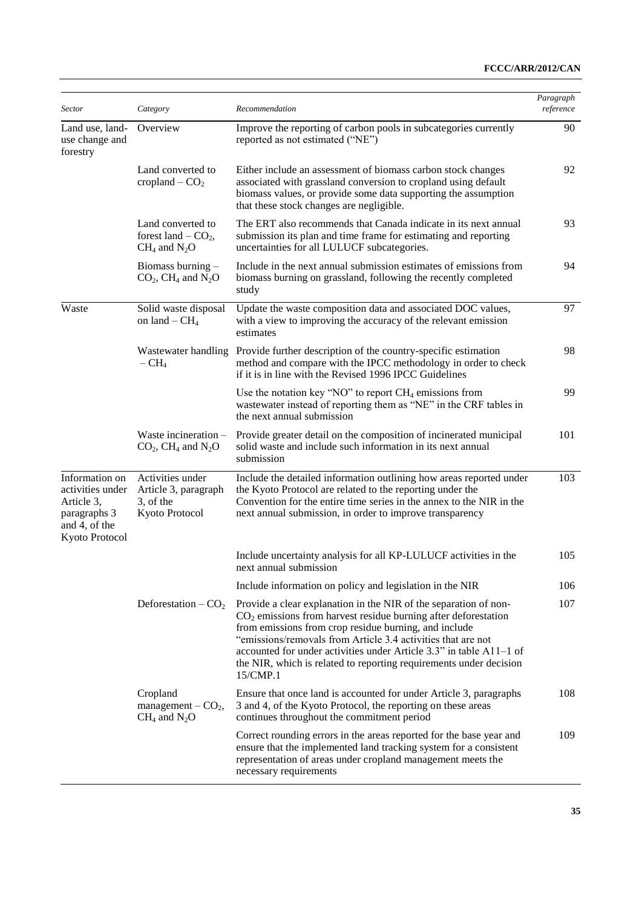| Sector | Category | Recommendation | Paragraph reference |
|---|---|---|---|
| Land use, land-use change and forestry | Overview | Improve the reporting of carbon pools in subcategories currently reported as not estimated ("NE") | 90 |
| | Land converted to cropland – $CO_2$ | Either include an assessment of biomass carbon stock changes associated with grassland conversion to cropland using default biomass values, or provide some data supporting the assumption that these stock changes are negligible. | 92 |
| | Land converted to forest land – $CO_2$, $CH_4$ and $N_2O$ | The ERT also recommends that Canada indicate in its next annual submission its plan and time frame for estimating and reporting uncertainties for all LULUCF subcategories. | 93 |
| | Biomass burning – $CO_2$, $CH_4$ and $N_2O$ | Include in the next annual submission estimates of emissions from biomass burning on grassland, following the recently completed study | 94 |
| Waste | Solid waste disposal on land – $CH_4$ | Update the waste composition data and associated DOC values, with a view to improving the accuracy of the relevant emission estimates | 97 |
| | Wastewater handling – $CH_4$ | Provide further description of the country-specific estimation method and compare with the IPCC methodology in order to check if it is in line with the Revised 1996 IPCC Guidelines | 98 |
| | | Use the notation key "NO" to report $CH_4$ emissions from wastewater instead of reporting them as "NE" in the CRF tables in the next annual submission | 99 |
| | Waste incineration – $CO_2$, $CH_4$ and $N_2O$ | Provide greater detail on the composition of incinerated municipal solid waste and include such information in its next annual submission | 101 |
| Information on activities under Article 3, paragraphs 3 and 4, of the Kyoto Protocol | Activities under Article 3, paragraph 3, of the Kyoto Protocol | Include the detailed information outlining how areas reported under the Kyoto Protocol are related to the reporting under the Convention for the entire time series in the annex to the NIR in the next annual submission, in order to improve transparency | 103 |
| | | Include uncertainty analysis for all KP-LULUCF activities in the next annual submission | 105 |
| | | Include information on policy and legislation in the NIR | 106 |
| | Deforestation – $CO_2$ | Provide a clear explanation in the NIR of the separation of non-$CO_2$ emissions from harvest residue burning after deforestation from emissions from crop residue burning, and include "emissions/removals from Article 3.4 activities that are not accounted for under activities under Article 3.3" in table A11–1 of the NIR, which is related to reporting requirements under decision 15/CMP.1 | 107 |
| | Cropland management – $CO_2$, $CH_4$ and $N_2O$ | Ensure that once land is accounted for under Article 3, paragraphs 3 and 4, of the Kyoto Protocol, the reporting on these areas continues throughout the commitment period | 108 |
| | | Correct rounding errors in the areas reported for the base year and ensure that the implemented land tracking system for a consistent representation of areas under cropland management meets the necessary requirements | 109 |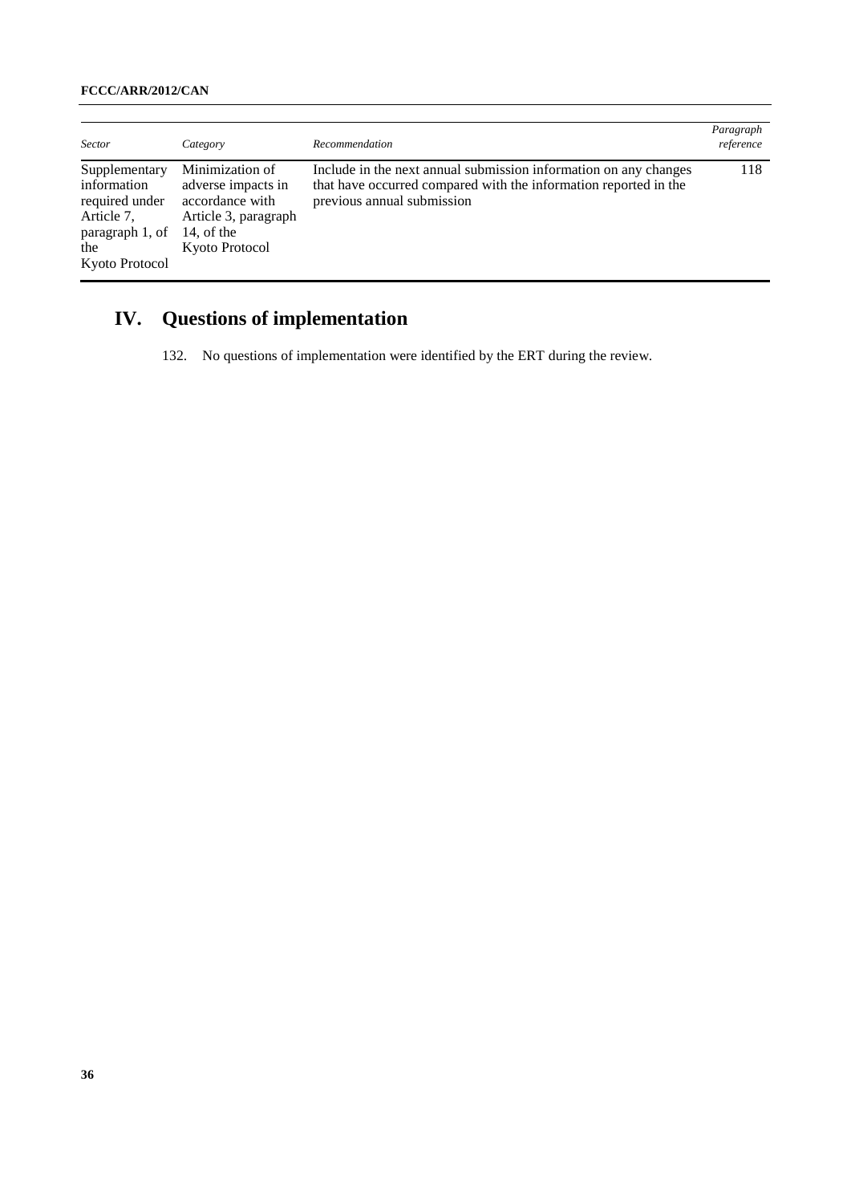| *Sector* | *Category* | *Recommendation* | *Paragraph reference* |
|---|---|---|---|
| Supplementary information required under Article 7, paragraph 1, of the Kyoto Protocol | Minimization of adverse impacts in accordance with Article 3, paragraph 14, of the Kyoto Protocol | Include in the next annual submission information on any changes that have occurred compared with the information reported in the previous annual submission | 118 |

# IV. Questions of implementation

132. No questions of implementation were identified by the ERT during the review.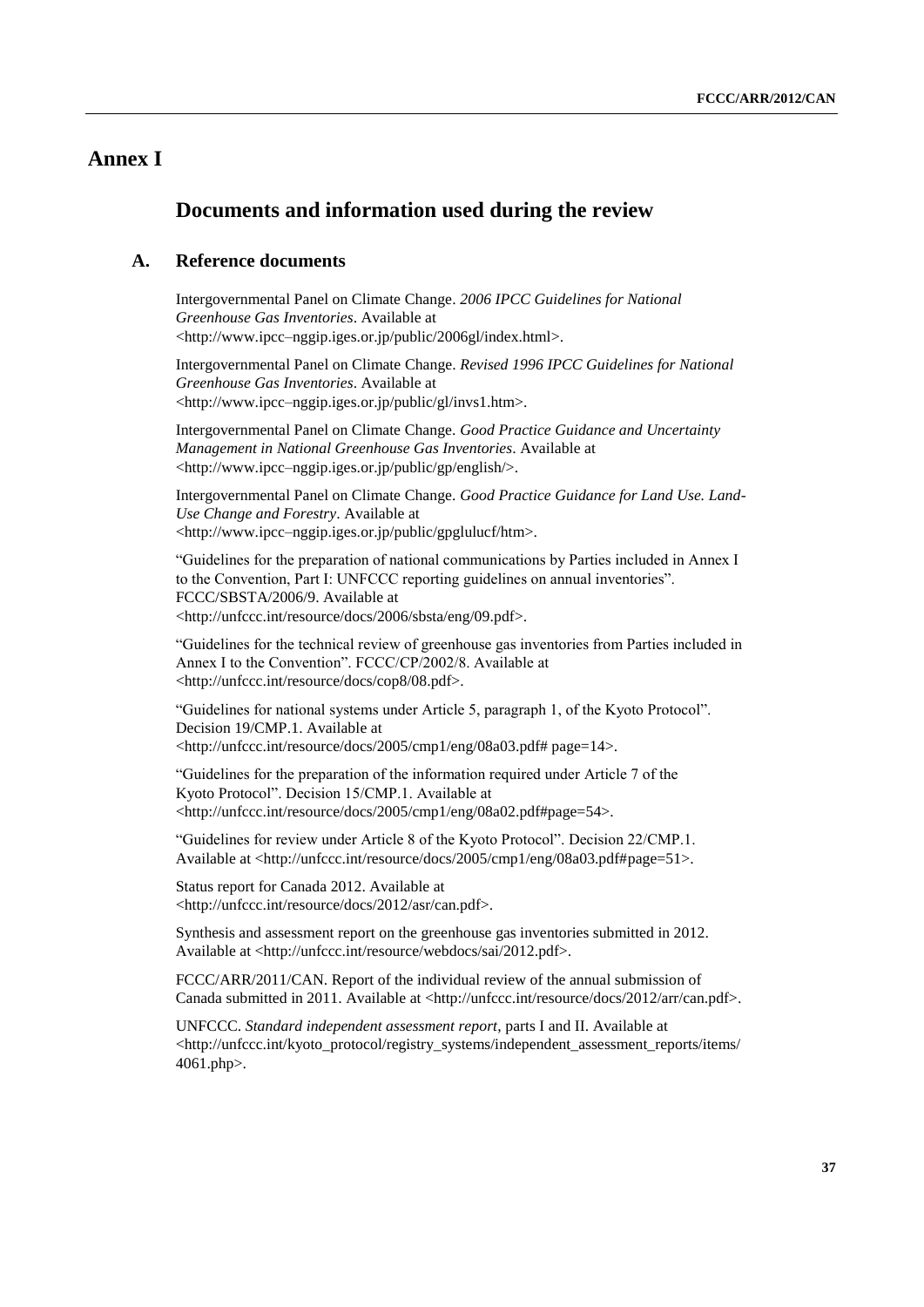# Annex I

## Documents and information used during the review

### A. Reference documents

Intergovernmental Panel on Climate Change. *2006 IPCC Guidelines for National Greenhouse Gas Inventories*. Available at <http://www.ipcc–nggip.iges.or.jp/public/2006gl/index.html>.

Intergovernmental Panel on Climate Change. *Revised 1996 IPCC Guidelines for National Greenhouse Gas Inventories*. Available at <http://www.ipcc–nggip.iges.or.jp/public/gl/invs1.htm>.

Intergovernmental Panel on Climate Change. *Good Practice Guidance and Uncertainty Management in National Greenhouse Gas Inventories*. Available at <http://www.ipcc–nggip.iges.or.jp/public/gp/english/>.

Intergovernmental Panel on Climate Change. *Good Practice Guidance for Land Use. Land-Use Change and Forestry*. Available at <http://www.ipcc–nggip.iges.or.jp/public/gpglulucf/htm>.

"Guidelines for the preparation of national communications by Parties included in Annex I to the Convention, Part I: UNFCCC reporting guidelines on annual inventories". FCCC/SBSTA/2006/9. Available at <http://unfccc.int/resource/docs/2006/sbsta/eng/09.pdf>.

"Guidelines for the technical review of greenhouse gas inventories from Parties included in Annex I to the Convention". FCCC/CP/2002/8. Available at <http://unfccc.int/resource/docs/cop8/08.pdf>.

"Guidelines for national systems under Article 5, paragraph 1, of the Kyoto Protocol". Decision 19/CMP.1. Available at <http://unfccc.int/resource/docs/2005/cmp1/eng/08a03.pdf# page=14>.

"Guidelines for the preparation of the information required under Article 7 of the Kyoto Protocol". Decision 15/CMP.1. Available at <http://unfccc.int/resource/docs/2005/cmp1/eng/08a02.pdf#page=54>.

"Guidelines for review under Article 8 of the Kyoto Protocol". Decision 22/CMP.1. Available at <http://unfccc.int/resource/docs/2005/cmp1/eng/08a03.pdf#page=51>.

Status report for Canada 2012. Available at <http://unfccc.int/resource/docs/2012/asr/can.pdf>.

Synthesis and assessment report on the greenhouse gas inventories submitted in 2012. Available at <http://unfccc.int/resource/webdocs/sai/2012.pdf>.

FCCC/ARR/2011/CAN. Report of the individual review of the annual submission of Canada submitted in 2011. Available at <http://unfccc.int/resource/docs/2012/arr/can.pdf>.

UNFCCC. *Standard independent assessment report*, parts I and II. Available at <http://unfccc.int/kyoto_protocol/registry_systems/independent_assessment_reports/items/4061.php>.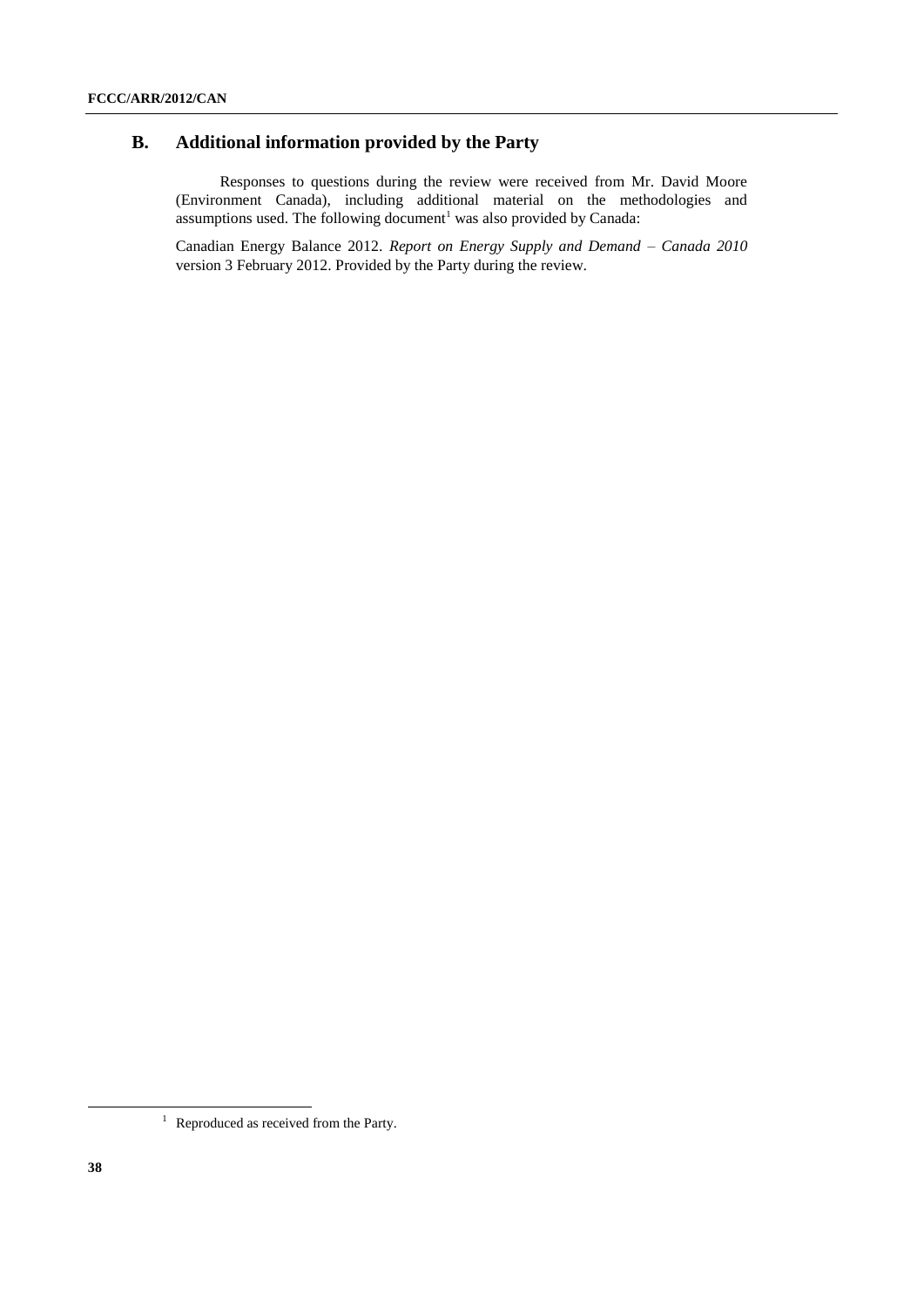## B. Additional information provided by the Party

Responses to questions during the review were received from Mr. David Moore (Environment Canada), including additional material on the methodologies and assumptions used. The following document[1] was also provided by Canada:

Canadian Energy Balance 2012. *Report on Energy Supply and Demand – Canada 2010* version 3 February 2012. Provided by the Party during the review.

[1] Reproduced as received from the Party.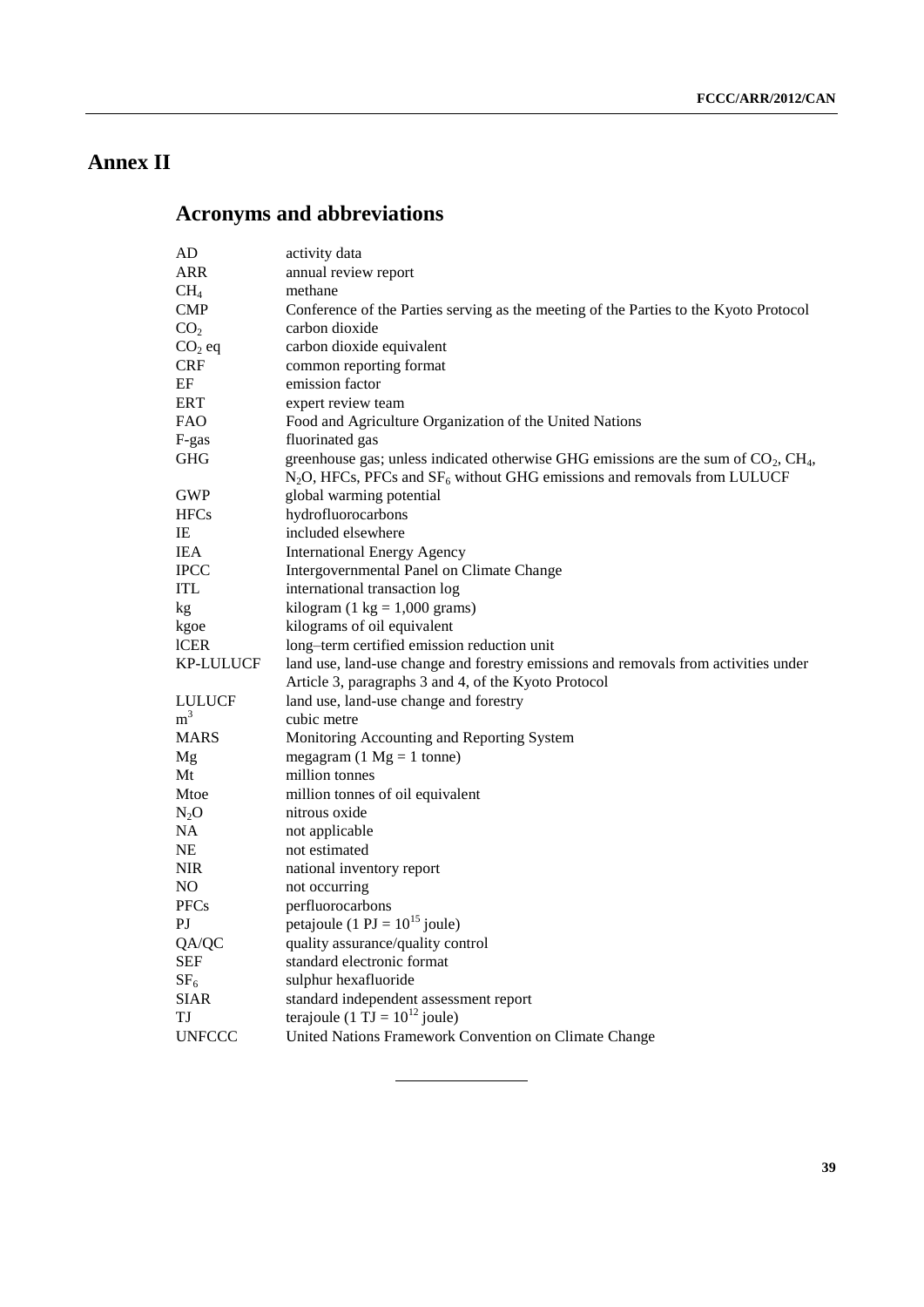# Annex II

## Acronyms and abbreviations

| | |
|---|---|
| AD | activity data |
| ARR | annual review report |
| $CH_4$ | methane |
| CMP | Conference of the Parties serving as the meeting of the Parties to the Kyoto Protocol |
| $CO_2$ | carbon dioxide |
| $CO_2$ eq | carbon dioxide equivalent |
| CRF | common reporting format |
| EF | emission factor |
| ERT | expert review team |
| FAO | Food and Agriculture Organization of the United Nations |
| F-gas | fluorinated gas |
| GHG | greenhouse gas; unless indicated otherwise GHG emissions are the sum of $CO_2$, $CH_4$, $N_2O$, HFCs, PFCs and $SF_6$ without GHG emissions and removals from LULUCF |
| GWP | global warming potential |
| HFCs | hydrofluorocarbons |
| IE | included elsewhere |
| IEA | International Energy Agency |
| IPCC | Intergovernmental Panel on Climate Change |
| ITL | international transaction log |
| kg | kilogram (1 kg = 1,000 grams) |
| kgoe | kilograms of oil equivalent |
| lCER | long–term certified emission reduction unit |
| KP-LULUCF | land use, land-use change and forestry emissions and removals from activities under Article 3, paragraphs 3 and 4, of the Kyoto Protocol |
| LULUCF | land use, land-use change and forestry |
| $m^3$ | cubic metre |
| MARS | Monitoring Accounting and Reporting System |
| Mg | megagram (1 Mg = 1 tonne) |
| Mt | million tonnes |
| Mtoe | million tonnes of oil equivalent |
| $N_2O$ | nitrous oxide |
| NA | not applicable |
| NE | not estimated |
| NIR | national inventory report |
| NO | not occurring |
| PFCs | perfluorocarbons |
| PJ | petajoule (1 PJ = $10^{15}$ joule) |
| QA/QC | quality assurance/quality control |
| SEF | standard electronic format |
| $SF_6$ | sulphur hexafluoride |
| SIAR | standard independent assessment report |
| TJ | terajoule (1 TJ = $10^{12}$ joule) |
| UNFCCC | United Nations Framework Convention on Climate Change |